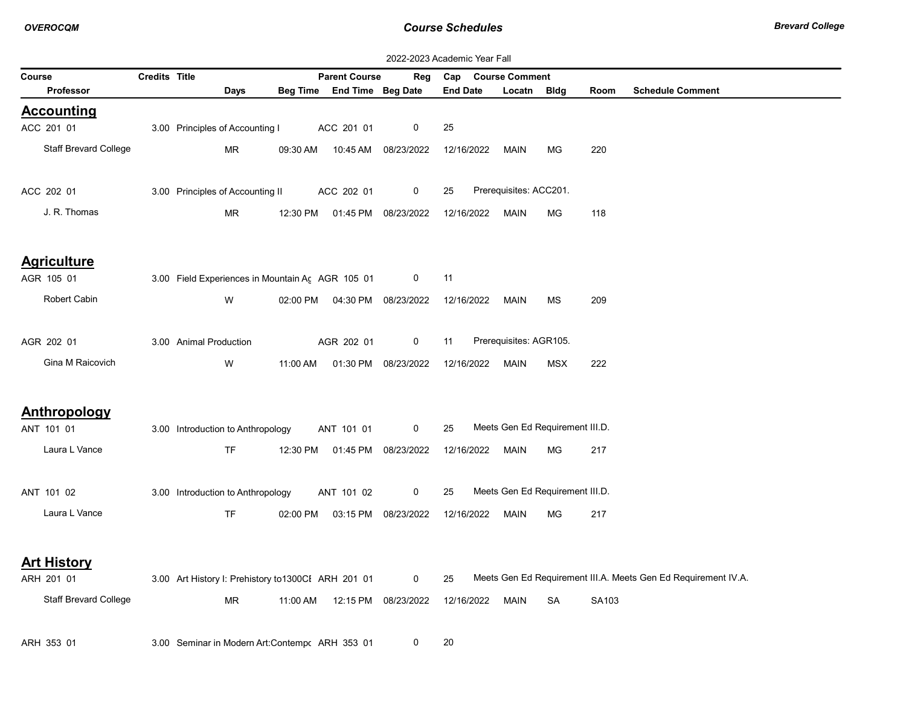2022-2023 Academic Year Fall

| Course<br>Professor | Credits | Title<br>Days | Beg Time | Parent Course<br>End Time | Reg<br>Beg Date | Cap<br>End Date | Course Comment<br>Locatn | Bldg | Room | Schedule Comment |
|---|---|---|---|---|---|---|---|---|---|---|

## Accounting

| Course<br>Professor | Credits | Title<br>Days | Beg Time | Parent Course<br>End Time | Reg<br>Beg Date | Cap<br>End Date | Course Comment<br>Locatn | Bldg | Room | Schedule Comment |
|---|---|---|---|---|---|---|---|---|---|---|
| ACC 201 01 | 3.00 | Principles of Accounting I | | ACC 201 01 | 0 | 25 | | | | |
| Staff Brevard College | | MR | 09:30 AM | 10:45 AM | 08/23/2022 | 12/16/2022 | MAIN | MG | 220 | |
| ACC 202 01 | 3.00 | Principles of Accounting II | | ACC 202 01 | 0 | 25 | Prerequisites: ACC201. | | | |
| J. R. Thomas | | MR | 12:30 PM | 01:45 PM | 08/23/2022 | 12/16/2022 | MAIN | MG | 118 | |

## Agriculture

| Course<br>Professor | Credits | Title<br>Days | Beg Time | Parent Course<br>End Time | Reg<br>Beg Date | Cap<br>End Date | Course Comment<br>Locatn | Bldg | Room | Schedule Comment |
|---|---|---|---|---|---|---|---|---|---|---|
| AGR 105 01 | 3.00 | Field Experiences in Mountain Ag | | AGR 105 01 | 0 | 11 | | | | |
| Robert Cabin | | W | 02:00 PM | 04:30 PM | 08/23/2022 | 12/16/2022 | MAIN | MS | 209 | |
| AGR 202 01 | 3.00 | Animal Production | | AGR 202 01 | 0 | 11 | Prerequisites: AGR105. | | | |
| Gina M Raicovich | | W | 11:00 AM | 01:30 PM | 08/23/2022 | 12/16/2022 | MAIN | MSX | 222 | |

## Anthropology

| Course<br>Professor | Credits | Title<br>Days | Beg Time | Parent Course<br>End Time | Reg<br>Beg Date | Cap<br>End Date | Course Comment<br>Locatn | Bldg | Room | Schedule Comment |
|---|---|---|---|---|---|---|---|---|---|---|
| ANT 101 01 | 3.00 | Introduction to Anthropology | | ANT 101 01 | 0 | 25 | Meets Gen Ed Requirement III.D. | | | |
| Laura L Vance | | TF | 12:30 PM | 01:45 PM | 08/23/2022 | 12/16/2022 | MAIN | MG | 217 | |
| ANT 101 02 | 3.00 | Introduction to Anthropology | | ANT 101 02 | 0 | 25 | Meets Gen Ed Requirement III.D. | | | |
| Laura L Vance | | TF | 02:00 PM | 03:15 PM | 08/23/2022 | 12/16/2022 | MAIN | MG | 217 | |

## Art History

| Course<br>Professor | Credits | Title<br>Days | Beg Time | Parent Course<br>End Time | Reg<br>Beg Date | Cap<br>End Date | Course Comment<br>Locatn | Bldg | Room | Schedule Comment |
|---|---|---|---|---|---|---|---|---|---|---|
| ARH 201 01 | 3.00 | Art History I: Prehistory to1300CE | | ARH 201 01 | 0 | 25 | Meets Gen Ed Requirement III.A. Meets Gen Ed Requirement IV.A. | | | |
| Staff Brevard College | | MR | 11:00 AM | 12:15 PM | 08/23/2022 | 12/16/2022 | MAIN | SA | SA103 | |
| ARH 353 01 | 3.00 | Seminar in Modern Art:Contempo | | ARH 353 01 | 0 | 20 | | | | |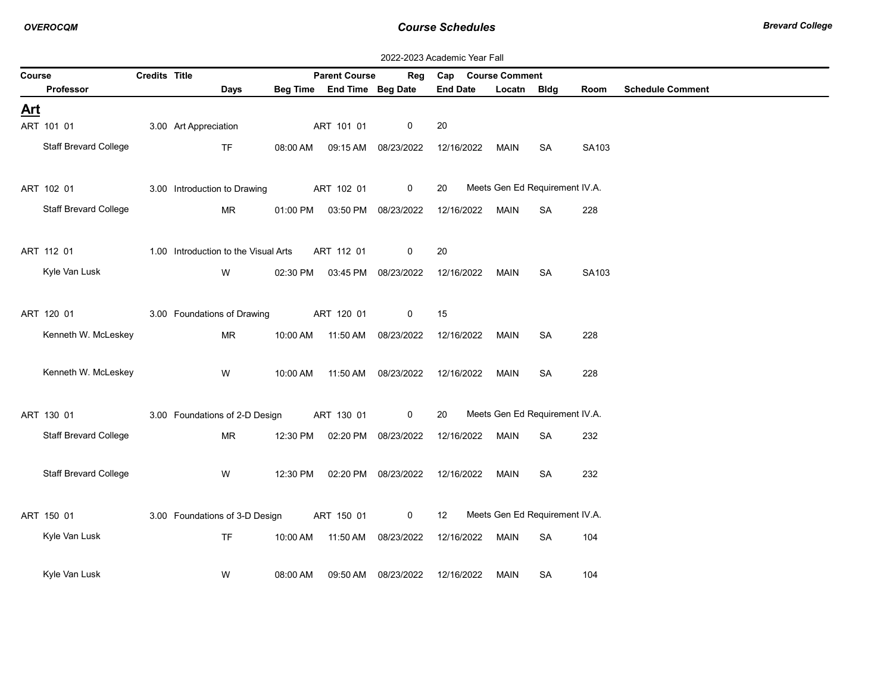**Course Schedules**

2022-2023 Academic Year Fall

| Course | Credits | Title | Parent Course | Reg | Cap | Course Comment | | | |
|---|---|---|---|---|---|---|---|---|---|
| Professor | Days | Beg Time | End Time | Beg Date | End Date | Locatn | Bldg | Room | Schedule Comment |

## Art

| Course / Professor | Credits | Title / Days | Beg Time | Parent Course / End Time | Reg / Beg Date | Cap / End Date | Course Comment / Locatn | Bldg | Room | Schedule Comment |
|---|---|---|---|---|---|---|---|---|---|---|
| ART 101 01 | 3.00 | Art Appreciation | | ART 101 01 | 0 | 20 | | | | |
| Staff Brevard College | | TF | 08:00 AM | 09:15 AM | 08/23/2022 | 12/16/2022 | MAIN | SA | SA103 | |
| ART 102 01 | 3.00 | Introduction to Drawing | | ART 102 01 | 0 | 20 | Meets Gen Ed Requirement IV.A. | | | |
| Staff Brevard College | | MR | 01:00 PM | 03:50 PM | 08/23/2022 | 12/16/2022 | MAIN | SA | 228 | |
| ART 112 01 | 1.00 | Introduction to the Visual Arts | | ART 112 01 | 0 | 20 | | | | |
| Kyle Van Lusk | | W | 02:30 PM | 03:45 PM | 08/23/2022 | 12/16/2022 | MAIN | SA | SA103 | |
| ART 120 01 | 3.00 | Foundations of Drawing | | ART 120 01 | 0 | 15 | | | | |
| Kenneth W. McLeskey | | MR | 10:00 AM | 11:50 AM | 08/23/2022 | 12/16/2022 | MAIN | SA | 228 | |
| Kenneth W. McLeskey | | W | 10:00 AM | 11:50 AM | 08/23/2022 | 12/16/2022 | MAIN | SA | 228 | |
| ART 130 01 | 3.00 | Foundations of 2-D Design | | ART 130 01 | 0 | 20 | Meets Gen Ed Requirement IV.A. | | | |
| Staff Brevard College | | MR | 12:30 PM | 02:20 PM | 08/23/2022 | 12/16/2022 | MAIN | SA | 232 | |
| Staff Brevard College | | W | 12:30 PM | 02:20 PM | 08/23/2022 | 12/16/2022 | MAIN | SA | 232 | |
| ART 150 01 | 3.00 | Foundations of 3-D Design | | ART 150 01 | 0 | 12 | Meets Gen Ed Requirement IV.A. | | | |
| Kyle Van Lusk | | TF | 10:00 AM | 11:50 AM | 08/23/2022 | 12/16/2022 | MAIN | SA | 104 | |
| Kyle Van Lusk | | W | 08:00 AM | 09:50 AM | 08/23/2022 | 12/16/2022 | MAIN | SA | 104 | |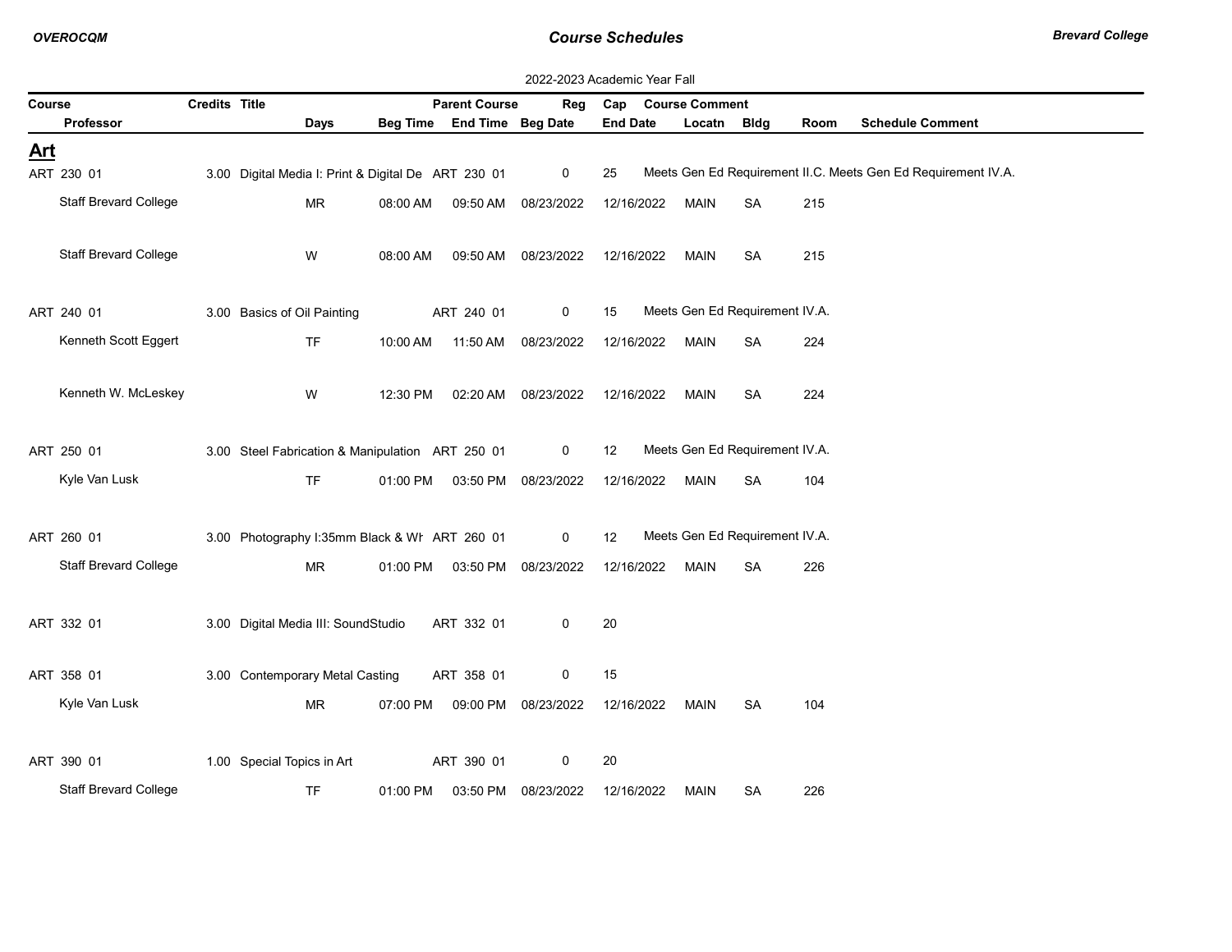2022-2023 Academic Year Fall

| Course | Credits | Title | Parent Course | Reg | Cap | Course Comment |
|---|---|---|---|---|---|---|
| **Professor** | | **Days** | **Beg Time** | **End Time** | **Beg Date** | **End Date** | **Locatn** | **Bldg** | **Room** | **Schedule Comment** |

## Art

| Course / Professor | Credits | Title / Days | Beg Time | Parent Course / End Time | Reg / Beg Date | Cap / End Date | Course Comment / Locatn | Bldg | Room | Schedule Comment |
|---|---|---|---|---|---|---|---|---|---|---|
| ART 230 01 | 3.00 | Digital Media I: Print & Digital De | | ART 230 01 | 0 | 25 | Meets Gen Ed Requirement II.C. Meets Gen Ed Requirement IV.A. | | | |
| Staff Brevard College | | MR | 08:00 AM | 09:50 AM | 08/23/2022 | 12/16/2022 | MAIN | SA | 215 | |
| Staff Brevard College | | W | 08:00 AM | 09:50 AM | 08/23/2022 | 12/16/2022 | MAIN | SA | 215 | |
| ART 240 01 | 3.00 | Basics of Oil Painting | | ART 240 01 | 0 | 15 | Meets Gen Ed Requirement IV.A. | | | |
| Kenneth Scott Eggert | | TF | 10:00 AM | 11:50 AM | 08/23/2022 | 12/16/2022 | MAIN | SA | 224 | |
| Kenneth W. McLeskey | | W | 12:30 PM | 02:20 AM | 08/23/2022 | 12/16/2022 | MAIN | SA | 224 | |
| ART 250 01 | 3.00 | Steel Fabrication & Manipulation | | ART 250 01 | 0 | 12 | Meets Gen Ed Requirement IV.A. | | | |
| Kyle Van Lusk | | TF | 01:00 PM | 03:50 PM | 08/23/2022 | 12/16/2022 | MAIN | SA | 104 | |
| ART 260 01 | 3.00 | Photography I:35mm Black & Wh | | ART 260 01 | 0 | 12 | Meets Gen Ed Requirement IV.A. | | | |
| Staff Brevard College | | MR | 01:00 PM | 03:50 PM | 08/23/2022 | 12/16/2022 | MAIN | SA | 226 | |
| ART 332 01 | 3.00 | Digital Media III: SoundStudio | | ART 332 01 | 0 | 20 | | | | |
| ART 358 01 | 3.00 | Contemporary Metal Casting | | ART 358 01 | 0 | 15 | | | | |
| Kyle Van Lusk | | MR | 07:00 PM | 09:00 PM | 08/23/2022 | 12/16/2022 | MAIN | SA | 104 | |
| ART 390 01 | 1.00 | Special Topics in Art | | ART 390 01 | 0 | 20 | | | | |
| Staff Brevard College | | TF | 01:00 PM | 03:50 PM | 08/23/2022 | 12/16/2022 | MAIN | SA | 226 | |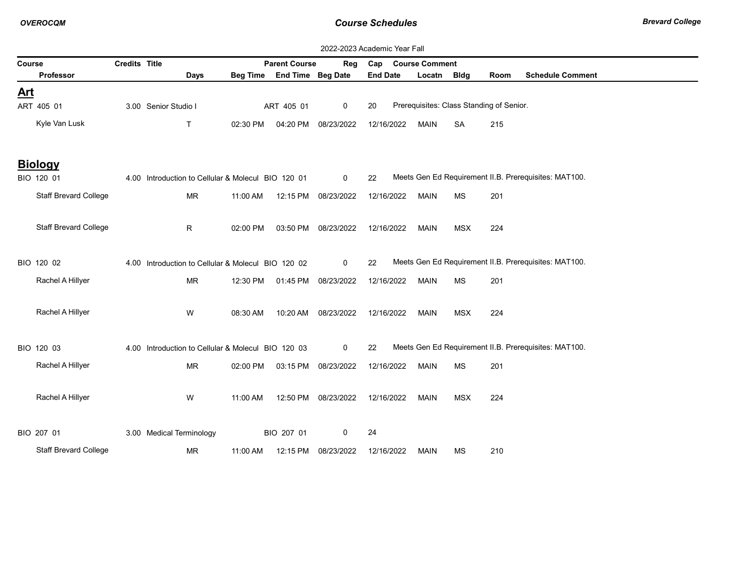2022-2023 Academic Year Fall

| Course | Credits | Title | Parent Course | Reg | Cap | Course Comment |
|---|---|---|---|---|---|---|
| **Professor** | **Days** | **Beg Time** | **End Time** | **Beg Date** | **End Date** | **Locatn / Bldg / Room / Schedule Comment** |

## Art

| Course / Professor | Credits | Title / Days | Beg Time | Parent Course / End Time | Reg / Beg Date | Cap / End Date | Course Comment / Locatn | Bldg | Room | Schedule Comment |
|---|---|---|---|---|---|---|---|---|---|---|
| ART 405 01 | 3.00 | Senior Studio I | | ART 405 01 | 0 | 20 | Prerequisites: Class Standing of Senior. | | | |
| Kyle Van Lusk | | T | 02:30 PM | 04:20 PM | 08/23/2022 | 12/16/2022 | MAIN | SA | 215 | |

## Biology

| Course / Professor | Credits | Title / Days | Beg Time | Parent Course / End Time | Reg / Beg Date | Cap / End Date | Course Comment / Locatn | Bldg | Room | Schedule Comment |
|---|---|---|---|---|---|---|---|---|---|---|
| BIO 120 01 | 4.00 | Introduction to Cellular & Molecul | | BIO 120 01 | 0 | 22 | Meets Gen Ed Requirement II.B. Prerequisites: MAT100. | | | |
| Staff Brevard College | | MR | 11:00 AM | 12:15 PM | 08/23/2022 | 12/16/2022 | MAIN | MS | 201 | |
| Staff Brevard College | | R | 02:00 PM | 03:50 PM | 08/23/2022 | 12/16/2022 | MAIN | MSX | 224 | |
| BIO 120 02 | 4.00 | Introduction to Cellular & Molecul | | BIO 120 02 | 0 | 22 | Meets Gen Ed Requirement II.B. Prerequisites: MAT100. | | | |
| Rachel A Hillyer | | MR | 12:30 PM | 01:45 PM | 08/23/2022 | 12/16/2022 | MAIN | MS | 201 | |
| Rachel A Hillyer | | W | 08:30 AM | 10:20 AM | 08/23/2022 | 12/16/2022 | MAIN | MSX | 224 | |
| BIO 120 03 | 4.00 | Introduction to Cellular & Molecul | | BIO 120 03 | 0 | 22 | Meets Gen Ed Requirement II.B. Prerequisites: MAT100. | | | |
| Rachel A Hillyer | | MR | 02:00 PM | 03:15 PM | 08/23/2022 | 12/16/2022 | MAIN | MS | 201 | |
| Rachel A Hillyer | | W | 11:00 AM | 12:50 PM | 08/23/2022 | 12/16/2022 | MAIN | MSX | 224 | |
| BIO 207 01 | 3.00 | Medical Terminology | | BIO 207 01 | 0 | 24 | | | | |
| Staff Brevard College | | MR | 11:00 AM | 12:15 PM | 08/23/2022 | 12/16/2022 | MAIN | MS | 210 | |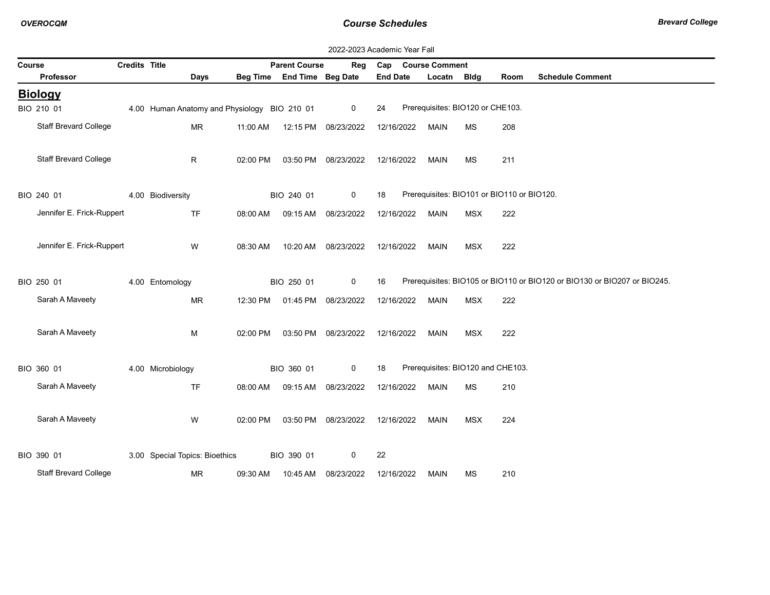2022-2023 Academic Year Fall

| Course | Credits | Title | Parent Course | Reg | Cap | Course Comment |
|---|---|---|---|---|---|---|
| **Professor** | | **Days** | **Beg Time** | **End Time** | **Beg Date** | **End Date** | 

## Biology

| Course / Professor | Credits | Title / Days | Beg Time | Parent Course / End Time | Reg / Beg Date | Cap / End Date | Locatn | Bldg | Room | Course Comment / Schedule Comment |
|---|---|---|---|---|---|---|---|---|---|---|
| BIO 210 01 | 4.00 | Human Anatomy and Physiology | | BIO 210 01 | 0 | 24 | | | | Prerequisites: BIO120 or CHE103. |
| Staff Brevard College | | MR | 11:00 AM | 12:15 PM | 08/23/2022 | 12/16/2022 | MAIN | MS | 208 | |
| Staff Brevard College | | R | 02:00 PM | 03:50 PM | 08/23/2022 | 12/16/2022 | MAIN | MS | 211 | |
| BIO 240 01 | 4.00 | Biodiversity | | BIO 240 01 | 0 | 18 | | | | Prerequisites: BIO101 or BIO110 or BIO120. |
| Jennifer E. Frick-Ruppert | | TF | 08:00 AM | 09:15 AM | 08/23/2022 | 12/16/2022 | MAIN | MSX | 222 | |
| Jennifer E. Frick-Ruppert | | W | 08:30 AM | 10:20 AM | 08/23/2022 | 12/16/2022 | MAIN | MSX | 222 | |
| BIO 250 01 | 4.00 | Entomology | | BIO 250 01 | 0 | 16 | | | | Prerequisites: BIO105 or BIO110 or BIO120 or BIO130 or BIO207 or BIO245. |
| Sarah A Maveety | | MR | 12:30 PM | 01:45 PM | 08/23/2022 | 12/16/2022 | MAIN | MSX | 222 | |
| Sarah A Maveety | | M | 02:00 PM | 03:50 PM | 08/23/2022 | 12/16/2022 | MAIN | MSX | 222 | |
| BIO 360 01 | 4.00 | Microbiology | | BIO 360 01 | 0 | 18 | | | | Prerequisites: BIO120 and CHE103. |
| Sarah A Maveety | | TF | 08:00 AM | 09:15 AM | 08/23/2022 | 12/16/2022 | MAIN | MS | 210 | |
| Sarah A Maveety | | W | 02:00 PM | 03:50 PM | 08/23/2022 | 12/16/2022 | MAIN | MSX | 224 | |
| BIO 390 01 | 3.00 | Special Topics: Bioethics | | BIO 390 01 | 0 | 22 | | | | |
| Staff Brevard College | | MR | 09:30 AM | 10:45 AM | 08/23/2022 | 12/16/2022 | MAIN | MS | 210 | |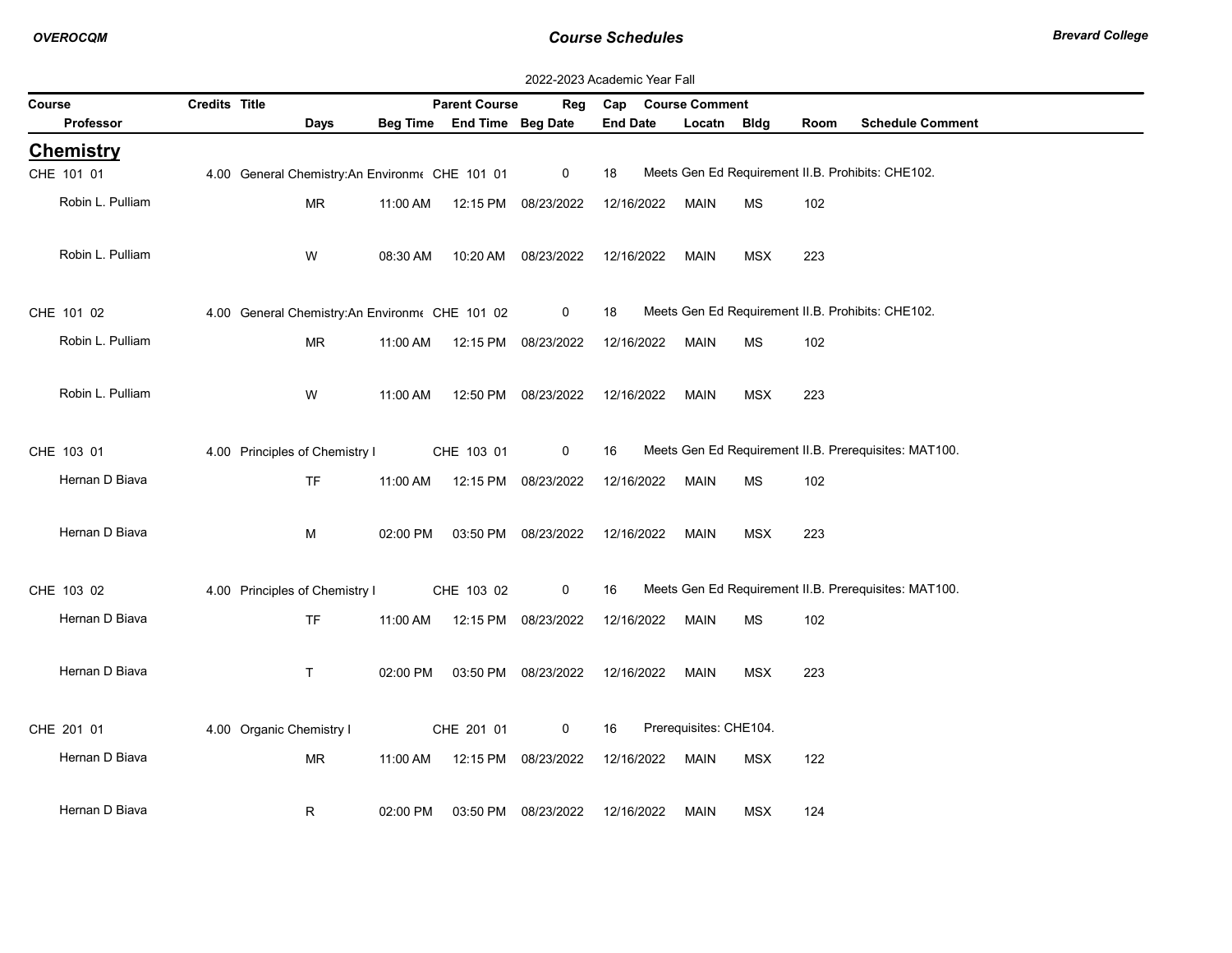2022-2023 Academic Year Fall

| Course | Credits | Title | | | Parent Course | Reg | Cap | Course Comment | | | |
|---|---|---|---|---|---|---|---|---|---|---|---|
| Professor | | Days | Beg Time | End Time | Beg Date | | End Date | Locatn | Bldg | Room | Schedule Comment |

## Chemistry

| Course / Professor | Credits | Title / Days | Beg Time | End Time | Beg Date / Parent Course | Reg | End Date / Cap | Locatn | Bldg | Room | Comment |
|---|---|---|---|---|---|---|---|---|---|---|---|
| CHE 101 01 | 4.00 | General Chemistry:An Environme | | | CHE 101 01 | 0 | 18 | | | | Meets Gen Ed Requirement II.B. Prohibits: CHE102. |
| Robin L. Pulliam | | MR | 11:00 AM | 12:15 PM | 08/23/2022 | | 12/16/2022 | MAIN | MS | 102 | |
| Robin L. Pulliam | | W | 08:30 AM | 10:20 AM | 08/23/2022 | | 12/16/2022 | MAIN | MSX | 223 | |
| CHE 101 02 | 4.00 | General Chemistry:An Environme | | | CHE 101 02 | 0 | 18 | | | | Meets Gen Ed Requirement II.B. Prohibits: CHE102. |
| Robin L. Pulliam | | MR | 11:00 AM | 12:15 PM | 08/23/2022 | | 12/16/2022 | MAIN | MS | 102 | |
| Robin L. Pulliam | | W | 11:00 AM | 12:50 PM | 08/23/2022 | | 12/16/2022 | MAIN | MSX | 223 | |
| CHE 103 01 | 4.00 | Principles of Chemistry I | | | CHE 103 01 | 0 | 16 | | | | Meets Gen Ed Requirement II.B. Prerequisites: MAT100. |
| Hernan D Biava | | TF | 11:00 AM | 12:15 PM | 08/23/2022 | | 12/16/2022 | MAIN | MS | 102 | |
| Hernan D Biava | | M | 02:00 PM | 03:50 PM | 08/23/2022 | | 12/16/2022 | MAIN | MSX | 223 | |
| CHE 103 02 | 4.00 | Principles of Chemistry I | | | CHE 103 02 | 0 | 16 | | | | Meets Gen Ed Requirement II.B. Prerequisites: MAT100. |
| Hernan D Biava | | TF | 11:00 AM | 12:15 PM | 08/23/2022 | | 12/16/2022 | MAIN | MS | 102 | |
| Hernan D Biava | | T | 02:00 PM | 03:50 PM | 08/23/2022 | | 12/16/2022 | MAIN | MSX | 223 | |
| CHE 201 01 | 4.00 | Organic Chemistry I | | | CHE 201 01 | 0 | 16 | | | | Prerequisites: CHE104. |
| Hernan D Biava | | MR | 11:00 AM | 12:15 PM | 08/23/2022 | | 12/16/2022 | MAIN | MSX | 122 | |
| Hernan D Biava | | R | 02:00 PM | 03:50 PM | 08/23/2022 | | 12/16/2022 | MAIN | MSX | 124 | |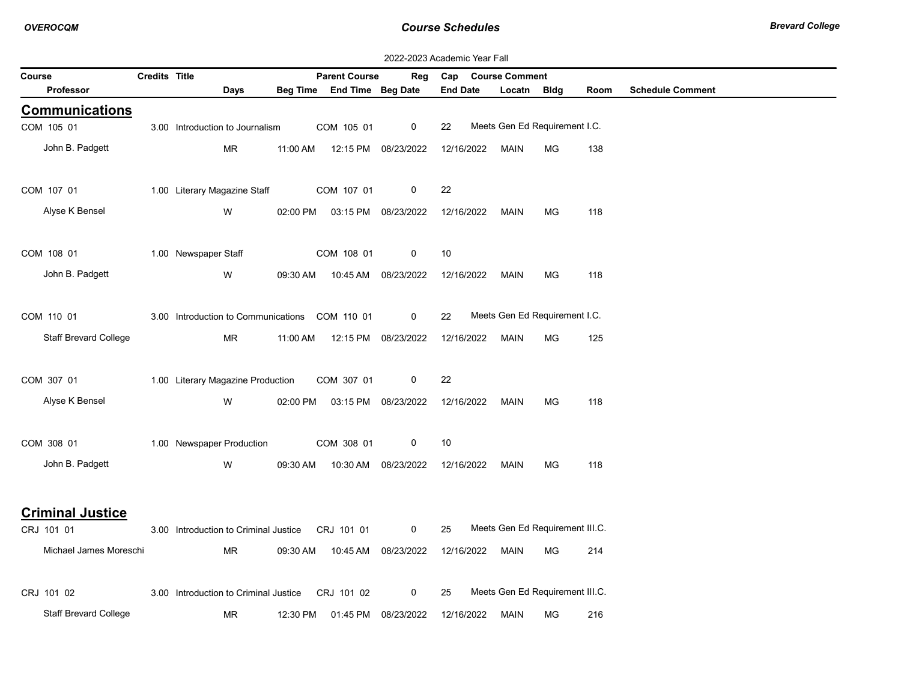2022-2023 Academic Year Fall

| Course / Professor | Credits | Title / Days | Beg Time | Parent Course / End Time | Reg / Beg Date | Cap / End Date | Course Comment / Locatn | Bldg | Room | Schedule Comment |
|---|---|---|---|---|---|---|---|---|---|---|

## Communications

| Course / Professor | Credits | Title / Days | Beg Time | Parent Course / End Time | Reg / Beg Date | Cap / End Date | Course Comment / Locatn | Bldg | Room | Schedule Comment |
|---|---|---|---|---|---|---|---|---|---|---|
| COM 105 01 | 3.00 | Introduction to Journalism | | COM 105 01 | 0 | 22 | Meets Gen Ed Requirement I.C. | | | |
| John B. Padgett | | MR | 11:00 AM | 12:15 PM | 08/23/2022 | 12/16/2022 | MAIN | MG | 138 | |
| COM 107 01 | 1.00 | Literary Magazine Staff | | COM 107 01 | 0 | 22 | | | | |
| Alyse K Bensel | | W | 02:00 PM | 03:15 PM | 08/23/2022 | 12/16/2022 | MAIN | MG | 118 | |
| COM 108 01 | 1.00 | Newspaper Staff | | COM 108 01 | 0 | 10 | | | | |
| John B. Padgett | | W | 09:30 AM | 10:45 AM | 08/23/2022 | 12/16/2022 | MAIN | MG | 118 | |
| COM 110 01 | 3.00 | Introduction to Communications | | COM 110 01 | 0 | 22 | Meets Gen Ed Requirement I.C. | | | |
| Staff Brevard College | | MR | 11:00 AM | 12:15 PM | 08/23/2022 | 12/16/2022 | MAIN | MG | 125 | |
| COM 307 01 | 1.00 | Literary Magazine Production | | COM 307 01 | 0 | 22 | | | | |
| Alyse K Bensel | | W | 02:00 PM | 03:15 PM | 08/23/2022 | 12/16/2022 | MAIN | MG | 118 | |
| COM 308 01 | 1.00 | Newspaper Production | | COM 308 01 | 0 | 10 | | | | |
| John B. Padgett | | W | 09:30 AM | 10:30 AM | 08/23/2022 | 12/16/2022 | MAIN | MG | 118 | |

## Criminal Justice

| Course / Professor | Credits | Title / Days | Beg Time | Parent Course / End Time | Reg / Beg Date | Cap / End Date | Course Comment / Locatn | Bldg | Room | Schedule Comment |
|---|---|---|---|---|---|---|---|---|---|---|
| CRJ 101 01 | 3.00 | Introduction to Criminal Justice | | CRJ 101 01 | 0 | 25 | Meets Gen Ed Requirement III.C. | | | |
| Michael James Moreschi | | MR | 09:30 AM | 10:45 AM | 08/23/2022 | 12/16/2022 | MAIN | MG | 214 | |
| CRJ 101 02 | 3.00 | Introduction to Criminal Justice | | CRJ 101 02 | 0 | 25 | Meets Gen Ed Requirement III.C. | | | |
| Staff Brevard College | | MR | 12:30 PM | 01:45 PM | 08/23/2022 | 12/16/2022 | MAIN | MG | 216 | |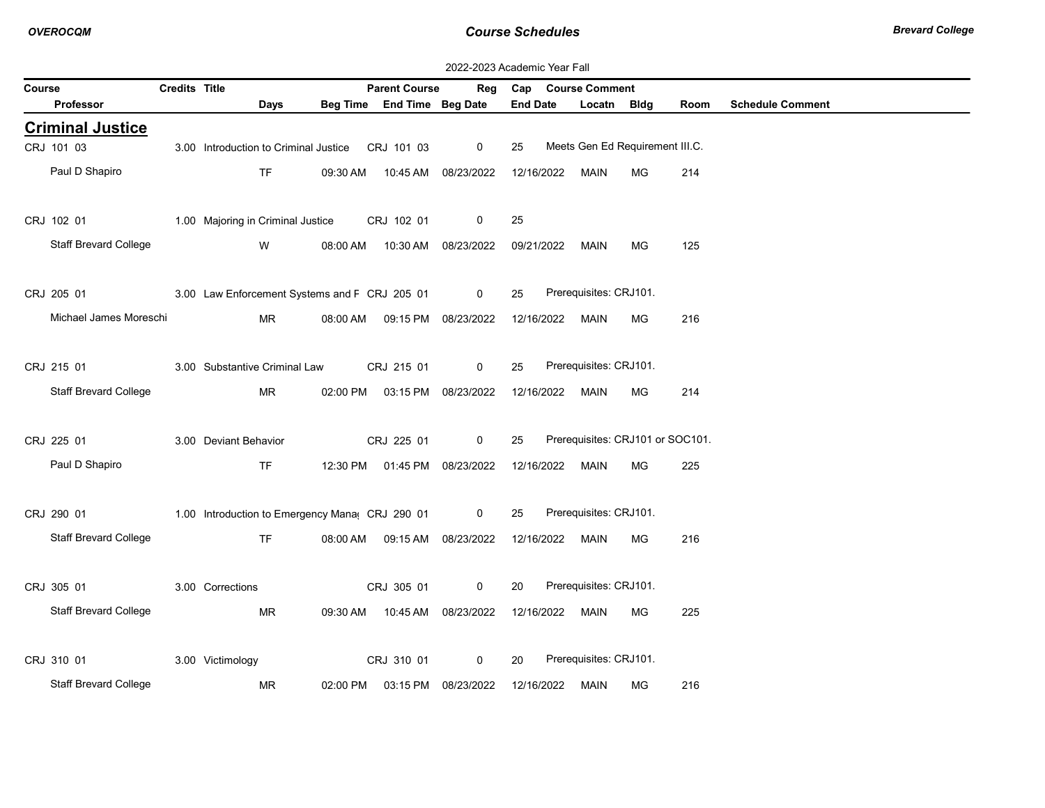2022-2023 Academic Year Fall

## Criminal Justice

| Course | Credits | Title | Parent Course | Reg | Cap | Course Comment |
|---|---|---|---|---|---|---|
| CRJ 101 03 | 3.00 | Introduction to Criminal Justice | CRJ 101 03 | 0 | 25 | Meets Gen Ed Requirement III.C. |
| CRJ 102 01 | 1.00 | Majoring in Criminal Justice | CRJ 102 01 | 0 | 25 | |
| CRJ 205 01 | 3.00 | Law Enforcement Systems and F | CRJ 205 01 | 0 | 25 | Prerequisites: CRJ101. |
| CRJ 215 01 | 3.00 | Substantive Criminal Law | CRJ 215 01 | 0 | 25 | Prerequisites: CRJ101. |
| CRJ 225 01 | 3.00 | Deviant Behavior | CRJ 225 01 | 0 | 25 | Prerequisites: CRJ101 or SOC101. |
| CRJ 290 01 | 1.00 | Introduction to Emergency Mana( | CRJ 290 01 | 0 | 25 | Prerequisites: CRJ101. |
| CRJ 305 01 | 3.00 | Corrections | CRJ 305 01 | 0 | 20 | Prerequisites: CRJ101. |
| CRJ 310 01 | 3.00 | Victimology | CRJ 310 01 | 0 | 20 | Prerequisites: CRJ101. |

| Course | Professor | Days | Beg Time | End Time | Beg Date | End Date | Locatn | Bldg | Room | Schedule Comment |
|---|---|---|---|---|---|---|---|---|---|---|
| CRJ 101 03 | Paul D Shapiro | TF | 09:30 AM | 10:45 AM | 08/23/2022 | 12/16/2022 | MAIN | MG | 214 | |
| CRJ 102 01 | Staff Brevard College | W | 08:00 AM | 10:30 AM | 08/23/2022 | 09/21/2022 | MAIN | MG | 125 | |
| CRJ 205 01 | Michael James Moreschi | MR | 08:00 AM | 09:15 PM | 08/23/2022 | 12/16/2022 | MAIN | MG | 216 | |
| CRJ 215 01 | Staff Brevard College | MR | 02:00 PM | 03:15 PM | 08/23/2022 | 12/16/2022 | MAIN | MG | 214 | |
| CRJ 225 01 | Paul D Shapiro | TF | 12:30 PM | 01:45 PM | 08/23/2022 | 12/16/2022 | MAIN | MG | 225 | |
| CRJ 290 01 | Staff Brevard College | TF | 08:00 AM | 09:15 AM | 08/23/2022 | 12/16/2022 | MAIN | MG | 216 | |
| CRJ 305 01 | Staff Brevard College | MR | 09:30 AM | 10:45 AM | 08/23/2022 | 12/16/2022 | MAIN | MG | 225 | |
| CRJ 310 01 | Staff Brevard College | MR | 02:00 PM | 03:15 PM | 08/23/2022 | 12/16/2022 | MAIN | MG | 216 | |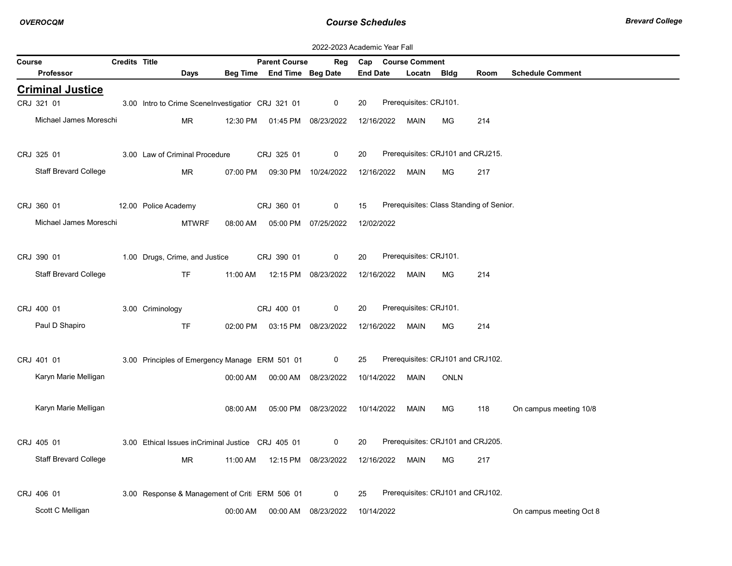2022-2023 Academic Year Fall

## Criminal Justice

| Course / Professor | Credits | Title | Days | Beg Time | Parent Course / End Time | Reg / Beg Date | Cap / End Date | Course Comment / Locatn | Bldg | Room | Schedule Comment |
|---|---|---|---|---|---|---|---|---|---|---|---|
| CRJ 321 01 | 3.00 | Intro to Crime SceneInvestigatior | | | CRJ 321 01 | 0 | 20 | Prerequisites: CRJ101. | | | |
| Michael James Moreschi | | | MR | 12:30 PM | 01:45 PM | 08/23/2022 | 12/16/2022 | MAIN | MG | 214 | |
| CRJ 325 01 | 3.00 | Law of Criminal Procedure | | | CRJ 325 01 | 0 | 20 | Prerequisites: CRJ101 and CRJ215. | | | |
| Staff Brevard College | | | MR | 07:00 PM | 09:30 PM | 10/24/2022 | 12/16/2022 | MAIN | MG | 217 | |
| CRJ 360 01 | 12.00 | Police Academy | | | CRJ 360 01 | 0 | 15 | Prerequisites: Class Standing of Senior. | | | |
| Michael James Moreschi | | | MTWRF | 08:00 AM | 05:00 PM | 07/25/2022 | 12/02/2022 | | | | |
| CRJ 390 01 | 1.00 | Drugs, Crime, and Justice | | | CRJ 390 01 | 0 | 20 | Prerequisites: CRJ101. | | | |
| Staff Brevard College | | | TF | 11:00 AM | 12:15 PM | 08/23/2022 | 12/16/2022 | MAIN | MG | 214 | |
| CRJ 400 01 | 3.00 | Criminology | | | CRJ 400 01 | 0 | 20 | Prerequisites: CRJ101. | | | |
| Paul D Shapiro | | | TF | 02:00 PM | 03:15 PM | 08/23/2022 | 12/16/2022 | MAIN | MG | 214 | |
| CRJ 401 01 | 3.00 | Principles of Emergency Manage | | | ERM 501 01 | 0 | 25 | Prerequisites: CRJ101 and CRJ102. | | | |
| Karyn Marie Melligan | | | | 00:00 AM | 00:00 AM | 08/23/2022 | 10/14/2022 | MAIN | ONLN | | |
| Karyn Marie Melligan | | | | 08:00 AM | 05:00 PM | 08/23/2022 | 10/14/2022 | MAIN | MG | 118 | On campus meeting 10/8 |
| CRJ 405 01 | 3.00 | Ethical Issues inCriminal Justice | | | CRJ 405 01 | 0 | 20 | Prerequisites: CRJ101 and CRJ205. | | | |
| Staff Brevard College | | | MR | 11:00 AM | 12:15 PM | 08/23/2022 | 12/16/2022 | MAIN | MG | 217 | |
| CRJ 406 01 | 3.00 | Response & Management of Criti | | | ERM 506 01 | 0 | 25 | Prerequisites: CRJ101 and CRJ102. | | | |
| Scott C Melligan | | | | 00:00 AM | 00:00 AM | 08/23/2022 | 10/14/2022 | | | | On campus meeting Oct 8 |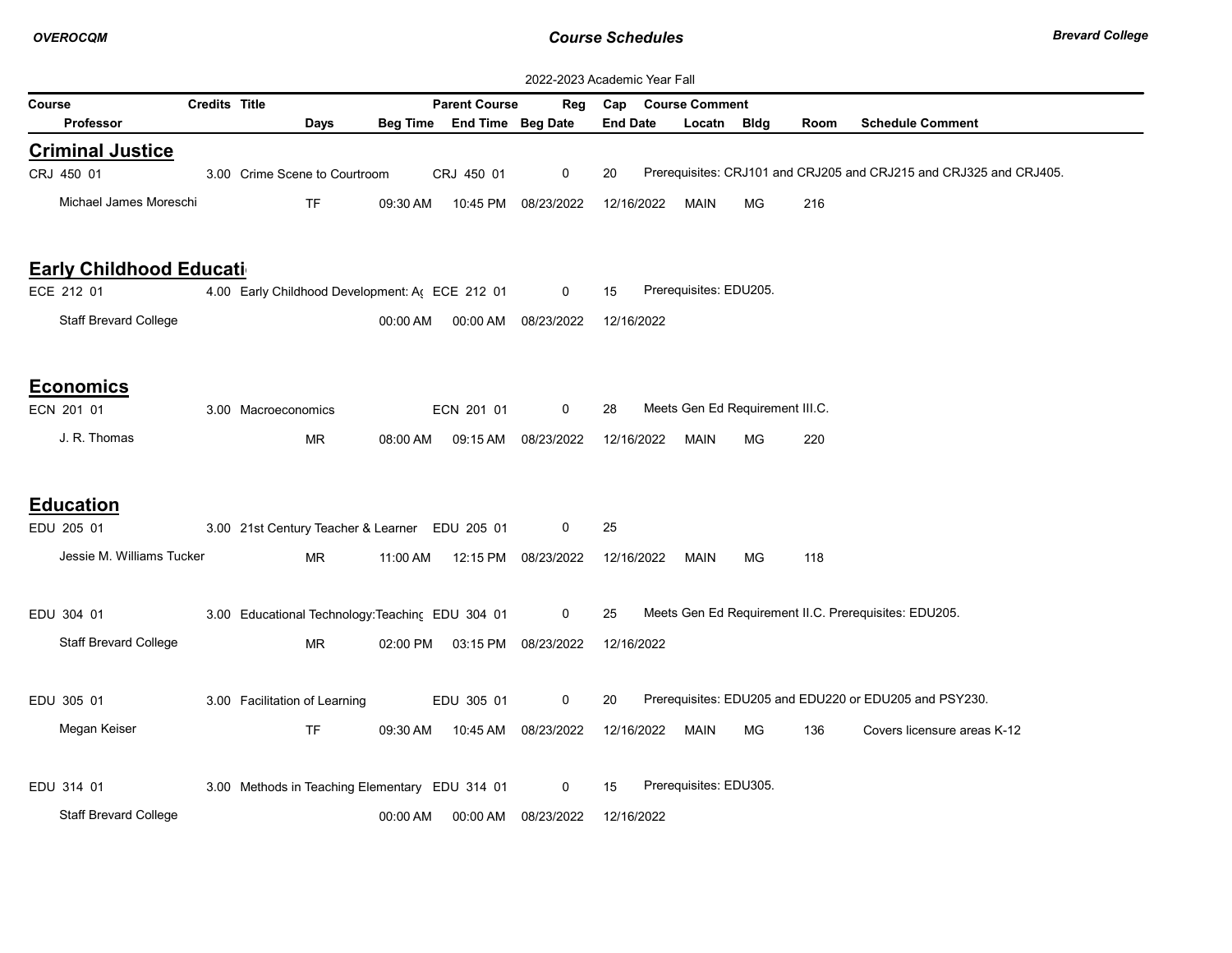2022-2023 Academic Year Fall

| Course | Credits | Title | Parent Course | Reg | Cap | Course Comment |
|---|---|---|---|---|---|---|
| Professor | Days | Beg Time | End Time | Beg Date | End Date | Locatn | Bldg | Room | Schedule Comment |

## Criminal Justice

| Course / Professor | Credits | Title / Days | Beg Time | Parent Course / End Time | Reg / Beg Date | Cap / End Date | Course Comment / Locatn | Bldg | Room | Schedule Comment |
|---|---|---|---|---|---|---|---|---|---|---|
| CRJ 450 01 | 3.00 | Crime Scene to Courtroom | | CRJ 450 01 | 0 | 20 | Prerequisites: CRJ101 and CRJ205 and CRJ215 and CRJ325 and CRJ405. | | | |
| Michael James Moreschi | | TF | 09:30 AM | 10:45 PM | 08/23/2022 | 12/16/2022 | MAIN | MG | 216 | |

## Early Childhood Educati

| Course / Professor | Credits | Title / Days | Beg Time | Parent Course / End Time | Reg / Beg Date | Cap / End Date | Course Comment / Locatn | Bldg | Room | Schedule Comment |
|---|---|---|---|---|---|---|---|---|---|---|
| ECE 212 01 | 4.00 | Early Childhood Development: A( | | ECE 212 01 | 0 | 15 | Prerequisites: EDU205. | | | |
| Staff Brevard College | | | 00:00 AM | 00:00 AM | 08/23/2022 | 12/16/2022 | | | | |

## Economics

| Course / Professor | Credits | Title / Days | Beg Time | Parent Course / End Time | Reg / Beg Date | Cap / End Date | Course Comment / Locatn | Bldg | Room | Schedule Comment |
|---|---|---|---|---|---|---|---|---|---|---|
| ECN 201 01 | 3.00 | Macroeconomics | | ECN 201 01 | 0 | 28 | Meets Gen Ed Requirement III.C. | | | |
| J. R. Thomas | | MR | 08:00 AM | 09:15 AM | 08/23/2022 | 12/16/2022 | MAIN | MG | 220 | |

## Education

| Course / Professor | Credits | Title / Days | Beg Time | Parent Course / End Time | Reg / Beg Date | Cap / End Date | Course Comment / Locatn | Bldg | Room | Schedule Comment |
|---|---|---|---|---|---|---|---|---|---|---|
| EDU 205 01 | 3.00 | 21st Century Teacher & Learner | | EDU 205 01 | 0 | 25 | | | | |
| Jessie M. Williams Tucker | | MR | 11:00 AM | 12:15 PM | 08/23/2022 | 12/16/2022 | MAIN | MG | 118 | |
| EDU 304 01 | 3.00 | Educational Technology:Teaching | | EDU 304 01 | 0 | 25 | Meets Gen Ed Requirement II.C. Prerequisites: EDU205. | | | |
| Staff Brevard College | | MR | 02:00 PM | 03:15 PM | 08/23/2022 | 12/16/2022 | | | | |
| EDU 305 01 | 3.00 | Facilitation of Learning | | EDU 305 01 | 0 | 20 | Prerequisites: EDU205 and EDU220 or EDU205 and PSY230. | | | |
| Megan Keiser | | TF | 09:30 AM | 10:45 AM | 08/23/2022 | 12/16/2022 | MAIN | MG | 136 | Covers licensure areas K-12 |
| EDU 314 01 | 3.00 | Methods in Teaching Elementary | | EDU 314 01 | 0 | 15 | Prerequisites: EDU305. | | | |
| Staff Brevard College | | | 00:00 AM | 00:00 AM | 08/23/2022 | 12/16/2022 | | | | |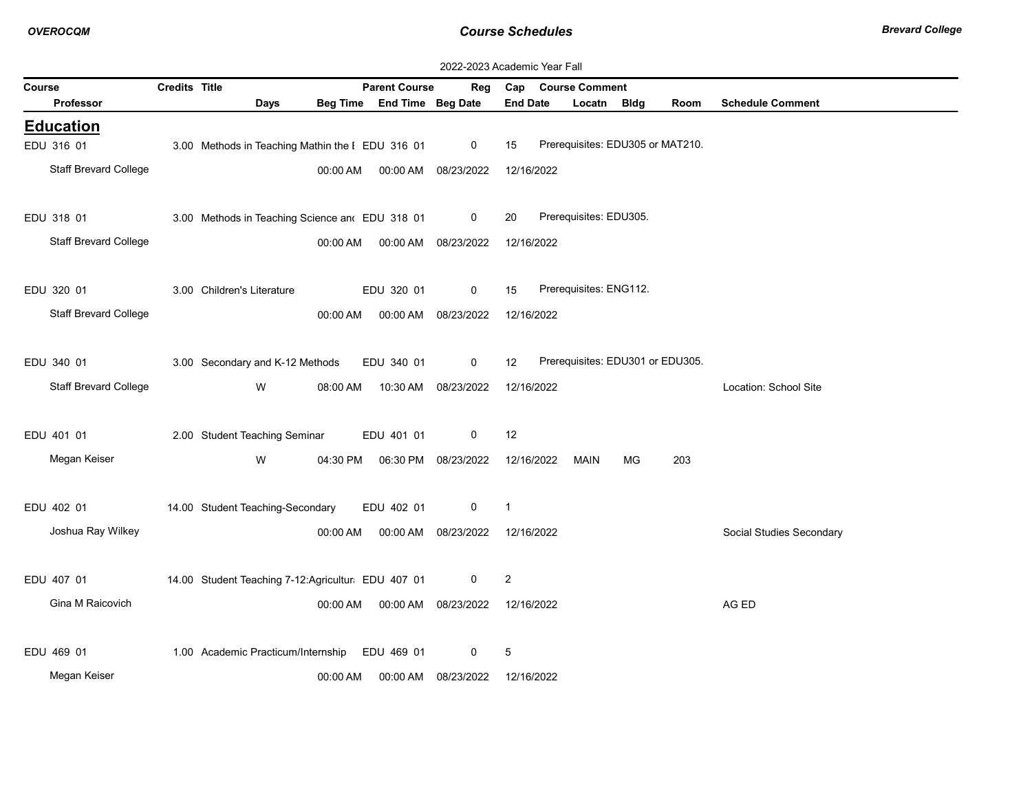2022-2023 Academic Year Fall

| Course | Credits | Title | Parent Course | Reg | Cap | Course Comment | | | |
|---|---|---|---|---|---|---|---|---|---|
| Professor | Days | Beg Time | End Time | Beg Date | End Date | Locatn | Bldg | Room | Schedule Comment |

## Education

| Course / Professor | Credits | Title / Days | Beg Time | Parent Course / End Time | Reg / Beg Date | Cap / End Date | Course Comment / Locatn | Bldg | Room | Schedule Comment |
|---|---|---|---|---|---|---|---|---|---|---|
| EDU 316 01 | 3.00 | Methods in Teaching Mathin the E | | EDU 316 01 | 0 | 15 | Prerequisites: EDU305 or MAT210. | | | |
| Staff Brevard College | | | 00:00 AM | 00:00 AM | 08/23/2022 | 12/16/2022 | | | | |
| EDU 318 01 | 3.00 | Methods in Teaching Science anc | | EDU 318 01 | 0 | 20 | Prerequisites: EDU305. | | | |
| Staff Brevard College | | | 00:00 AM | 00:00 AM | 08/23/2022 | 12/16/2022 | | | | |
| EDU 320 01 | 3.00 | Children's Literature | | EDU 320 01 | 0 | 15 | Prerequisites: ENG112. | | | |
| Staff Brevard College | | | 00:00 AM | 00:00 AM | 08/23/2022 | 12/16/2022 | | | | |
| EDU 340 01 | 3.00 | Secondary and K-12 Methods | | EDU 340 01 | 0 | 12 | Prerequisites: EDU301 or EDU305. | | | |
| Staff Brevard College | | W | 08:00 AM | 10:30 AM | 08/23/2022 | 12/16/2022 | | | | Location: School Site |
| EDU 401 01 | 2.00 | Student Teaching Seminar | | EDU 401 01 | 0 | 12 | | | | |
| Megan Keiser | | W | 04:30 PM | 06:30 PM | 08/23/2022 | 12/16/2022 | MAIN | MG | 203 | |
| EDU 402 01 | 14.00 | Student Teaching-Secondary | | EDU 402 01 | 0 | 1 | | | | |
| Joshua Ray Wilkey | | | 00:00 AM | 00:00 AM | 08/23/2022 | 12/16/2022 | | | | Social Studies Secondary |
| EDU 407 01 | 14.00 | Student Teaching 7-12:Agricultur: | | EDU 407 01 | 0 | 2 | | | | |
| Gina M Raicovich | | | 00:00 AM | 00:00 AM | 08/23/2022 | 12/16/2022 | | | | AG ED |
| EDU 469 01 | 1.00 | Academic Practicum/Internship | | EDU 469 01 | 0 | 5 | | | | |
| Megan Keiser | | | 00:00 AM | 00:00 AM | 08/23/2022 | 12/16/2022 | | | | |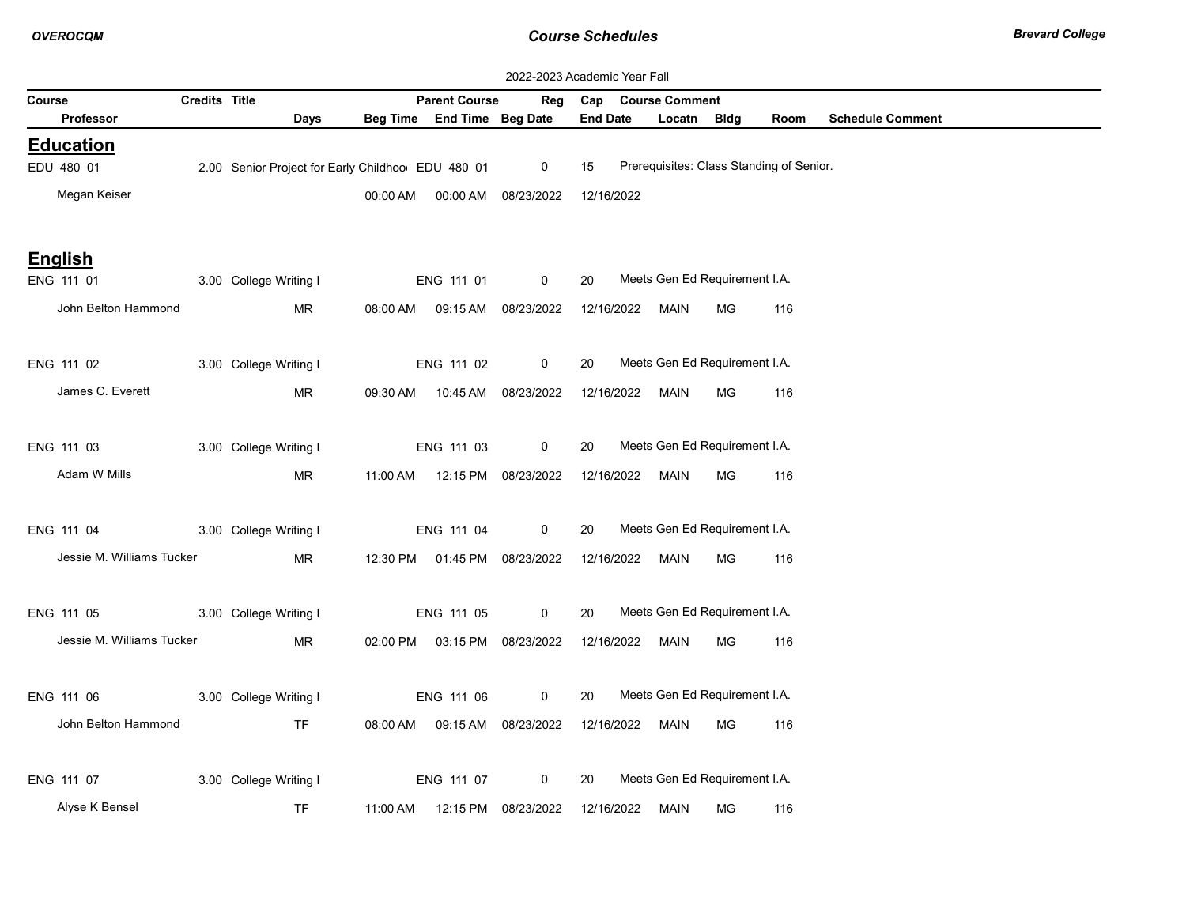2022-2023 Academic Year Fall

| Course / Professor | Credits | Title | Days | Beg Time | Parent Course / End Time | Reg / Beg Date | Cap / End Date | Course Comment / Locatn | Bldg | Room | Schedule Comment |
|---|---|---|---|---|---|---|---|---|---|---|---|

## Education

| Course / Professor | Credits | Title | Days | Beg Time | Parent Course / End Time | Reg / Beg Date | Cap / End Date | Course Comment / Locatn | Bldg | Room | Schedule Comment |
|---|---|---|---|---|---|---|---|---|---|---|---|
| EDU 480 01 | 2.00 | Senior Project for Early Childhoo | | | EDU 480 01 | 0 | 15 | Prerequisites: Class Standing of Senior. | | | |
| Megan Keiser | | | | 00:00 AM | 00:00 AM | 08/23/2022 | 12/16/2022 | | | | |

## English

| Course / Professor | Credits | Title | Days | Beg Time | Parent Course / End Time | Reg / Beg Date | Cap / End Date | Course Comment / Locatn | Bldg | Room | Schedule Comment |
|---|---|---|---|---|---|---|---|---|---|---|---|
| ENG 111 01 | 3.00 | College Writing I | | | ENG 111 01 | 0 | 20 | Meets Gen Ed Requirement I.A. | | | |
| John Belton Hammond | | | MR | 08:00 AM | 09:15 AM | 08/23/2022 | 12/16/2022 | MAIN | MG | 116 | |
| ENG 111 02 | 3.00 | College Writing I | | | ENG 111 02 | 0 | 20 | Meets Gen Ed Requirement I.A. | | | |
| James C. Everett | | | MR | 09:30 AM | 10:45 AM | 08/23/2022 | 12/16/2022 | MAIN | MG | 116 | |
| ENG 111 03 | 3.00 | College Writing I | | | ENG 111 03 | 0 | 20 | Meets Gen Ed Requirement I.A. | | | |
| Adam W Mills | | | MR | 11:00 AM | 12:15 PM | 08/23/2022 | 12/16/2022 | MAIN | MG | 116 | |
| ENG 111 04 | 3.00 | College Writing I | | | ENG 111 04 | 0 | 20 | Meets Gen Ed Requirement I.A. | | | |
| Jessie M. Williams Tucker | | | MR | 12:30 PM | 01:45 PM | 08/23/2022 | 12/16/2022 | MAIN | MG | 116 | |
| ENG 111 05 | 3.00 | College Writing I | | | ENG 111 05 | 0 | 20 | Meets Gen Ed Requirement I.A. | | | |
| Jessie M. Williams Tucker | | | MR | 02:00 PM | 03:15 PM | 08/23/2022 | 12/16/2022 | MAIN | MG | 116 | |
| ENG 111 06 | 3.00 | College Writing I | | | ENG 111 06 | 0 | 20 | Meets Gen Ed Requirement I.A. | | | |
| John Belton Hammond | | | TF | 08:00 AM | 09:15 AM | 08/23/2022 | 12/16/2022 | MAIN | MG | 116 | |
| ENG 111 07 | 3.00 | College Writing I | | | ENG 111 07 | 0 | 20 | Meets Gen Ed Requirement I.A. | | | |
| Alyse K Bensel | | | TF | 11:00 AM | 12:15 PM | 08/23/2022 | 12/16/2022 | MAIN | MG | 116 | |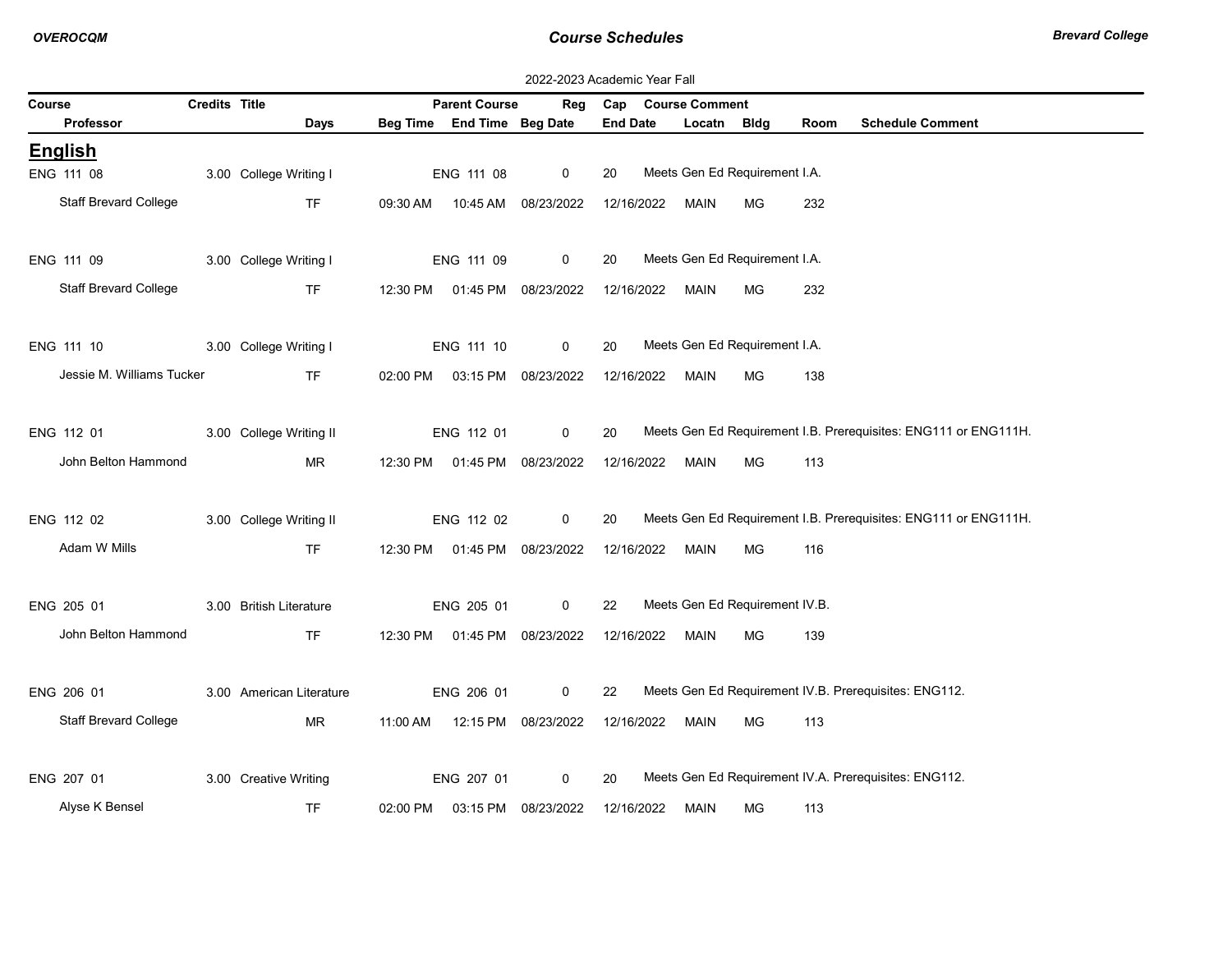2022-2023 Academic Year Fall

## English

| Course / Professor | Credits | Title / Days | Beg Time | Parent Course / End Time | Reg / Beg Date | Cap / End Date | Course Comment / Locatn | Bldg | Room | Schedule Comment |
|---|---|---|---|---|---|---|---|---|---|---|
| ENG 111 08 | 3.00 | College Writing I | | ENG 111 08 | 0 | 20 | Meets Gen Ed Requirement I.A. | | | |
| Staff Brevard College | | TF | 09:30 AM | 10:45 AM | 08/23/2022 | 12/16/2022 | MAIN | MG | 232 | |
| ENG 111 09 | 3.00 | College Writing I | | ENG 111 09 | 0 | 20 | Meets Gen Ed Requirement I.A. | | | |
| Staff Brevard College | | TF | 12:30 PM | 01:45 PM | 08/23/2022 | 12/16/2022 | MAIN | MG | 232 | |
| ENG 111 10 | 3.00 | College Writing I | | ENG 111 10 | 0 | 20 | Meets Gen Ed Requirement I.A. | | | |
| Jessie M. Williams Tucker | | TF | 02:00 PM | 03:15 PM | 08/23/2022 | 12/16/2022 | MAIN | MG | 138 | |
| ENG 112 01 | 3.00 | College Writing II | | ENG 112 01 | 0 | 20 | Meets Gen Ed Requirement I.B. Prerequisites: ENG111 or ENG111H. | | | |
| John Belton Hammond | | MR | 12:30 PM | 01:45 PM | 08/23/2022 | 12/16/2022 | MAIN | MG | 113 | |
| ENG 112 02 | 3.00 | College Writing II | | ENG 112 02 | 0 | 20 | Meets Gen Ed Requirement I.B. Prerequisites: ENG111 or ENG111H. | | | |
| Adam W Mills | | TF | 12:30 PM | 01:45 PM | 08/23/2022 | 12/16/2022 | MAIN | MG | 116 | |
| ENG 205 01 | 3.00 | British Literature | | ENG 205 01 | 0 | 22 | Meets Gen Ed Requirement IV.B. | | | |
| John Belton Hammond | | TF | 12:30 PM | 01:45 PM | 08/23/2022 | 12/16/2022 | MAIN | MG | 139 | |
| ENG 206 01 | 3.00 | American Literature | | ENG 206 01 | 0 | 22 | Meets Gen Ed Requirement IV.B. Prerequisites: ENG112. | | | |
| Staff Brevard College | | MR | 11:00 AM | 12:15 PM | 08/23/2022 | 12/16/2022 | MAIN | MG | 113 | |
| ENG 207 01 | 3.00 | Creative Writing | | ENG 207 01 | 0 | 20 | Meets Gen Ed Requirement IV.A. Prerequisites: ENG112. | | | |
| Alyse K Bensel | | TF | 02:00 PM | 03:15 PM | 08/23/2022 | 12/16/2022 | MAIN | MG | 113 | |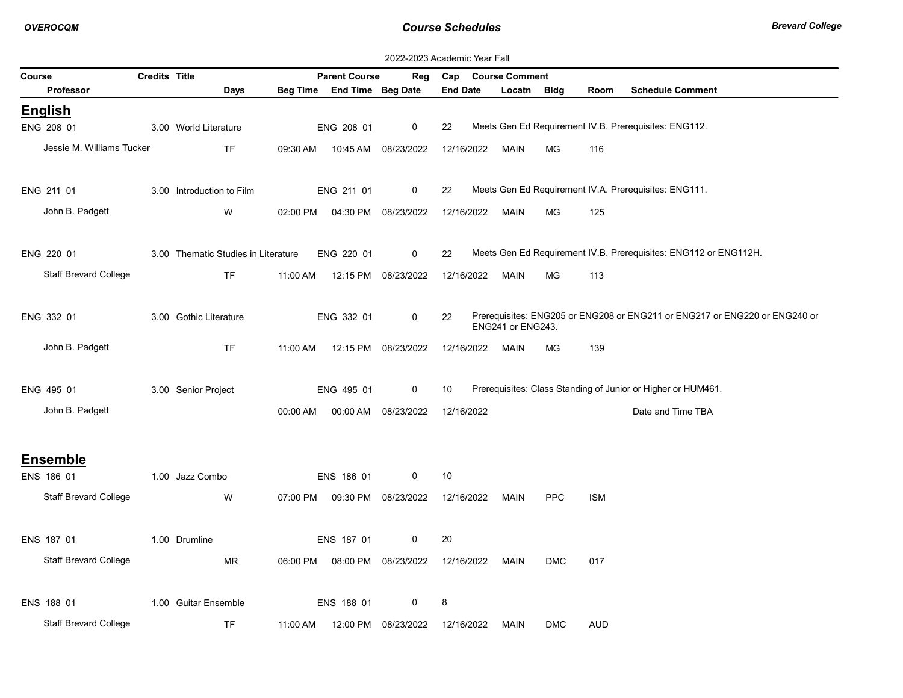2022-2023 Academic Year Fall

| Course | Credits | Title | Parent Course | Reg | Cap | Course Comment |
|---|---|---|---|---|---|---|
| Professor | Days | Beg Time | End Time | Beg Date | End Date | Locatn / Bldg / Room / Schedule Comment |

## English

| Course / Professor | Credits | Title / Days | Beg Time | Parent Course / End Time | Reg / Beg Date | Cap / End Date | Locatn | Bldg | Room | Course Comment / Schedule Comment |
|---|---|---|---|---|---|---|---|---|---|---|
| ENG 208 01 | 3.00 | World Literature | | ENG 208 01 | 0 | 22 | | | | Meets Gen Ed Requirement IV.B. Prerequisites: ENG112. |
| Jessie M. Williams Tucker | | TF | 09:30 AM | 10:45 AM | 08/23/2022 | 12/16/2022 | MAIN | MG | 116 | |
| ENG 211 01 | 3.00 | Introduction to Film | | ENG 211 01 | 0 | 22 | | | | Meets Gen Ed Requirement IV.A. Prerequisites: ENG111. |
| John B. Padgett | | W | 02:00 PM | 04:30 PM | 08/23/2022 | 12/16/2022 | MAIN | MG | 125 | |
| ENG 220 01 | 3.00 | Thematic Studies in Literature | | ENG 220 01 | 0 | 22 | | | | Meets Gen Ed Requirement IV.B. Prerequisites: ENG112 or ENG112H. |
| Staff Brevard College | | TF | 11:00 AM | 12:15 PM | 08/23/2022 | 12/16/2022 | MAIN | MG | 113 | |
| ENG 332 01 | 3.00 | Gothic Literature | | ENG 332 01 | 0 | 22 | | | | Prerequisites: ENG205 or ENG208 or ENG211 or ENG217 or ENG220 or ENG240 or ENG241 or ENG243. |
| John B. Padgett | | TF | 11:00 AM | 12:15 PM | 08/23/2022 | 12/16/2022 | MAIN | MG | 139 | |
| ENG 495 01 | 3.00 | Senior Project | | ENG 495 01 | 0 | 10 | | | | Prerequisites: Class Standing of Junior or Higher or HUM461. |
| John B. Padgett | | | 00:00 AM | 00:00 AM | 08/23/2022 | 12/16/2022 | | | | Date and Time TBA |

## Ensemble

| Course / Professor | Credits | Title / Days | Beg Time | Parent Course / End Time | Reg / Beg Date | Cap / End Date | Locatn | Bldg | Room | Course Comment / Schedule Comment |
|---|---|---|---|---|---|---|---|---|---|---|
| ENS 186 01 | 1.00 | Jazz Combo | | ENS 186 01 | 0 | 10 | | | | |
| Staff Brevard College | | W | 07:00 PM | 09:30 PM | 08/23/2022 | 12/16/2022 | MAIN | PPC | ISM | |
| ENS 187 01 | 1.00 | Drumline | | ENS 187 01 | 0 | 20 | | | | |
| Staff Brevard College | | MR | 06:00 PM | 08:00 PM | 08/23/2022 | 12/16/2022 | MAIN | DMC | 017 | |
| ENS 188 01 | 1.00 | Guitar Ensemble | | ENS 188 01 | 0 | 8 | | | | |
| Staff Brevard College | | TF | 11:00 AM | 12:00 PM | 08/23/2022 | 12/16/2022 | MAIN | DMC | AUD | |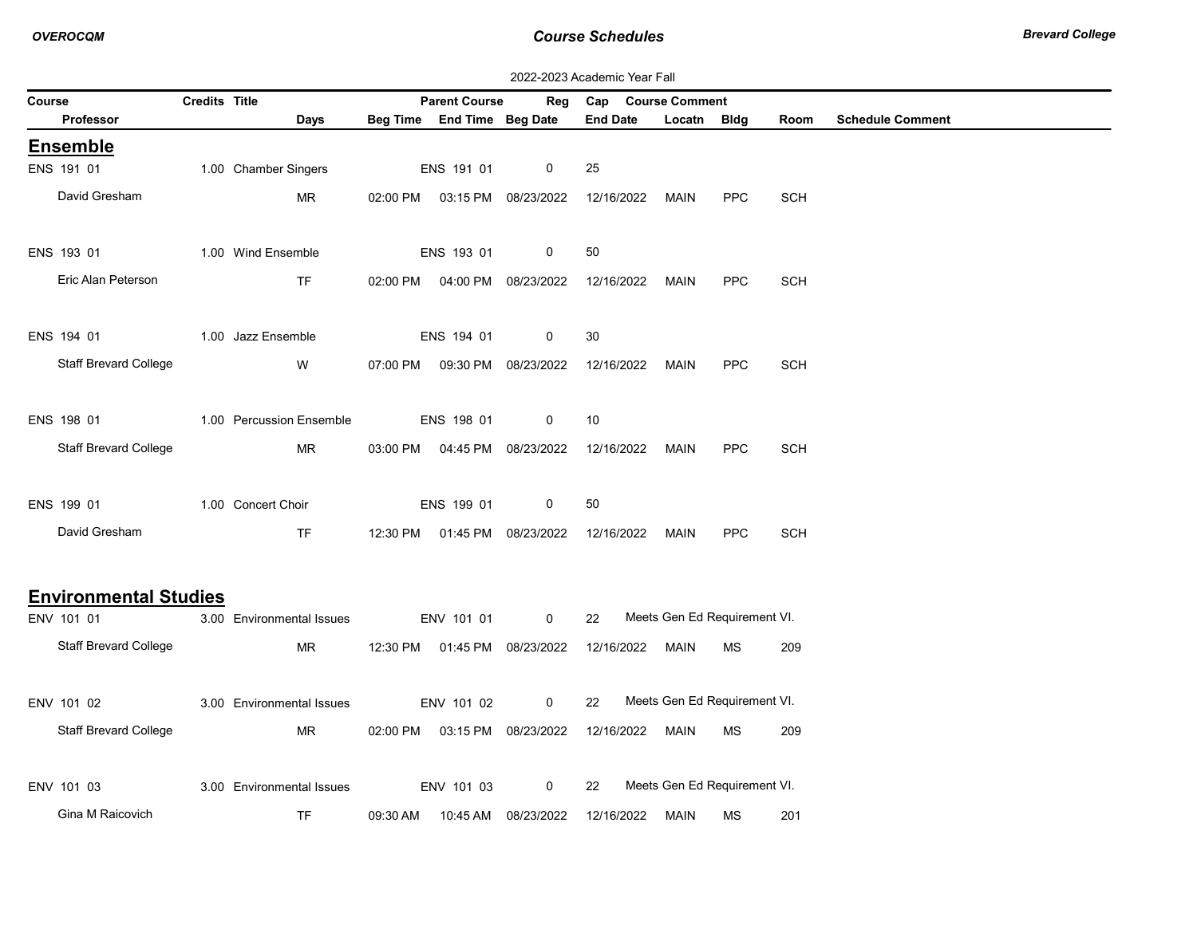2022-2023 Academic Year Fall

| Course | Credits | Title | Parent Course | Reg | Cap | Course Comment |
|---|---|---|---|---|---|---|
| Professor | Days | Beg Time | End Time | Beg Date | End Date | Locatn | Bldg | Room | Schedule Comment |

## Ensemble

| Course / Professor | Credits | Title / Days | Beg Time | Parent Course / End Time | Reg / Beg Date | Cap / End Date | Locatn | Bldg | Room | Course Comment / Schedule Comment |
|---|---|---|---|---|---|---|---|---|---|---|
| ENS 191 01 | 1.00 | Chamber Singers | | ENS 191 01 | 0 | 25 | | | | |
| David Gresham | | MR | 02:00 PM | 03:15 PM | 08/23/2022 | 12/16/2022 | MAIN | PPC | SCH | |
| ENS 193 01 | 1.00 | Wind Ensemble | | ENS 193 01 | 0 | 50 | | | | |
| Eric Alan Peterson | | TF | 02:00 PM | 04:00 PM | 08/23/2022 | 12/16/2022 | MAIN | PPC | SCH | |
| ENS 194 01 | 1.00 | Jazz Ensemble | | ENS 194 01 | 0 | 30 | | | | |
| Staff Brevard College | | W | 07:00 PM | 09:30 PM | 08/23/2022 | 12/16/2022 | MAIN | PPC | SCH | |
| ENS 198 01 | 1.00 | Percussion Ensemble | | ENS 198 01 | 0 | 10 | | | | |
| Staff Brevard College | | MR | 03:00 PM | 04:45 PM | 08/23/2022 | 12/16/2022 | MAIN | PPC | SCH | |
| ENS 199 01 | 1.00 | Concert Choir | | ENS 199 01 | 0 | 50 | | | | |
| David Gresham | | TF | 12:30 PM | 01:45 PM | 08/23/2022 | 12/16/2022 | MAIN | PPC | SCH | |

## Environmental Studies

| Course / Professor | Credits | Title / Days | Beg Time | Parent Course / End Time | Reg / Beg Date | Cap / End Date | Locatn | Bldg | Room | Course Comment / Schedule Comment |
|---|---|---|---|---|---|---|---|---|---|---|
| ENV 101 01 | 3.00 | Environmental Issues | | ENV 101 01 | 0 | 22 | | | | Meets Gen Ed Requirement VI. |
| Staff Brevard College | | MR | 12:30 PM | 01:45 PM | 08/23/2022 | 12/16/2022 | MAIN | MS | 209 | |
| ENV 101 02 | 3.00 | Environmental Issues | | ENV 101 02 | 0 | 22 | | | | Meets Gen Ed Requirement VI. |
| Staff Brevard College | | MR | 02:00 PM | 03:15 PM | 08/23/2022 | 12/16/2022 | MAIN | MS | 209 | |
| ENV 101 03 | 3.00 | Environmental Issues | | ENV 101 03 | 0 | 22 | | | | Meets Gen Ed Requirement VI. |
| Gina M Raicovich | | TF | 09:30 AM | 10:45 AM | 08/23/2022 | 12/16/2022 | MAIN | MS | 201 | |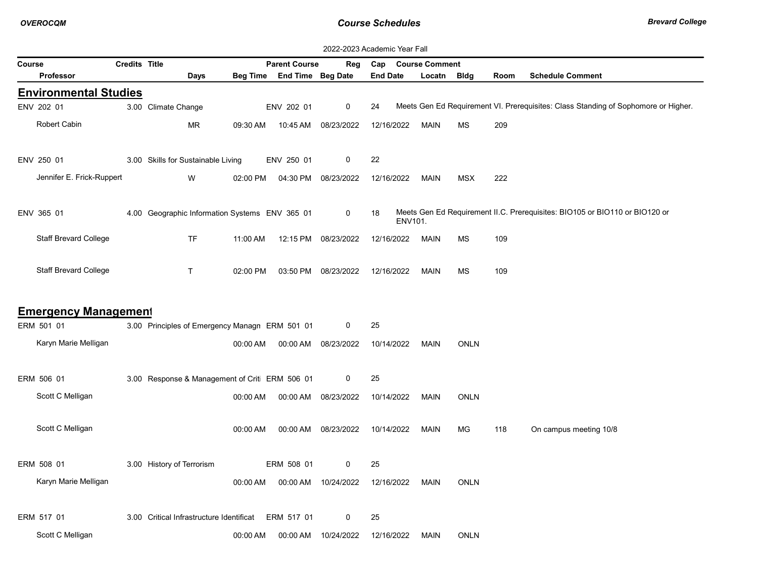2022-2023 Academic Year Fall

| Course | Credits | Title | | | Parent Course | | Reg | Cap | Course Comment | | | |
|---|---|---|---|---|---|---|---|---|---|---|---|---|
| Professor | | | Days | Beg Time | End Time | Beg Date | | End Date | Locatn | Bldg | Room | Schedule Comment |

## Environmental Studies

| Course / Professor | Credits | Title | Days | Beg Time | Parent Course / End Time | Beg Date | Reg | Cap / End Date | Locatn | Bldg | Room | Course Comment / Schedule Comment |
|---|---|---|---|---|---|---|---|---|---|---|---|---|
| ENV 202 01 | 3.00 | Climate Change | | | ENV 202 01 | | 0 | 24 | | | | Meets Gen Ed Requirement VI. Prerequisites: Class Standing of Sophomore or Higher. |
| Robert Cabin | | | MR | 09:30 AM | 10:45 AM | 08/23/2022 | | 12/16/2022 | MAIN | MS | 209 | |
| ENV 250 01 | 3.00 | Skills for Sustainable Living | | | ENV 250 01 | | 0 | 22 | | | | |
| Jennifer E. Frick-Ruppert | | | W | 02:00 PM | 04:30 PM | 08/23/2022 | | 12/16/2022 | MAIN | MSX | 222 | |
| ENV 365 01 | 4.00 | Geographic Information Systems | | | ENV 365 01 | | 0 | 18 | | | | Meets Gen Ed Requirement II.C. Prerequisites: BIO105 or BIO110 or BIO120 or ENV101. |
| Staff Brevard College | | | TF | 11:00 AM | 12:15 PM | 08/23/2022 | | 12/16/2022 | MAIN | MS | 109 | |
| Staff Brevard College | | | T | 02:00 PM | 03:50 PM | 08/23/2022 | | 12/16/2022 | MAIN | MS | 109 | |

## Emergency Management

| Course / Professor | Credits | Title | Days | Beg Time | Parent Course / End Time | Beg Date | Reg | Cap / End Date | Locatn | Bldg | Room | Course Comment / Schedule Comment |
|---|---|---|---|---|---|---|---|---|---|---|---|---|
| ERM 501 01 | 3.00 | Principles of Emergency Managn | | | ERM 501 01 | | 0 | 25 | | | | |
| Karyn Marie Melligan | | | | 00:00 AM | 00:00 AM | 08/23/2022 | | 10/14/2022 | MAIN | ONLN | | |
| ERM 506 01 | 3.00 | Response & Management of Criti | | | ERM 506 01 | | 0 | 25 | | | | |
| Scott C Melligan | | | | 00:00 AM | 00:00 AM | 08/23/2022 | | 10/14/2022 | MAIN | ONLN | | |
| Scott C Melligan | | | | 00:00 AM | 00:00 AM | 08/23/2022 | | 10/14/2022 | MAIN | MG | 118 | On campus meeting 10/8 |
| ERM 508 01 | 3.00 | History of Terrorism | | | ERM 508 01 | | 0 | 25 | | | | |
| Karyn Marie Melligan | | | | 00:00 AM | 00:00 AM | 10/24/2022 | | 12/16/2022 | MAIN | ONLN | | |
| ERM 517 01 | 3.00 | Critical Infrastructure Identificat | | | ERM 517 01 | | 0 | 25 | | | | |
| Scott C Melligan | | | | 00:00 AM | 00:00 AM | 10/24/2022 | | 12/16/2022 | MAIN | ONLN | | |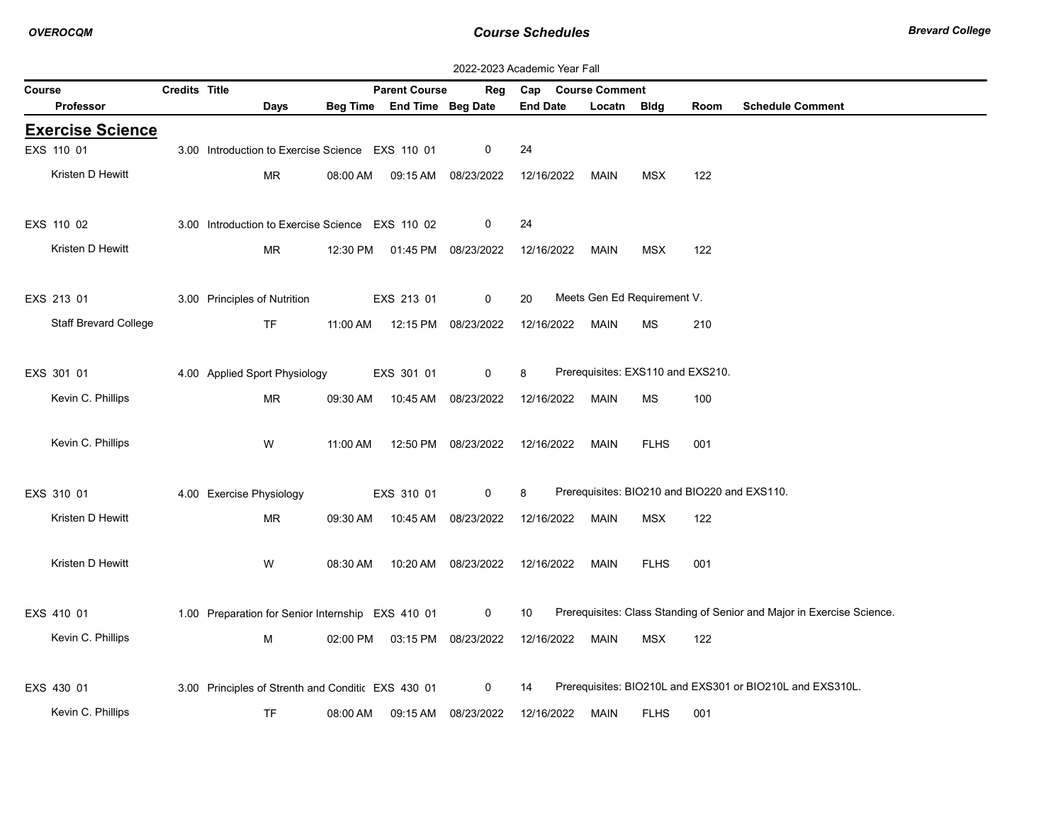2022-2023 Academic Year Fall

| Course | Credits | Title | Parent Course | Reg | Cap | Course Comment |
|---|---|---|---|---|---|---|
| **Professor** | **Days** | **Beg Time** | **End Time** | **Beg Date** | **End Date** | **Locatn** | **Bldg** | **Room** | **Schedule Comment** |

## Exercise Science

| Course / Professor | Credits | Title / Days | Beg Time | Parent Course / End Time | Reg / Beg Date | Cap / End Date | Locatn | Bldg | Room | Course Comment / Schedule Comment |
|---|---|---|---|---|---|---|---|---|---|---|
| EXS 110 01 | 3.00 | Introduction to Exercise Science | | EXS 110 01 | 0 | 24 | | | | |
| Kristen D Hewitt | | MR | 08:00 AM | 09:15 AM | 08/23/2022 | 12/16/2022 | MAIN | MSX | 122 | |
| EXS 110 02 | 3.00 | Introduction to Exercise Science | | EXS 110 02 | 0 | 24 | | | | |
| Kristen D Hewitt | | MR | 12:30 PM | 01:45 PM | 08/23/2022 | 12/16/2022 | MAIN | MSX | 122 | |
| EXS 213 01 | 3.00 | Principles of Nutrition | | EXS 213 01 | 0 | 20 | | | | Meets Gen Ed Requirement V. |
| Staff Brevard College | | TF | 11:00 AM | 12:15 PM | 08/23/2022 | 12/16/2022 | MAIN | MS | 210 | |
| EXS 301 01 | 4.00 | Applied Sport Physiology | | EXS 301 01 | 0 | 8 | | | | Prerequisites: EXS110 and EXS210. |
| Kevin C. Phillips | | MR | 09:30 AM | 10:45 AM | 08/23/2022 | 12/16/2022 | MAIN | MS | 100 | |
| Kevin C. Phillips | | W | 11:00 AM | 12:50 PM | 08/23/2022 | 12/16/2022 | MAIN | FLHS | 001 | |
| EXS 310 01 | 4.00 | Exercise Physiology | | EXS 310 01 | 0 | 8 | | | | Prerequisites: BIO210 and BIO220 and EXS110. |
| Kristen D Hewitt | | MR | 09:30 AM | 10:45 AM | 08/23/2022 | 12/16/2022 | MAIN | MSX | 122 | |
| Kristen D Hewitt | | W | 08:30 AM | 10:20 AM | 08/23/2022 | 12/16/2022 | MAIN | FLHS | 001 | |
| EXS 410 01 | 1.00 | Preparation for Senior Internship | | EXS 410 01 | 0 | 10 | | | | Prerequisites: Class Standing of Senior and Major in Exercise Science. |
| Kevin C. Phillips | | M | 02:00 PM | 03:15 PM | 08/23/2022 | 12/16/2022 | MAIN | MSX | 122 | |
| EXS 430 01 | 3.00 | Principles of Strenth and Conditic | | EXS 430 01 | 0 | 14 | | | | Prerequisites: BIO210L and EXS301 or BIO210L and EXS310L. |
| Kevin C. Phillips | | TF | 08:00 AM | 09:15 AM | 08/23/2022 | 12/16/2022 | MAIN | FLHS | 001 | |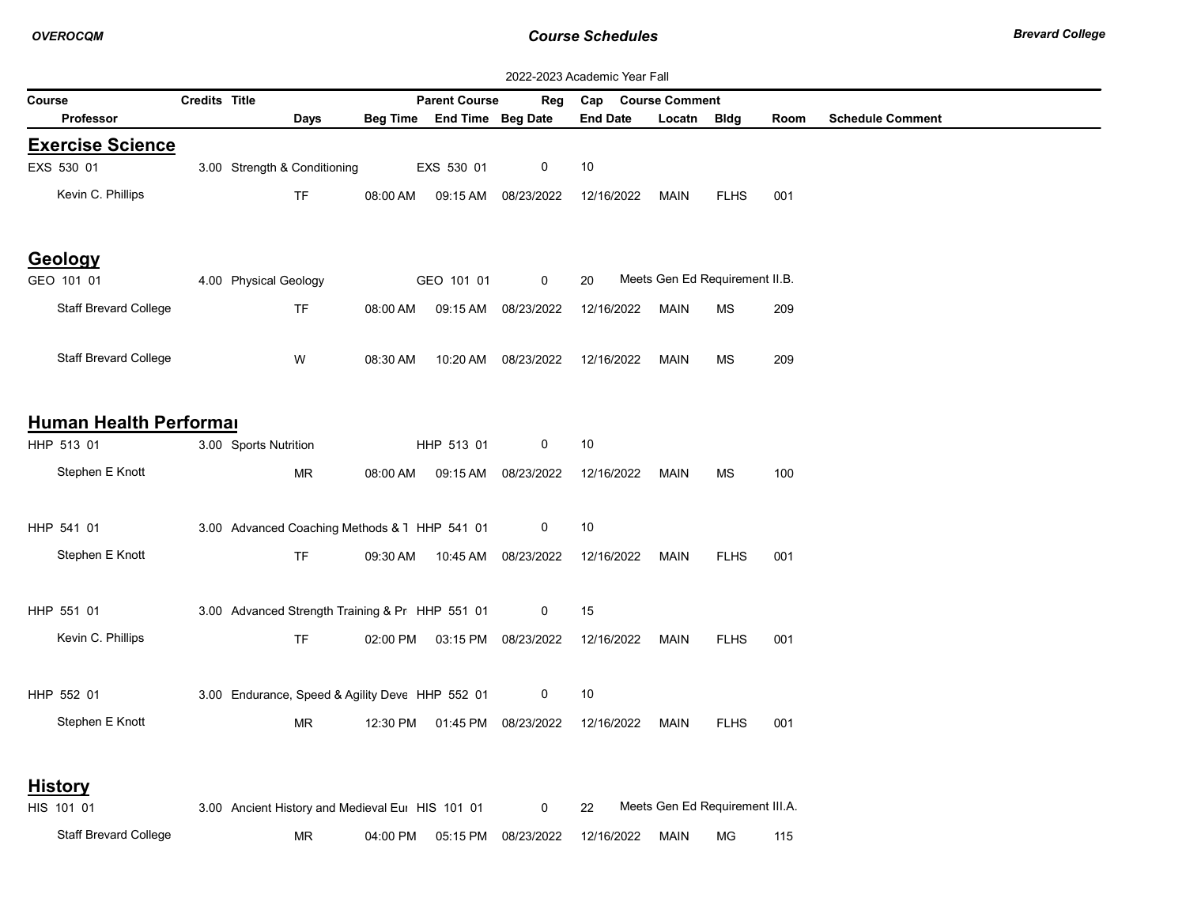**OVEROCQM** | ***Course Schedules*** | ***Brevard College***

2022-2023 Academic Year Fall

| Course | Credits | Title | Parent Course | Reg | Cap | Course Comment |
|---|---|---|---|---|---|---|
| Professor | Days | Beg Time | End Time | Beg Date | End Date | Locatn | Bldg | Room | Schedule Comment |

## Exercise Science

| Course / Professor | Credits | Title / Days | Beg Time | Parent Course / End Time | Reg / Beg Date | Cap / End Date | Locatn | Bldg | Room | Comment |
|---|---|---|---|---|---|---|---|---|---|---|
| EXS 530 01 | 3.00 | Strength & Conditioning | | EXS 530 01 | 0 | 10 | | | | |
| Kevin C. Phillips | | TF | 08:00 AM | 09:15 AM | 08/23/2022 | 12/16/2022 | MAIN | FLHS | 001 | |

## Geology

| Course / Professor | Credits | Title / Days | Beg Time | Parent Course / End Time | Reg / Beg Date | Cap / End Date | Locatn | Bldg | Room | Comment |
|---|---|---|---|---|---|---|---|---|---|---|
| GEO 101 01 | 4.00 | Physical Geology | | GEO 101 01 | 0 | 20 | | | | Meets Gen Ed Requirement II.B. |
| Staff Brevard College | | TF | 08:00 AM | 09:15 AM | 08/23/2022 | 12/16/2022 | MAIN | MS | 209 | |
| Staff Brevard College | | W | 08:30 AM | 10:20 AM | 08/23/2022 | 12/16/2022 | MAIN | MS | 209 | |

## Human Health Performai

| Course / Professor | Credits | Title / Days | Beg Time | Parent Course / End Time | Reg / Beg Date | Cap / End Date | Locatn | Bldg | Room | Comment |
|---|---|---|---|---|---|---|---|---|---|---|
| HHP 513 01 | 3.00 | Sports Nutrition | | HHP 513 01 | 0 | 10 | | | | |
| Stephen E Knott | | MR | 08:00 AM | 09:15 AM | 08/23/2022 | 12/16/2022 | MAIN | MS | 100 | |
| HHP 541 01 | 3.00 | Advanced Coaching Methods & T | | HHP 541 01 | 0 | 10 | | | | |
| Stephen E Knott | | TF | 09:30 AM | 10:45 AM | 08/23/2022 | 12/16/2022 | MAIN | FLHS | 001 | |
| HHP 551 01 | 3.00 | Advanced Strength Training & Pr | | HHP 551 01 | 0 | 15 | | | | |
| Kevin C. Phillips | | TF | 02:00 PM | 03:15 PM | 08/23/2022 | 12/16/2022 | MAIN | FLHS | 001 | |
| HHP 552 01 | 3.00 | Endurance, Speed & Agility Deve | | HHP 552 01 | 0 | 10 | | | | |
| Stephen E Knott | | MR | 12:30 PM | 01:45 PM | 08/23/2022 | 12/16/2022 | MAIN | FLHS | 001 | |

## History

| Course / Professor | Credits | Title / Days | Beg Time | Parent Course / End Time | Reg / Beg Date | Cap / End Date | Locatn | Bldg | Room | Comment |
|---|---|---|---|---|---|---|---|---|---|---|
| HIS 101 01 | 3.00 | Ancient History and Medieval Eur | | HIS 101 01 | 0 | 22 | | | | Meets Gen Ed Requirement III.A. |
| Staff Brevard College | | MR | 04:00 PM | 05:15 PM | 08/23/2022 | 12/16/2022 | MAIN | MG | 115 | |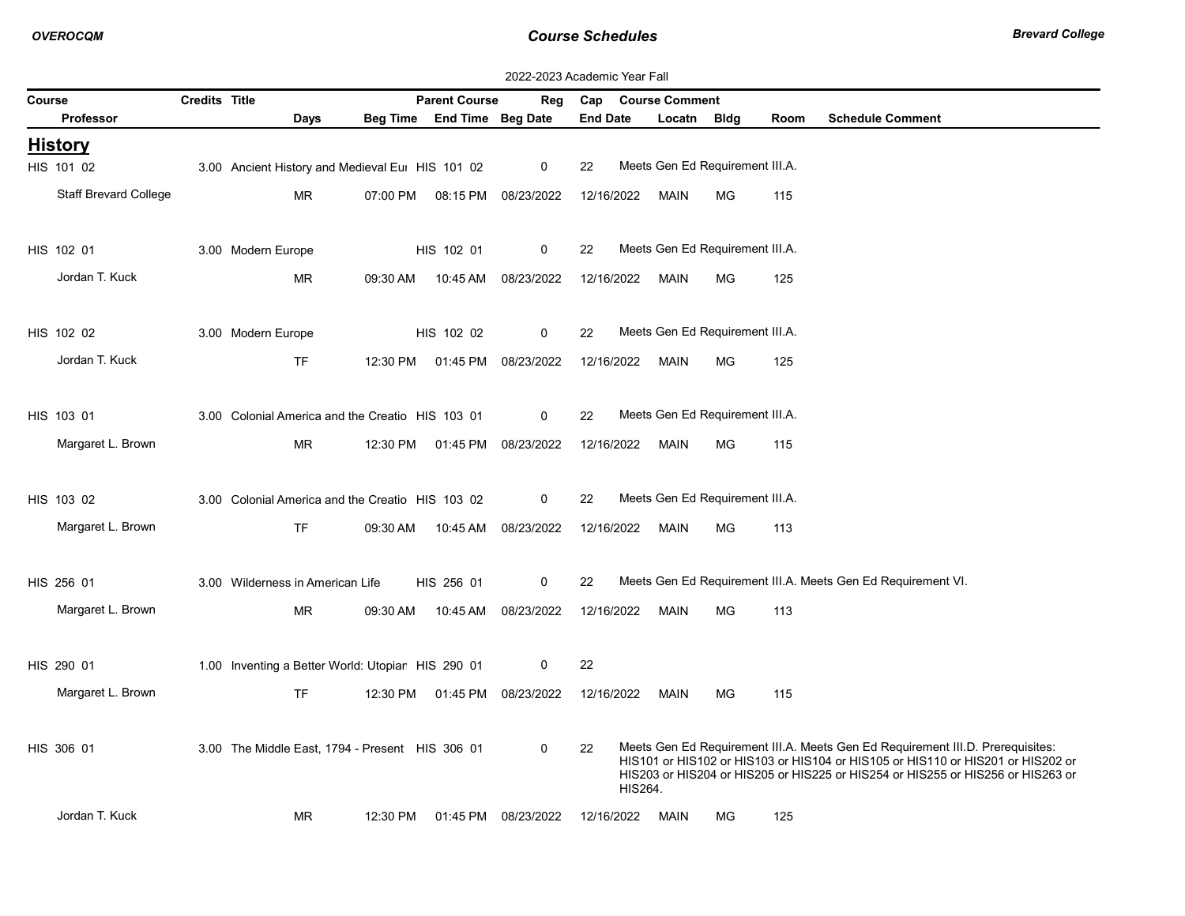2022-2023 Academic Year Fall

| Course | Credits | Title | Parent Course | Reg | Cap | Course Comment |
|---|---|---|---|---|---|---|
| **Professor** | **Days** | **Beg Time** | **End Time** | **Beg Date** | **End Date** | **Locatn / Bldg / Room / Schedule Comment** |

## History

| Course / Professor | Credits | Title / Days | Beg Time | Parent Course / End Time | Reg / Beg Date | Cap / End Date | Locatn | Bldg | Room | Course Comment / Schedule Comment |
|---|---|---|---|---|---|---|---|---|---|---|
| HIS 101 02 | 3.00 | Ancient History and Medieval Eu |  | HIS 101 02 | 0 | 22 |  |  |  | Meets Gen Ed Requirement III.A. |
| Staff Brevard College |  | MR | 07:00 PM | 08:15 PM | 08/23/2022 | 12/16/2022 | MAIN | MG | 115 |  |
| HIS 102 01 | 3.00 | Modern Europe |  | HIS 102 01 | 0 | 22 |  |  |  | Meets Gen Ed Requirement III.A. |
| Jordan T. Kuck |  | MR | 09:30 AM | 10:45 AM | 08/23/2022 | 12/16/2022 | MAIN | MG | 125 |  |
| HIS 102 02 | 3.00 | Modern Europe |  | HIS 102 02 | 0 | 22 |  |  |  | Meets Gen Ed Requirement III.A. |
| Jordan T. Kuck |  | TF | 12:30 PM | 01:45 PM | 08/23/2022 | 12/16/2022 | MAIN | MG | 125 |  |
| HIS 103 01 | 3.00 | Colonial America and the Creatio |  | HIS 103 01 | 0 | 22 |  |  |  | Meets Gen Ed Requirement III.A. |
| Margaret L. Brown |  | MR | 12:30 PM | 01:45 PM | 08/23/2022 | 12/16/2022 | MAIN | MG | 115 |  |
| HIS 103 02 | 3.00 | Colonial America and the Creatio |  | HIS 103 02 | 0 | 22 |  |  |  | Meets Gen Ed Requirement III.A. |
| Margaret L. Brown |  | TF | 09:30 AM | 10:45 AM | 08/23/2022 | 12/16/2022 | MAIN | MG | 113 |  |
| HIS 256 01 | 3.00 | Wilderness in American Life |  | HIS 256 01 | 0 | 22 |  |  |  | Meets Gen Ed Requirement III.A. Meets Gen Ed Requirement VI. |
| Margaret L. Brown |  | MR | 09:30 AM | 10:45 AM | 08/23/2022 | 12/16/2022 | MAIN | MG | 113 |  |
| HIS 290 01 | 1.00 | Inventing a Better World: Utopiar |  | HIS 290 01 | 0 | 22 |  |  |  |  |
| Margaret L. Brown |  | TF | 12:30 PM | 01:45 PM | 08/23/2022 | 12/16/2022 | MAIN | MG | 115 |  |
| HIS 306 01 | 3.00 | The Middle East, 1794 - Present |  | HIS 306 01 | 0 | 22 |  |  |  | Meets Gen Ed Requirement III.A. Meets Gen Ed Requirement III.D. Prerequisites: HIS101 or HIS102 or HIS103 or HIS104 or HIS105 or HIS110 or HIS201 or HIS202 or HIS203 or HIS204 or HIS205 or HIS225 or HIS254 or HIS255 or HIS256 or HIS263 or HIS264. |
| Jordan T. Kuck |  | MR | 12:30 PM | 01:45 PM | 08/23/2022 | 12/16/2022 | MAIN | MG | 125 |  |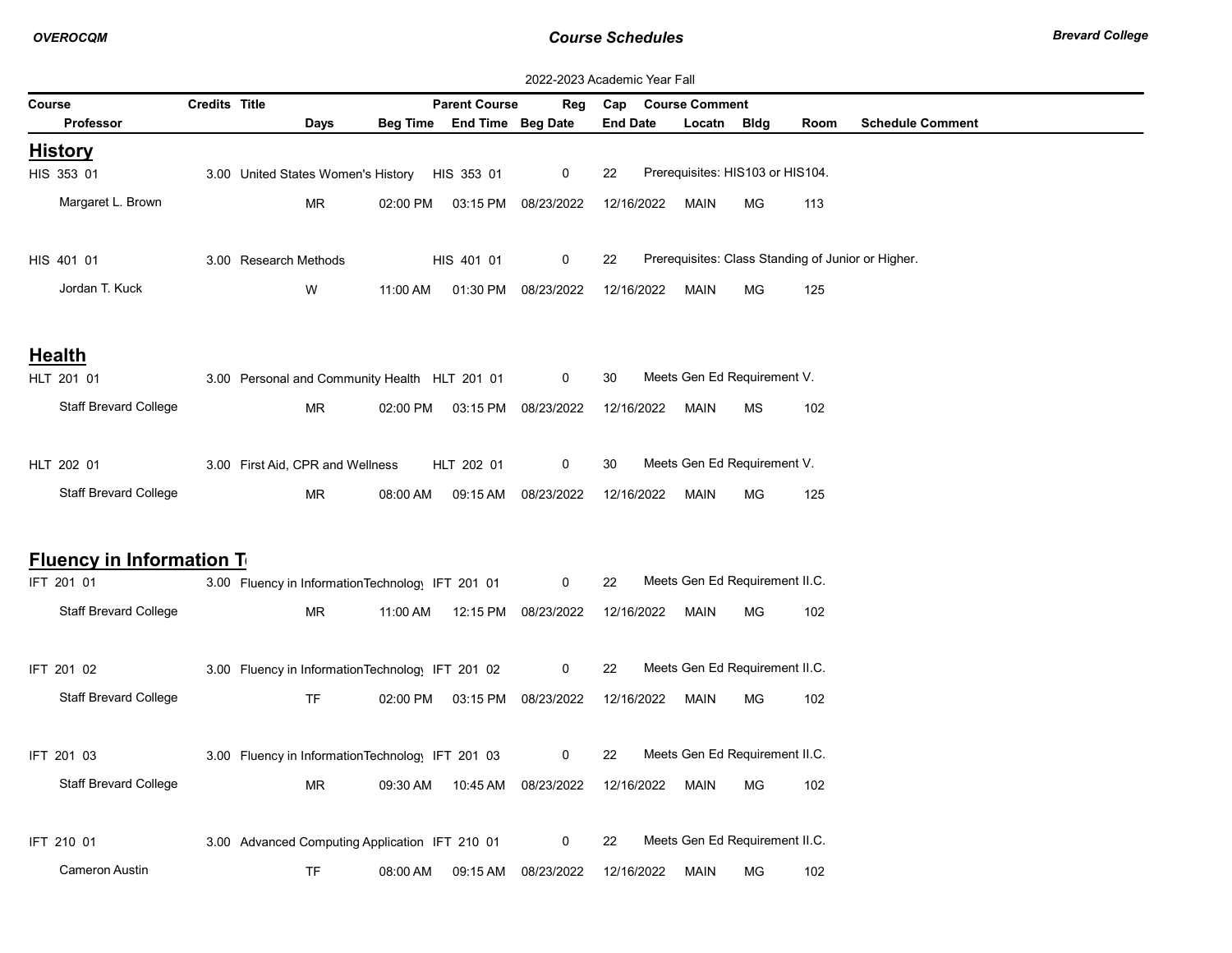2022-2023 Academic Year Fall

| Course | Credits | Title | Parent Course | Reg | Cap | Course Comment |
|---|---|---|---|---|---|---|
| Professor | Days | Beg Time | End Time | Beg Date | End Date | Locatn | Bldg | Room | Schedule Comment |

## History

| Course / Professor | Credits | Title / Days | Beg Time | Parent Course / End Time | Reg / Beg Date | Cap / End Date | Locatn | Bldg | Room | Course Comment |
|---|---|---|---|---|---|---|---|---|---|---|
| HIS 353 01 | 3.00 | United States Women's History | | HIS 353 01 | 0 | 22 | | | | Prerequisites: HIS103 or HIS104. |
| Margaret L. Brown | | MR | 02:00 PM | 03:15 PM | 08/23/2022 | 12/16/2022 | MAIN | MG | 113 | |
| HIS 401 01 | 3.00 | Research Methods | | HIS 401 01 | 0 | 22 | | | | Prerequisites: Class Standing of Junior or Higher. |
| Jordan T. Kuck | | W | 11:00 AM | 01:30 PM | 08/23/2022 | 12/16/2022 | MAIN | MG | 125 | |

## Health

| Course / Professor | Credits | Title / Days | Beg Time | Parent Course / End Time | Reg / Beg Date | Cap / End Date | Locatn | Bldg | Room | Course Comment |
|---|---|---|---|---|---|---|---|---|---|---|
| HLT 201 01 | 3.00 | Personal and Community Health | | HLT 201 01 | 0 | 30 | | | | Meets Gen Ed Requirement V. |
| Staff Brevard College | | MR | 02:00 PM | 03:15 PM | 08/23/2022 | 12/16/2022 | MAIN | MS | 102 | |
| HLT 202 01 | 3.00 | First Aid, CPR and Wellness | | HLT 202 01 | 0 | 30 | | | | Meets Gen Ed Requirement V. |
| Staff Brevard College | | MR | 08:00 AM | 09:15 AM | 08/23/2022 | 12/16/2022 | MAIN | MG | 125 | |

## Fluency in Information T

| Course / Professor | Credits | Title / Days | Beg Time | Parent Course / End Time | Reg / Beg Date | Cap / End Date | Locatn | Bldg | Room | Course Comment |
|---|---|---|---|---|---|---|---|---|---|---|
| IFT 201 01 | 3.00 | Fluency in InformationTechnology | | IFT 201 01 | 0 | 22 | | | | Meets Gen Ed Requirement II.C. |
| Staff Brevard College | | MR | 11:00 AM | 12:15 PM | 08/23/2022 | 12/16/2022 | MAIN | MG | 102 | |
| IFT 201 02 | 3.00 | Fluency in InformationTechnology | | IFT 201 02 | 0 | 22 | | | | Meets Gen Ed Requirement II.C. |
| Staff Brevard College | | TF | 02:00 PM | 03:15 PM | 08/23/2022 | 12/16/2022 | MAIN | MG | 102 | |
| IFT 201 03 | 3.00 | Fluency in InformationTechnology | | IFT 201 03 | 0 | 22 | | | | Meets Gen Ed Requirement II.C. |
| Staff Brevard College | | MR | 09:30 AM | 10:45 AM | 08/23/2022 | 12/16/2022 | MAIN | MG | 102 | |
| IFT 210 01 | 3.00 | Advanced Computing Application | | IFT 210 01 | 0 | 22 | | | | Meets Gen Ed Requirement II.C. |
| Cameron Austin | | TF | 08:00 AM | 09:15 AM | 08/23/2022 | 12/16/2022 | MAIN | MG | 102 | |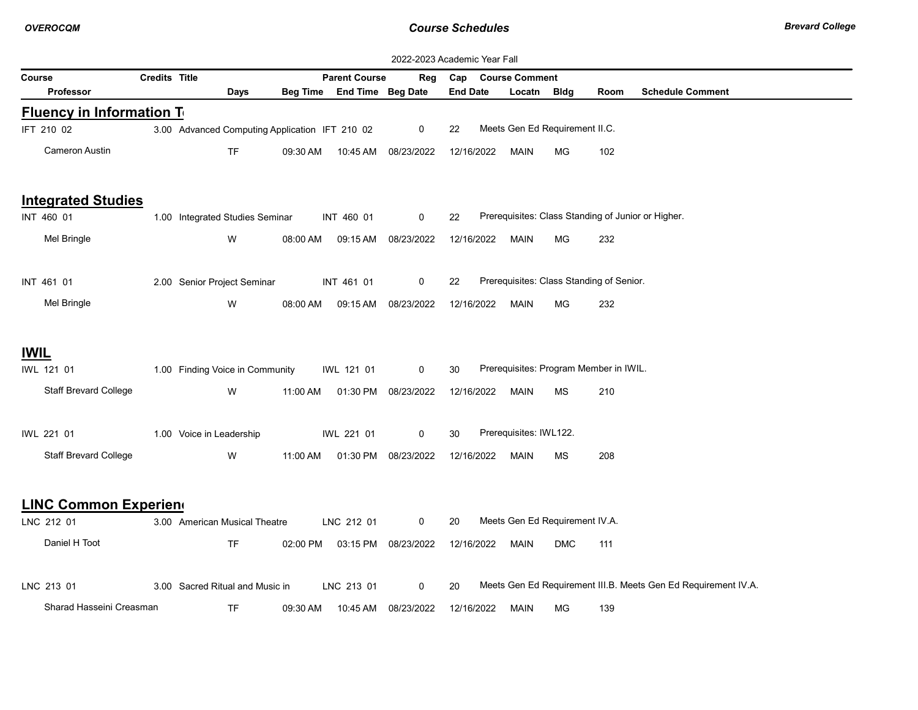2022-2023 Academic Year Fall

| Course | Credits | Title | Parent Course | Reg | Cap | Course Comment |
|---|---|---|---|---|---|---|
| **Professor** | | **Days** | **Beg Time** | **End Time** | **Beg Date** | **End Date** / **Locatn** / **Bldg** / **Room** / **Schedule Comment** |

## Fluency in Information T

| Course | Credits | Title | Parent Course | Reg | Cap | Course Comment |
|---|---|---|---|---|---|---|
| IFT 210 02 | 3.00 | Advanced Computing Application | IFT 210 02 | 0 | 22 | Meets Gen Ed Requirement II.C. |

| Professor | Days | Beg Time | End Time | Beg Date | End Date | Locatn | Bldg | Room | Schedule Comment |
|---|---|---|---|---|---|---|---|---|---|
| Cameron Austin | TF | 09:30 AM | 10:45 AM | 08/23/2022 | 12/16/2022 | MAIN | MG | 102 | |

## Integrated Studies

| Course | Credits | Title | Parent Course | Reg | Cap | Course Comment |
|---|---|---|---|---|---|---|
| INT 460 01 | 1.00 | Integrated Studies Seminar | INT 460 01 | 0 | 22 | Prerequisites: Class Standing of Junior or Higher. |

| Professor | Days | Beg Time | End Time | Beg Date | End Date | Locatn | Bldg | Room | Schedule Comment |
|---|---|---|---|---|---|---|---|---|---|
| Mel Bringle | W | 08:00 AM | 09:15 AM | 08/23/2022 | 12/16/2022 | MAIN | MG | 232 | |

| Course | Credits | Title | Parent Course | Reg | Cap | Course Comment |
|---|---|---|---|---|---|---|
| INT 461 01 | 2.00 | Senior Project Seminar | INT 461 01 | 0 | 22 | Prerequisites: Class Standing of Senior. |

| Professor | Days | Beg Time | End Time | Beg Date | End Date | Locatn | Bldg | Room | Schedule Comment |
|---|---|---|---|---|---|---|---|---|---|
| Mel Bringle | W | 08:00 AM | 09:15 AM | 08/23/2022 | 12/16/2022 | MAIN | MG | 232 | |

## IWIL

| Course | Credits | Title | Parent Course | Reg | Cap | Course Comment |
|---|---|---|---|---|---|---|
| IWL 121 01 | 1.00 | Finding Voice in Community | IWL 121 01 | 0 | 30 | Prerequisites: Program Member in IWIL. |

| Professor | Days | Beg Time | End Time | Beg Date | End Date | Locatn | Bldg | Room | Schedule Comment |
|---|---|---|---|---|---|---|---|---|---|
| Staff Brevard College | W | 11:00 AM | 01:30 PM | 08/23/2022 | 12/16/2022 | MAIN | MS | 210 | |

| Course | Credits | Title | Parent Course | Reg | Cap | Course Comment |
|---|---|---|---|---|---|---|
| IWL 221 01 | 1.00 | Voice in Leadership | IWL 221 01 | 0 | 30 | Prerequisites: IWL122. |

| Professor | Days | Beg Time | End Time | Beg Date | End Date | Locatn | Bldg | Room | Schedule Comment |
|---|---|---|---|---|---|---|---|---|---|
| Staff Brevard College | W | 11:00 AM | 01:30 PM | 08/23/2022 | 12/16/2022 | MAIN | MS | 208 | |

## LINC Common Experien

| Course | Credits | Title | Parent Course | Reg | Cap | Course Comment |
|---|---|---|---|---|---|---|
| LNC 212 01 | 3.00 | American Musical Theatre | LNC 212 01 | 0 | 20 | Meets Gen Ed Requirement IV.A. |

| Professor | Days | Beg Time | End Time | Beg Date | End Date | Locatn | Bldg | Room | Schedule Comment |
|---|---|---|---|---|---|---|---|---|---|
| Daniel H Toot | TF | 02:00 PM | 03:15 PM | 08/23/2022 | 12/16/2022 | MAIN | DMC | 111 | |

| Course | Credits | Title | Parent Course | Reg | Cap | Course Comment |
|---|---|---|---|---|---|---|
| LNC 213 01 | 3.00 | Sacred Ritual and Music in | LNC 213 01 | 0 | 20 | Meets Gen Ed Requirement III.B. Meets Gen Ed Requirement IV.A. |

| Professor | Days | Beg Time | End Time | Beg Date | End Date | Locatn | Bldg | Room | Schedule Comment |
|---|---|---|---|---|---|---|---|---|---|
| Sharad Hasseini Creasman | TF | 09:30 AM | 10:45 AM | 08/23/2022 | 12/16/2022 | MAIN | MG | 139 | |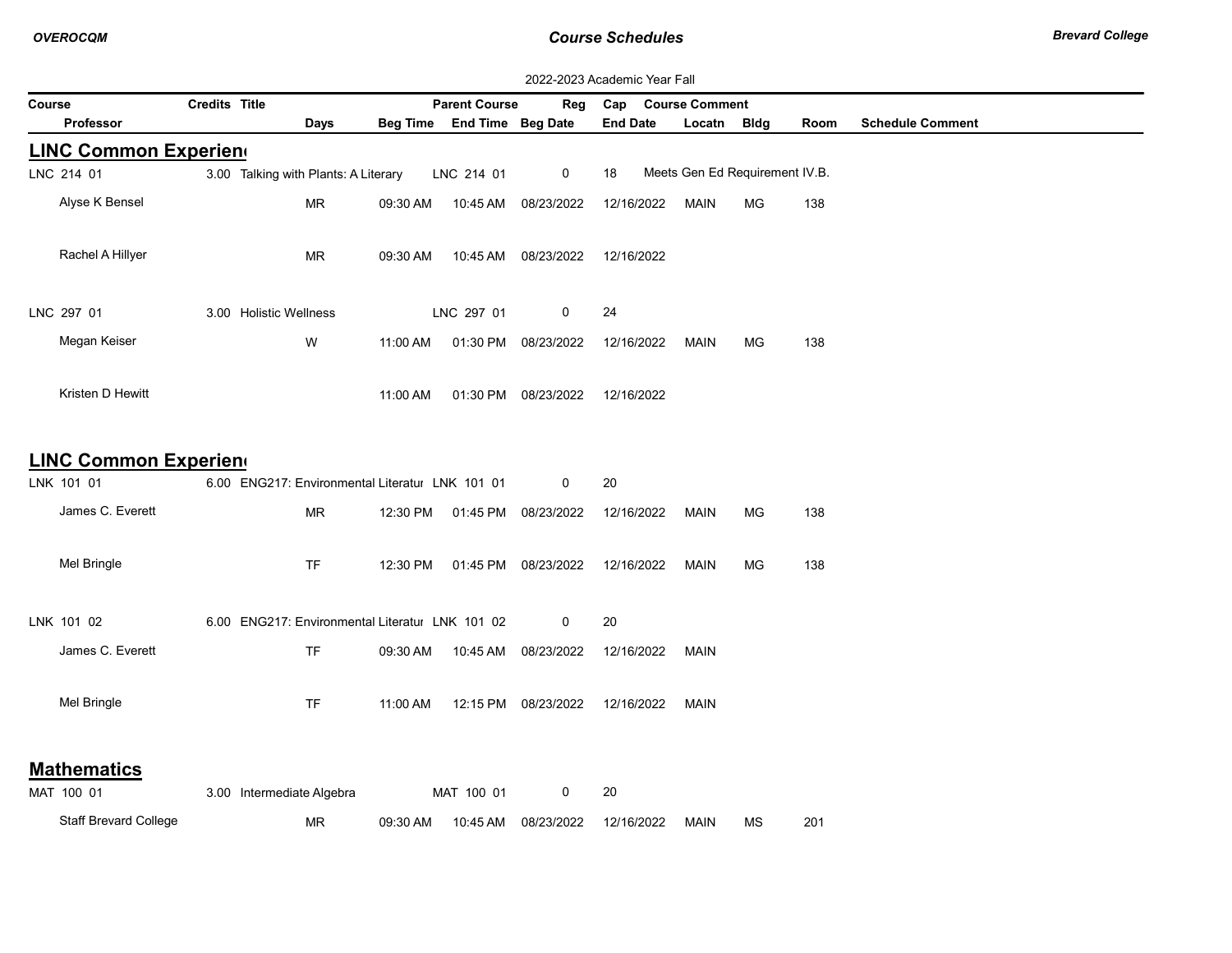2022-2023 Academic Year Fall

| Course | Credits | Title | | | Parent Course | | Reg | Cap | Course Comment | | | |
|---|---|---|---|---|---|---|---|---|---|---|---|---|
| Professor | | | Days | Beg Time | End Time | Beg Date | | End Date | Locatn | Bldg | Room | Schedule Comment |

## LINC Common Experien

| Course / Professor | Credits | Title | Days | Beg Time | Parent Course / End Time | Beg Date / Reg | Cap / End Date | Locatn | Bldg | Room | Course / Schedule Comment |
|---|---|---|---|---|---|---|---|---|---|---|---|
| LNC 214 01 | 3.00 | Talking with Plants: A Literary | | | LNC 214 01 | 0 | 18 | | | | Meets Gen Ed Requirement IV.B. |
| Alyse K Bensel | | | MR | 09:30 AM | 10:45 AM | 08/23/2022 | 12/16/2022 | MAIN | MG | 138 | |
| Rachel A Hillyer | | | MR | 09:30 AM | 10:45 AM | 08/23/2022 | 12/16/2022 | | | | |
| LNC 297 01 | 3.00 | Holistic Wellness | | | LNC 297 01 | 0 | 24 | | | | |
| Megan Keiser | | | W | 11:00 AM | 01:30 PM | 08/23/2022 | 12/16/2022 | MAIN | MG | 138 | |
| Kristen D Hewitt | | | | 11:00 AM | 01:30 PM | 08/23/2022 | 12/16/2022 | | | | |

## LINC Common Experien

| Course / Professor | Credits | Title | Days | Beg Time | Parent Course / End Time | Beg Date / Reg | Cap / End Date | Locatn | Bldg | Room | Course / Schedule Comment |
|---|---|---|---|---|---|---|---|---|---|---|---|
| LNK 101 01 | 6.00 | ENG217: Environmental Literatur | | | LNK 101 01 | 0 | 20 | | | | |
| James C. Everett | | | MR | 12:30 PM | 01:45 PM | 08/23/2022 | 12/16/2022 | MAIN | MG | 138 | |
| Mel Bringle | | | TF | 12:30 PM | 01:45 PM | 08/23/2022 | 12/16/2022 | MAIN | MG | 138 | |
| LNK 101 02 | 6.00 | ENG217: Environmental Literatur | | | LNK 101 02 | 0 | 20 | | | | |
| James C. Everett | | | TF | 09:30 AM | 10:45 AM | 08/23/2022 | 12/16/2022 | MAIN | | | |
| Mel Bringle | | | TF | 11:00 AM | 12:15 PM | 08/23/2022 | 12/16/2022 | MAIN | | | |

## Mathematics

| Course / Professor | Credits | Title | Days | Beg Time | Parent Course / End Time | Beg Date / Reg | Cap / End Date | Locatn | Bldg | Room | Course / Schedule Comment |
|---|---|---|---|---|---|---|---|---|---|---|---|
| MAT 100 01 | 3.00 | Intermediate Algebra | | | MAT 100 01 | 0 | 20 | | | | |
| Staff Brevard College | | | MR | 09:30 AM | 10:45 AM | 08/23/2022 | 12/16/2022 | MAIN | MS | 201 | |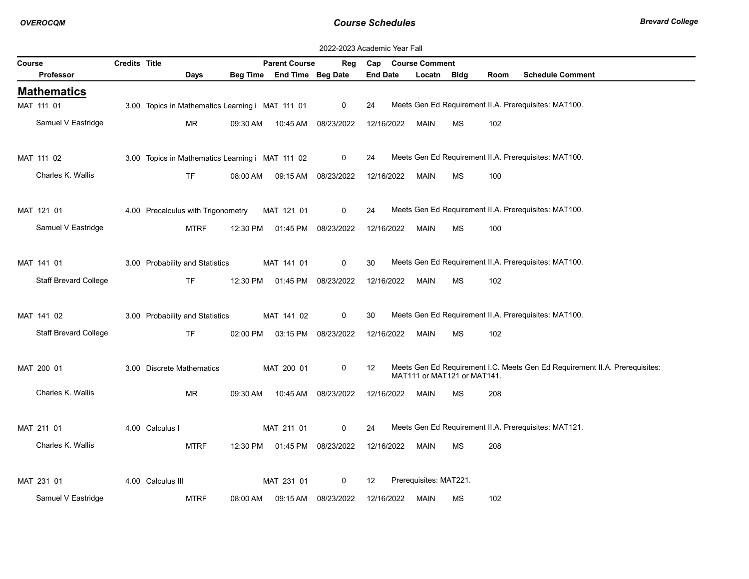2022-2023 Academic Year Fall

## Mathematics

| Course | Credits | Title | Parent Course | Reg | Cap | Course Comment |
|---|---|---|---|---|---|---|
| **Professor** | | **Days** | **Beg Time** | **End Time** | **Beg Date** | **End Date** / **Locatn** / **Bldg** / **Room** / **Schedule Comment** |
| MAT 111 01 | 3.00 | Topics in Mathematics Learning i | MAT 111 01 | 0 | 24 | Meets Gen Ed Requirement II.A. Prerequisites: MAT100. |
| Samuel V Eastridge | | MR | 09:30 AM | 10:45 AM | 08/23/2022 | 12/16/2022 MAIN MS 102 |
| MAT 111 02 | 3.00 | Topics in Mathematics Learning i | MAT 111 02 | 0 | 24 | Meets Gen Ed Requirement II.A. Prerequisites: MAT100. |
| Charles K. Wallis | | TF | 08:00 AM | 09:15 AM | 08/23/2022 | 12/16/2022 MAIN MS 100 |
| MAT 121 01 | 4.00 | Precalculus with Trigonometry | MAT 121 01 | 0 | 24 | Meets Gen Ed Requirement II.A. Prerequisites: MAT100. |
| Samuel V Eastridge | | MTRF | 12:30 PM | 01:45 PM | 08/23/2022 | 12/16/2022 MAIN MS 100 |
| MAT 141 01 | 3.00 | Probability and Statistics | MAT 141 01 | 0 | 30 | Meets Gen Ed Requirement II.A. Prerequisites: MAT100. |
| Staff Brevard College | | TF | 12:30 PM | 01:45 PM | 08/23/2022 | 12/16/2022 MAIN MS 102 |
| MAT 141 02 | 3.00 | Probability and Statistics | MAT 141 02 | 0 | 30 | Meets Gen Ed Requirement II.A. Prerequisites: MAT100. |
| Staff Brevard College | | TF | 02:00 PM | 03:15 PM | 08/23/2022 | 12/16/2022 MAIN MS 102 |
| MAT 200 01 | 3.00 | Discrete Mathematics | MAT 200 01 | 0 | 12 | Meets Gen Ed Requirement I.C. Meets Gen Ed Requirement II.A. Prerequisites: MAT111 or MAT121 or MAT141. |
| Charles K. Wallis | | MR | 09:30 AM | 10:45 AM | 08/23/2022 | 12/16/2022 MAIN MS 208 |
| MAT 211 01 | 4.00 | Calculus I | MAT 211 01 | 0 | 24 | Meets Gen Ed Requirement II.A. Prerequisites: MAT121. |
| Charles K. Wallis | | MTRF | 12:30 PM | 01:45 PM | 08/23/2022 | 12/16/2022 MAIN MS 208 |
| MAT 231 01 | 4.00 | Calculus III | MAT 231 01 | 0 | 12 | Prerequisites: MAT221. |
| Samuel V Eastridge | | MTRF | 08:00 AM | 09:15 AM | 08/23/2022 | 12/16/2022 MAIN MS 102 |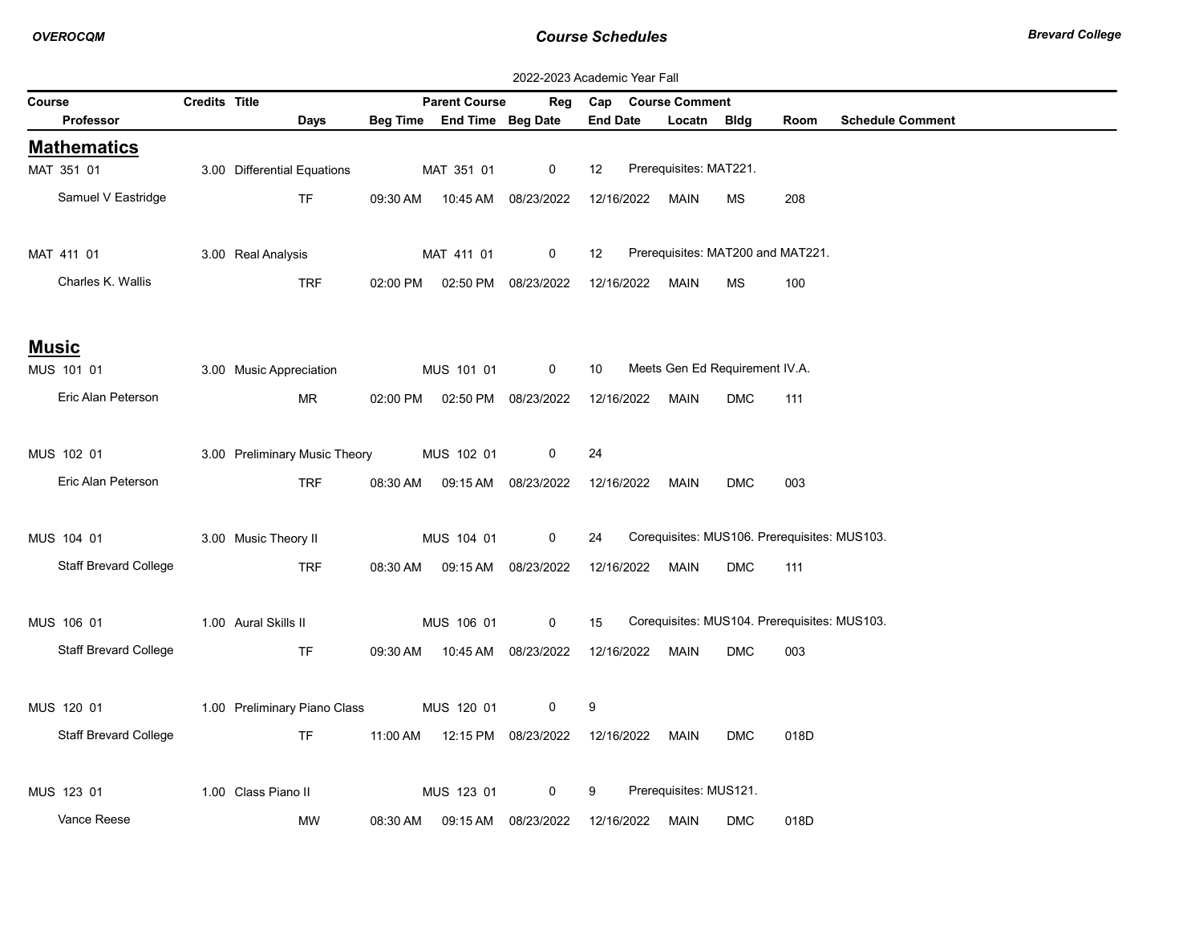2022-2023 Academic Year Fall

| Course | Credits | Title | Parent Course | Reg | Cap | Course Comment | | | |
|---|---|---|---|---|---|---|---|---|---|
| Professor | Days | Beg Time | End Time | Beg Date | End Date | Locatn | Bldg | Room | Schedule Comment |

## Mathematics

| Course / Professor | Credits | Title / Days | Beg Time | Parent Course / End Time | Reg / Beg Date | Cap / End Date | Course Comment / Locatn | Bldg | Room | Schedule Comment |
|---|---|---|---|---|---|---|---|---|---|---|
| MAT 351 01 | 3.00 | Differential Equations | | MAT 351 01 | 0 | 12 | Prerequisites: MAT221. | | | |
| Samuel V Eastridge | | TF | 09:30 AM | 10:45 AM | 08/23/2022 | 12/16/2022 | MAIN | MS | 208 | |
| MAT 411 01 | 3.00 | Real Analysis | | MAT 411 01 | 0 | 12 | Prerequisites: MAT200 and MAT221. | | | |
| Charles K. Wallis | | TRF | 02:00 PM | 02:50 PM | 08/23/2022 | 12/16/2022 | MAIN | MS | 100 | |

## Music

| Course / Professor | Credits | Title / Days | Beg Time | Parent Course / End Time | Reg / Beg Date | Cap / End Date | Course Comment / Locatn | Bldg | Room | Schedule Comment |
|---|---|---|---|---|---|---|---|---|---|---|
| MUS 101 01 | 3.00 | Music Appreciation | | MUS 101 01 | 0 | 10 | Meets Gen Ed Requirement IV.A. | | | |
| Eric Alan Peterson | | MR | 02:00 PM | 02:50 PM | 08/23/2022 | 12/16/2022 | MAIN | DMC | 111 | |
| MUS 102 01 | 3.00 | Preliminary Music Theory | | MUS 102 01 | 0 | 24 | | | | |
| Eric Alan Peterson | | TRF | 08:30 AM | 09:15 AM | 08/23/2022 | 12/16/2022 | MAIN | DMC | 003 | |
| MUS 104 01 | 3.00 | Music Theory II | | MUS 104 01 | 0 | 24 | Corequisites: MUS106. Prerequisites: MUS103. | | | |
| Staff Brevard College | | TRF | 08:30 AM | 09:15 AM | 08/23/2022 | 12/16/2022 | MAIN | DMC | 111 | |
| MUS 106 01 | 1.00 | Aural Skills II | | MUS 106 01 | 0 | 15 | Corequisites: MUS104. Prerequisites: MUS103. | | | |
| Staff Brevard College | | TF | 09:30 AM | 10:45 AM | 08/23/2022 | 12/16/2022 | MAIN | DMC | 003 | |
| MUS 120 01 | 1.00 | Preliminary Piano Class | | MUS 120 01 | 0 | 9 | | | | |
| Staff Brevard College | | TF | 11:00 AM | 12:15 PM | 08/23/2022 | 12/16/2022 | MAIN | DMC | 018D | |
| MUS 123 01 | 1.00 | Class Piano II | | MUS 123 01 | 0 | 9 | Prerequisites: MUS121. | | | |
| Vance Reese | | MW | 08:30 AM | 09:15 AM | 08/23/2022 | 12/16/2022 | MAIN | DMC | 018D | |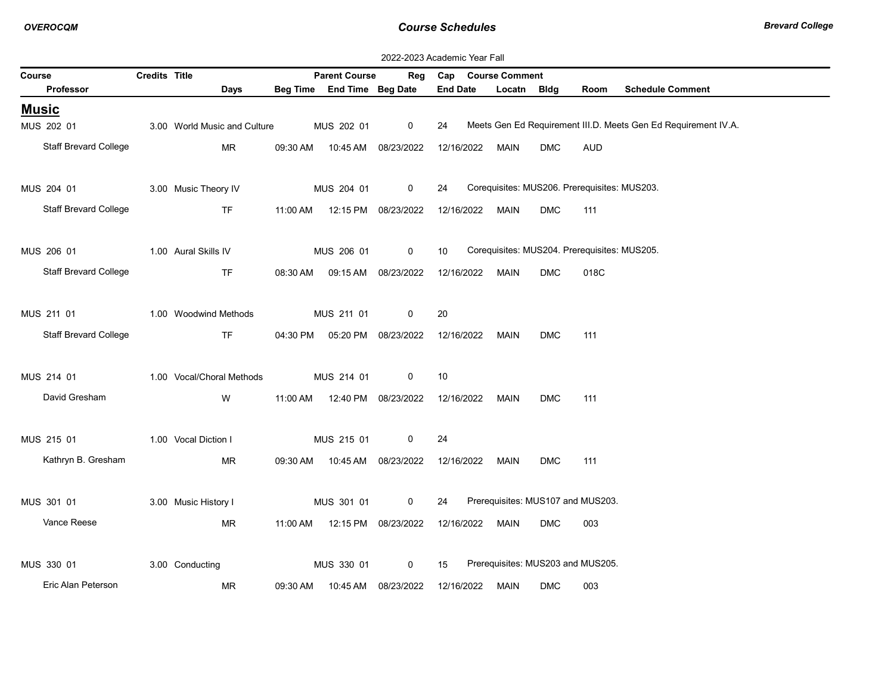2022-2023 Academic Year Fall

## Music

| Course | Professor | Credits | Title | Days | Beg Time | End Time | Parent Course | Reg | Beg Date | Cap | End Date | Locatn | Bldg | Room | Course Comment |
|---|---|---|---|---|---|---|---|---|---|---|---|---|---|---|---|
| MUS 202 01 | Staff Brevard College | 3.00 | World Music and Culture | MR | 09:30 AM | 10:45 AM | MUS 202 01 | 0 | 08/23/2022 | 24 | 12/16/2022 | MAIN | DMC | AUD | Meets Gen Ed Requirement III.D. Meets Gen Ed Requirement IV.A. |
| MUS 204 01 | Staff Brevard College | 3.00 | Music Theory IV | TF | 11:00 AM | 12:15 PM | MUS 204 01 | 0 | 08/23/2022 | 24 | 12/16/2022 | MAIN | DMC | 111 | Corequisites: MUS206. Prerequisites: MUS203. |
| MUS 206 01 | Staff Brevard College | 1.00 | Aural Skills IV | TF | 08:30 AM | 09:15 AM | MUS 206 01 | 0 | 08/23/2022 | 10 | 12/16/2022 | MAIN | DMC | 018C | Corequisites: MUS204. Prerequisites: MUS205. |
| MUS 211 01 | Staff Brevard College | 1.00 | Woodwind Methods | TF | 04:30 PM | 05:20 PM | MUS 211 01 | 0 | 08/23/2022 | 20 | 12/16/2022 | MAIN | DMC | 111 | |
| MUS 214 01 | David Gresham | 1.00 | Vocal/Choral Methods | W | 11:00 AM | 12:40 PM | MUS 214 01 | 0 | 08/23/2022 | 10 | 12/16/2022 | MAIN | DMC | 111 | |
| MUS 215 01 | Kathryn B. Gresham | 1.00 | Vocal Diction I | MR | 09:30 AM | 10:45 AM | MUS 215 01 | 0 | 08/23/2022 | 24 | 12/16/2022 | MAIN | DMC | 111 | |
| MUS 301 01 | Vance Reese | 3.00 | Music History I | MR | 11:00 AM | 12:15 PM | MUS 301 01 | 0 | 08/23/2022 | 24 | 12/16/2022 | MAIN | DMC | 003 | Prerequisites: MUS107 and MUS203. |
| MUS 330 01 | Eric Alan Peterson | 3.00 | Conducting | MR | 09:30 AM | 10:45 AM | MUS 330 01 | 0 | 08/23/2022 | 15 | 12/16/2022 | MAIN | DMC | 003 | Prerequisites: MUS203 and MUS205. |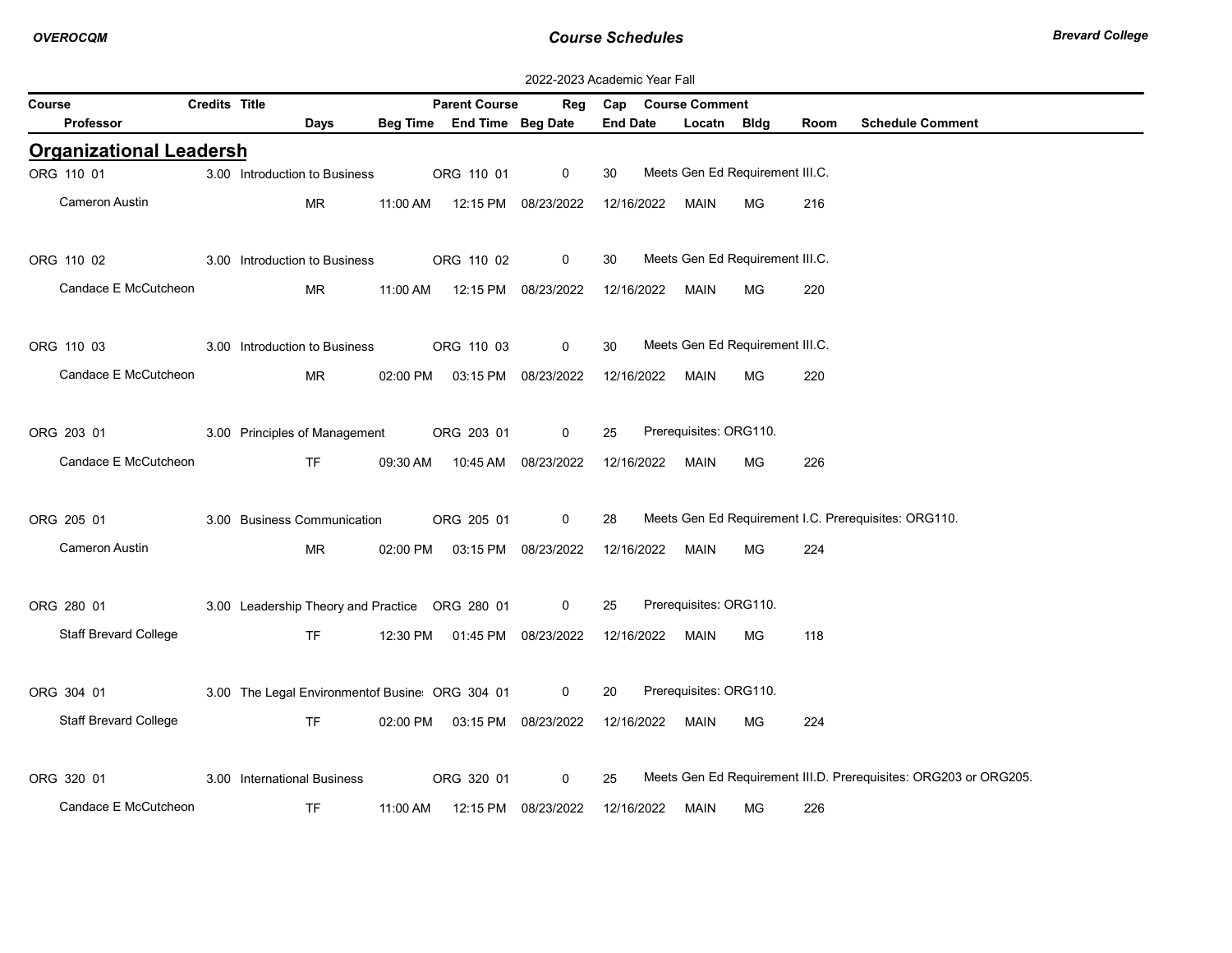2022-2023 Academic Year Fall

## Organizational Leadersh

| Course | Credits | Title | Parent Course | Reg | Cap | Course Comment |
|---|---|---|---|---|---|---|
| Professor | Days | Beg Time | End Time | Beg Date | End Date | Locatn | Bldg | Room | Schedule Comment |

| Course / Professor | Credits | Title / Days | Beg Time | Parent Course / End Time | Reg / Beg Date | Cap / End Date | Locatn | Bldg | Room | Course Comment / Schedule Comment |
|---|---|---|---|---|---|---|---|---|---|---|
| ORG 110 01 | 3.00 | Introduction to Business | | ORG 110 01 | 0 | 30 | | | | Meets Gen Ed Requirement III.C. |
| Cameron Austin | | MR | 11:00 AM | 12:15 PM | 08/23/2022 | 12/16/2022 | MAIN | MG | 216 | |
| ORG 110 02 | 3.00 | Introduction to Business | | ORG 110 02 | 0 | 30 | | | | Meets Gen Ed Requirement III.C. |
| Candace E McCutcheon | | MR | 11:00 AM | 12:15 PM | 08/23/2022 | 12/16/2022 | MAIN | MG | 220 | |
| ORG 110 03 | 3.00 | Introduction to Business | | ORG 110 03 | 0 | 30 | | | | Meets Gen Ed Requirement III.C. |
| Candace E McCutcheon | | MR | 02:00 PM | 03:15 PM | 08/23/2022 | 12/16/2022 | MAIN | MG | 220 | |
| ORG 203 01 | 3.00 | Principles of Management | | ORG 203 01 | 0 | 25 | | | | Prerequisites: ORG110. |
| Candace E McCutcheon | | TF | 09:30 AM | 10:45 AM | 08/23/2022 | 12/16/2022 | MAIN | MG | 226 | |
| ORG 205 01 | 3.00 | Business Communication | | ORG 205 01 | 0 | 28 | | | | Meets Gen Ed Requirement I.C. Prerequisites: ORG110. |
| Cameron Austin | | MR | 02:00 PM | 03:15 PM | 08/23/2022 | 12/16/2022 | MAIN | MG | 224 | |
| ORG 280 01 | 3.00 | Leadership Theory and Practice | | ORG 280 01 | 0 | 25 | | | | Prerequisites: ORG110. |
| Staff Brevard College | | TF | 12:30 PM | 01:45 PM | 08/23/2022 | 12/16/2022 | MAIN | MG | 118 | |
| ORG 304 01 | 3.00 | The Legal Environmentof Busine: | | ORG 304 01 | 0 | 20 | | | | Prerequisites: ORG110. |
| Staff Brevard College | | TF | 02:00 PM | 03:15 PM | 08/23/2022 | 12/16/2022 | MAIN | MG | 224 | |
| ORG 320 01 | 3.00 | International Business | | ORG 320 01 | 0 | 25 | | | | Meets Gen Ed Requirement III.D. Prerequisites: ORG203 or ORG205. |
| Candace E McCutcheon | | TF | 11:00 AM | 12:15 PM | 08/23/2022 | 12/16/2022 | MAIN | MG | 226 | |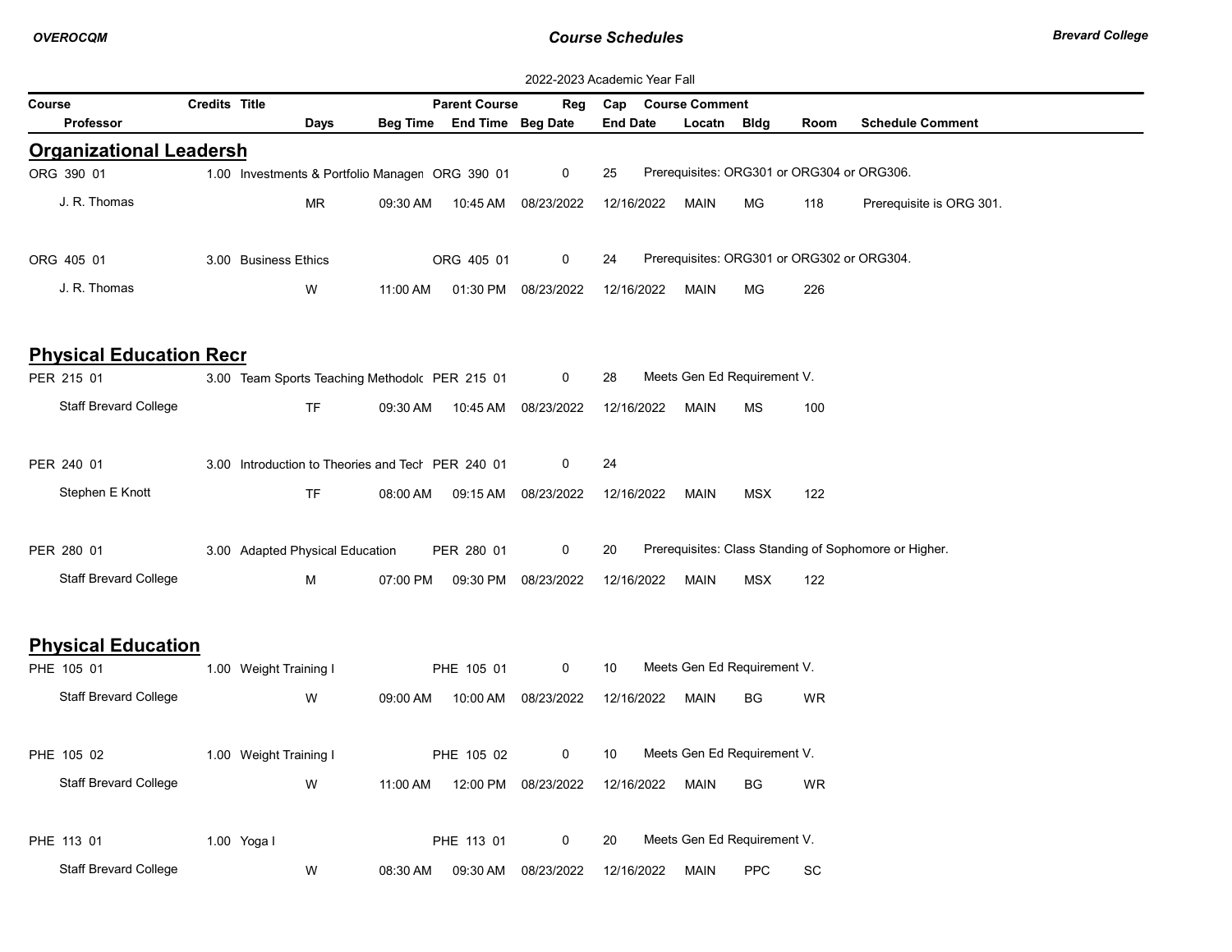2022-2023 Academic Year Fall

| Course | Credits | Title | | Parent Course | Reg | Cap | Course Comment | | | |
|---|---|---|---|---|---|---|---|---|---|---|
| Professor | | Days | Beg Time | End Time | Beg Date | End Date | Locatn | Bldg | Room | Schedule Comment |

## Organizational Leadersh

| Course | Credits | Title | | Parent Course | Reg | Cap | Course Comment | | | |
|---|---|---|---|---|---|---|---|---|---|---|
| ORG 390 01 | 1.00 | Investments & Portfolio Managen | | ORG 390 01 | 0 | 25 | Prerequisites: ORG301 or ORG304 or ORG306. | | | |
| J. R. Thomas | | MR | 09:30 AM | 10:45 AM | 08/23/2022 | 12/16/2022 | MAIN | MG | 118 | Prerequisite is ORG 301. |
| ORG 405 01 | 3.00 | Business Ethics | | ORG 405 01 | 0 | 24 | Prerequisites: ORG301 or ORG302 or ORG304. | | | |
| J. R. Thomas | | W | 11:00 AM | 01:30 PM | 08/23/2022 | 12/16/2022 | MAIN | MG | 226 | |

## Physical Education Recr

| Course | Credits | Title | | Parent Course | Reg | Cap | Course Comment | | | |
|---|---|---|---|---|---|---|---|---|---|---|
| PER 215 01 | 3.00 | Team Sports Teaching Methodolc | | PER 215 01 | 0 | 28 | Meets Gen Ed Requirement V. | | | |
| Staff Brevard College | | TF | 09:30 AM | 10:45 AM | 08/23/2022 | 12/16/2022 | MAIN | MS | 100 | |
| PER 240 01 | 3.00 | Introduction to Theories and Tech | | PER 240 01 | 0 | 24 | | | | |
| Stephen E Knott | | TF | 08:00 AM | 09:15 AM | 08/23/2022 | 12/16/2022 | MAIN | MSX | 122 | |
| PER 280 01 | 3.00 | Adapted Physical Education | | PER 280 01 | 0 | 20 | Prerequisites: Class Standing of Sophomore or Higher. | | | |
| Staff Brevard College | | M | 07:00 PM | 09:30 PM | 08/23/2022 | 12/16/2022 | MAIN | MSX | 122 | |

## Physical Education

| Course | Credits | Title | | Parent Course | Reg | Cap | Course Comment | | | |
|---|---|---|---|---|---|---|---|---|---|---|
| PHE 105 01 | 1.00 | Weight Training I | | PHE 105 01 | 0 | 10 | Meets Gen Ed Requirement V. | | | |
| Staff Brevard College | | W | 09:00 AM | 10:00 AM | 08/23/2022 | 12/16/2022 | MAIN | BG | WR | |
| PHE 105 02 | 1.00 | Weight Training I | | PHE 105 02 | 0 | 10 | Meets Gen Ed Requirement V. | | | |
| Staff Brevard College | | W | 11:00 AM | 12:00 PM | 08/23/2022 | 12/16/2022 | MAIN | BG | WR | |
| PHE 113 01 | 1.00 | Yoga I | | PHE 113 01 | 0 | 20 | Meets Gen Ed Requirement V. | | | |
| Staff Brevard College | | W | 08:30 AM | 09:30 AM | 08/23/2022 | 12/16/2022 | MAIN | PPC | SC | |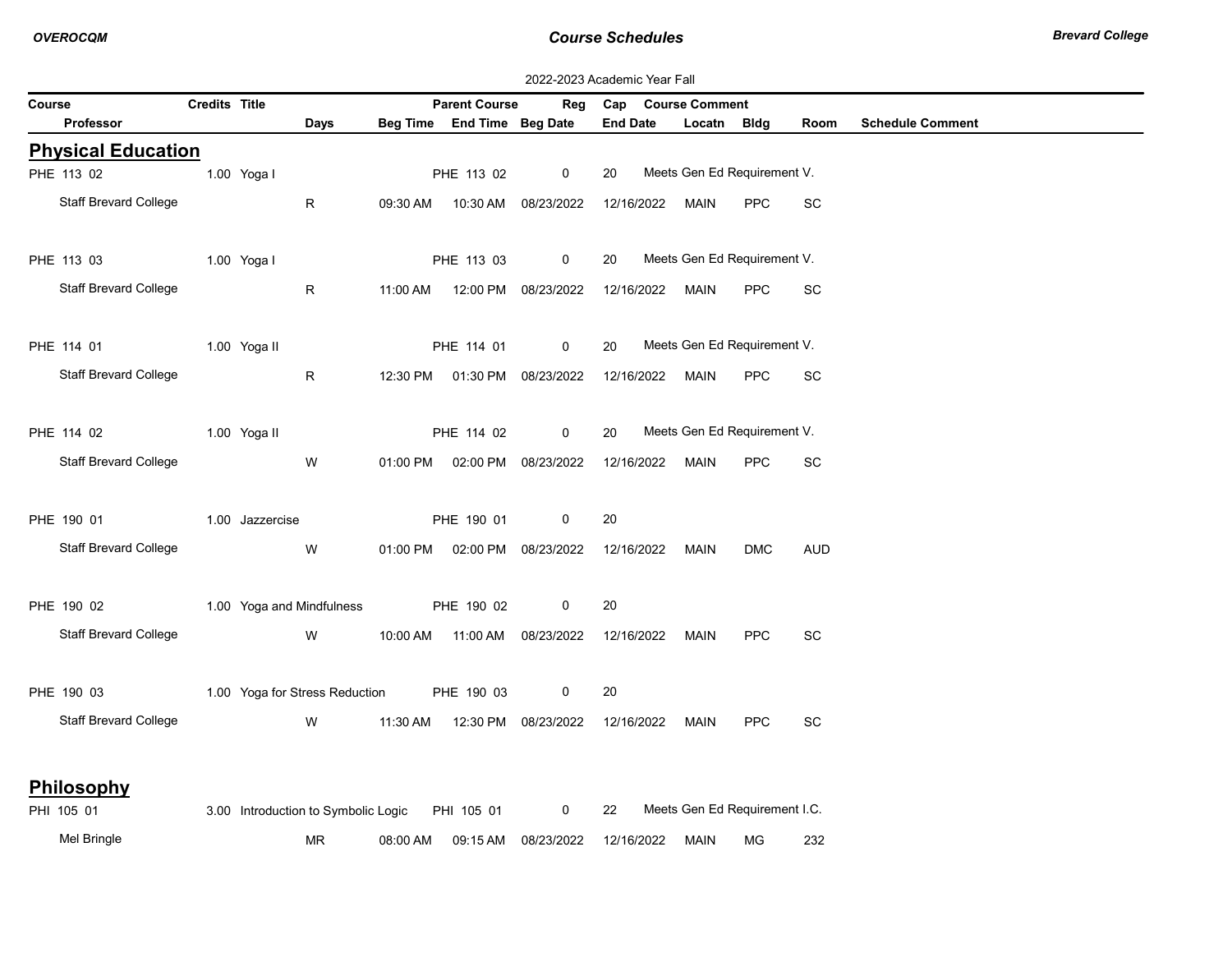2022-2023 Academic Year Fall

| Course / Professor | Credits | Title | Days | Beg Time | Parent Course / End Time | Reg / Beg Date | Cap / End Date | Course Comment / Locatn | Bldg | Room | Schedule Comment |
|---|---|---|---|---|---|---|---|---|---|---|---|

## Physical Education

| Course / Professor | Credits | Title | Days | Beg Time | Parent Course / End Time | Reg / Beg Date | Cap / End Date | Course Comment / Locatn | Bldg | Room | Schedule Comment |
|---|---|---|---|---|---|---|---|---|---|---|---|
| PHE 113 02 | 1.00 | Yoga I | | | PHE 113 02 | 0 | 20 | Meets Gen Ed Requirement V. | | | |
| Staff Brevard College | | | R | 09:30 AM | 10:30 AM | 08/23/2022 | 12/16/2022 | MAIN | PPC | SC | |
| PHE 113 03 | 1.00 | Yoga I | | | PHE 113 03 | 0 | 20 | Meets Gen Ed Requirement V. | | | |
| Staff Brevard College | | | R | 11:00 AM | 12:00 PM | 08/23/2022 | 12/16/2022 | MAIN | PPC | SC | |
| PHE 114 01 | 1.00 | Yoga II | | | PHE 114 01 | 0 | 20 | Meets Gen Ed Requirement V. | | | |
| Staff Brevard College | | | R | 12:30 PM | 01:30 PM | 08/23/2022 | 12/16/2022 | MAIN | PPC | SC | |
| PHE 114 02 | 1.00 | Yoga II | | | PHE 114 02 | 0 | 20 | Meets Gen Ed Requirement V. | | | |
| Staff Brevard College | | | W | 01:00 PM | 02:00 PM | 08/23/2022 | 12/16/2022 | MAIN | PPC | SC | |
| PHE 190 01 | 1.00 | Jazzercise | | | PHE 190 01 | 0 | 20 | | | | |
| Staff Brevard College | | | W | 01:00 PM | 02:00 PM | 08/23/2022 | 12/16/2022 | MAIN | DMC | AUD | |
| PHE 190 02 | 1.00 | Yoga and Mindfulness | | | PHE 190 02 | 0 | 20 | | | | |
| Staff Brevard College | | | W | 10:00 AM | 11:00 AM | 08/23/2022 | 12/16/2022 | MAIN | PPC | SC | |
| PHE 190 03 | 1.00 | Yoga for Stress Reduction | | | PHE 190 03 | 0 | 20 | | | | |
| Staff Brevard College | | | W | 11:30 AM | 12:30 PM | 08/23/2022 | 12/16/2022 | MAIN | PPC | SC | |

## Philosophy

| Course / Professor | Credits | Title | Days | Beg Time | Parent Course / End Time | Reg / Beg Date | Cap / End Date | Course Comment / Locatn | Bldg | Room | Schedule Comment |
|---|---|---|---|---|---|---|---|---|---|---|---|
| PHI 105 01 | 3.00 | Introduction to Symbolic Logic | | | PHI 105 01 | 0 | 22 | Meets Gen Ed Requirement I.C. | | | |
| Mel Bringle | | | MR | 08:00 AM | 09:15 AM | 08/23/2022 | 12/16/2022 | MAIN | MG | 232 | |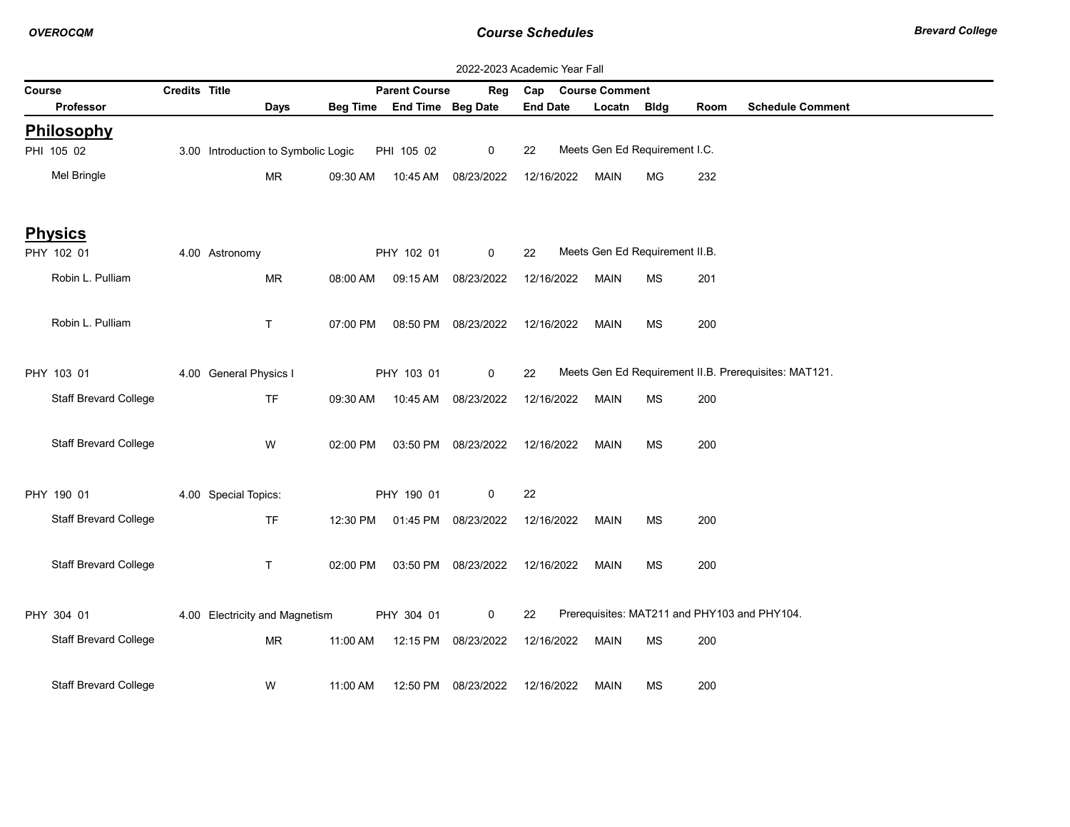2022-2023 Academic Year Fall

| Course | Credits | Title | Parent Course | Reg | Cap | Course Comment | | | | | |
|---|---|---|---|---|---|---|---|---|---|---|---|
| Professor | | Days | Beg Time | End Time | Beg Date | End Date | Locatn | Bldg | Room | Schedule Comment | |

## Philosophy

| Course / Professor | Credits | Title / Days | Beg Time / Parent Course | End Time / Reg | Beg Date / Cap | End Date / Course Comment | Locatn | Bldg | Room | Schedule Comment |
|---|---|---|---|---|---|---|---|---|---|---|
| PHI 105 02 | 3.00 | Introduction to Symbolic Logic | PHI 105 02 | 0 | 22 | Meets Gen Ed Requirement I.C. | | | | |
| Mel Bringle | | MR | 09:30 AM | 10:45 AM | 08/23/2022 | 12/16/2022 | MAIN | MG | 232 | |

## Physics

| Course / Professor | Credits | Title / Days | Beg Time / Parent Course | End Time / Reg | Beg Date / Cap | End Date / Course Comment | Locatn | Bldg | Room | Schedule Comment |
|---|---|---|---|---|---|---|---|---|---|---|
| PHY 102 01 | 4.00 | Astronomy | PHY 102 01 | 0 | 22 | Meets Gen Ed Requirement II.B. | | | | |
| Robin L. Pulliam | | MR | 08:00 AM | 09:15 AM | 08/23/2022 | 12/16/2022 | MAIN | MS | 201 | |
| Robin L. Pulliam | | T | 07:00 PM | 08:50 PM | 08/23/2022 | 12/16/2022 | MAIN | MS | 200 | |
| PHY 103 01 | 4.00 | General Physics I | PHY 103 01 | 0 | 22 | Meets Gen Ed Requirement II.B. Prerequisites: MAT121. | | | | |
| Staff Brevard College | | TF | 09:30 AM | 10:45 AM | 08/23/2022 | 12/16/2022 | MAIN | MS | 200 | |
| Staff Brevard College | | W | 02:00 PM | 03:50 PM | 08/23/2022 | 12/16/2022 | MAIN | MS | 200 | |
| PHY 190 01 | 4.00 | Special Topics: | PHY 190 01 | 0 | 22 | | | | | |
| Staff Brevard College | | TF | 12:30 PM | 01:45 PM | 08/23/2022 | 12/16/2022 | MAIN | MS | 200 | |
| Staff Brevard College | | T | 02:00 PM | 03:50 PM | 08/23/2022 | 12/16/2022 | MAIN | MS | 200 | |
| PHY 304 01 | 4.00 | Electricity and Magnetism | PHY 304 01 | 0 | 22 | Prerequisites: MAT211 and PHY103 and PHY104. | | | | |
| Staff Brevard College | | MR | 11:00 AM | 12:15 PM | 08/23/2022 | 12/16/2022 | MAIN | MS | 200 | |
| Staff Brevard College | | W | 11:00 AM | 12:50 PM | 08/23/2022 | 12/16/2022 | MAIN | MS | 200 | |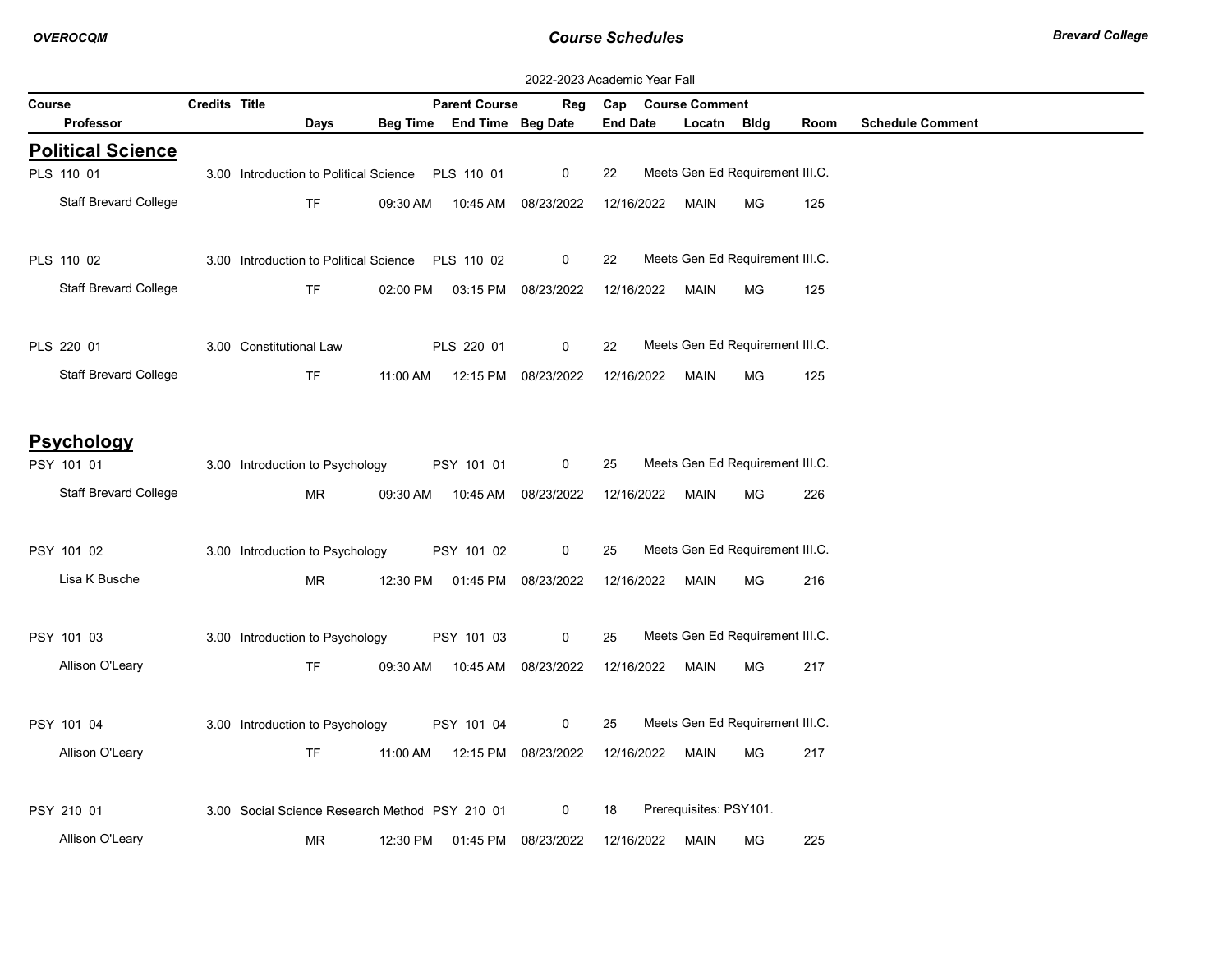2022-2023 Academic Year Fall

| Course | Credits | Title | Parent Course | Reg | Cap | Course Comment | | | |
|---|---|---|---|---|---|---|---|---|---|
| Professor | Days | Beg Time | End Time | Beg Date | End Date | Locatn | Bldg | Room | Schedule Comment |

## Political Science

| Course / Professor | Credits | Title / Days | Beg Time | Parent Course / End Time | Reg / Beg Date | Cap / End Date | Course Comment / Locatn | Bldg | Room |
|---|---|---|---|---|---|---|---|---|---|
| PLS 110 01 | 3.00 | Introduction to Political Science | | PLS 110 01 | 0 | 22 | Meets Gen Ed Requirement III.C. | | |
| Staff Brevard College | | TF | 09:30 AM | 10:45 AM | 08/23/2022 | 12/16/2022 | MAIN | MG | 125 |
| PLS 110 02 | 3.00 | Introduction to Political Science | | PLS 110 02 | 0 | 22 | Meets Gen Ed Requirement III.C. | | |
| Staff Brevard College | | TF | 02:00 PM | 03:15 PM | 08/23/2022 | 12/16/2022 | MAIN | MG | 125 |
| PLS 220 01 | 3.00 | Constitutional Law | | PLS 220 01 | 0 | 22 | Meets Gen Ed Requirement III.C. | | |
| Staff Brevard College | | TF | 11:00 AM | 12:15 PM | 08/23/2022 | 12/16/2022 | MAIN | MG | 125 |

## Psychology

| Course / Professor | Credits | Title / Days | Beg Time | Parent Course / End Time | Reg / Beg Date | Cap / End Date | Course Comment / Locatn | Bldg | Room |
|---|---|---|---|---|---|---|---|---|---|
| PSY 101 01 | 3.00 | Introduction to Psychology | | PSY 101 01 | 0 | 25 | Meets Gen Ed Requirement III.C. | | |
| Staff Brevard College | | MR | 09:30 AM | 10:45 AM | 08/23/2022 | 12/16/2022 | MAIN | MG | 226 |
| PSY 101 02 | 3.00 | Introduction to Psychology | | PSY 101 02 | 0 | 25 | Meets Gen Ed Requirement III.C. | | |
| Lisa K Busche | | MR | 12:30 PM | 01:45 PM | 08/23/2022 | 12/16/2022 | MAIN | MG | 216 |
| PSY 101 03 | 3.00 | Introduction to Psychology | | PSY 101 03 | 0 | 25 | Meets Gen Ed Requirement III.C. | | |
| Allison O'Leary | | TF | 09:30 AM | 10:45 AM | 08/23/2022 | 12/16/2022 | MAIN | MG | 217 |
| PSY 101 04 | 3.00 | Introduction to Psychology | | PSY 101 04 | 0 | 25 | Meets Gen Ed Requirement III.C. | | |
| Allison O'Leary | | TF | 11:00 AM | 12:15 PM | 08/23/2022 | 12/16/2022 | MAIN | MG | 217 |
| PSY 210 01 | 3.00 | Social Science Research Method | | PSY 210 01 | 0 | 18 | Prerequisites: PSY101. | | |
| Allison O'Leary | | MR | 12:30 PM | 01:45 PM | 08/23/2022 | 12/16/2022 | MAIN | MG | 225 |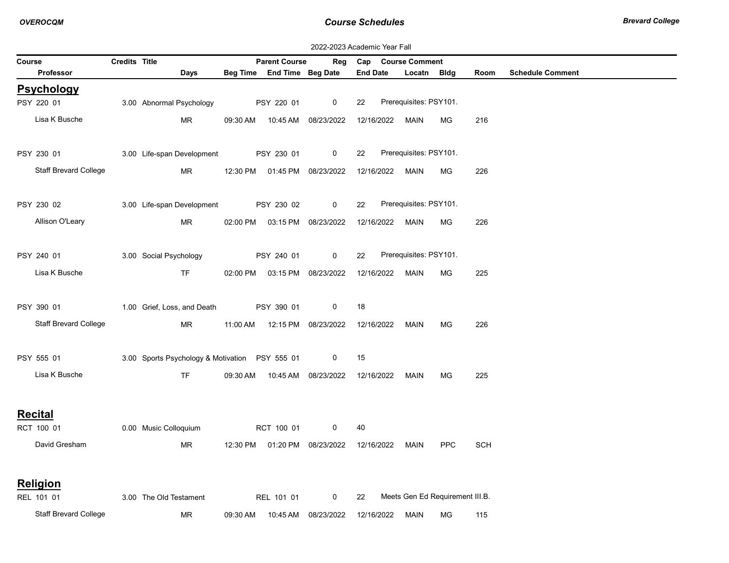2022-2023 Academic Year Fall

| Course / Professor | Credits | Title / Days | Beg Time | Parent Course / End Time | Reg / Beg Date | Cap / End Date | Course Comment / Locatn | Bldg | Room | Schedule Comment |
|---|---|---|---|---|---|---|---|---|---|---|

## Psychology

| Course / Professor | Credits | Title / Days | Beg Time | Parent Course / End Time | Reg / Beg Date | Cap / End Date | Course Comment / Locatn | Bldg | Room | Schedule Comment |
|---|---|---|---|---|---|---|---|---|---|---|
| PSY 220 01 | 3.00 | Abnormal Psychology | | PSY 220 01 | 0 | 22 | Prerequisites: PSY101. | | | |
| Lisa K Busche | | MR | 09:30 AM | 10:45 AM | 08/23/2022 | 12/16/2022 | MAIN | MG | 216 | |
| PSY 230 01 | 3.00 | Life-span Development | | PSY 230 01 | 0 | 22 | Prerequisites: PSY101. | | | |
| Staff Brevard College | | MR | 12:30 PM | 01:45 PM | 08/23/2022 | 12/16/2022 | MAIN | MG | 226 | |
| PSY 230 02 | 3.00 | Life-span Development | | PSY 230 02 | 0 | 22 | Prerequisites: PSY101. | | | |
| Allison O'Leary | | MR | 02:00 PM | 03:15 PM | 08/23/2022 | 12/16/2022 | MAIN | MG | 226 | |
| PSY 240 01 | 3.00 | Social Psychology | | PSY 240 01 | 0 | 22 | Prerequisites: PSY101. | | | |
| Lisa K Busche | | TF | 02:00 PM | 03:15 PM | 08/23/2022 | 12/16/2022 | MAIN | MG | 225 | |
| PSY 390 01 | 1.00 | Grief, Loss, and Death | | PSY 390 01 | 0 | 18 | | | | |
| Staff Brevard College | | MR | 11:00 AM | 12:15 PM | 08/23/2022 | 12/16/2022 | MAIN | MG | 226 | |
| PSY 555 01 | 3.00 | Sports Psychology & Motivation | | PSY 555 01 | 0 | 15 | | | | |
| Lisa K Busche | | TF | 09:30 AM | 10:45 AM | 08/23/2022 | 12/16/2022 | MAIN | MG | 225 | |

## Recital

| Course / Professor | Credits | Title / Days | Beg Time | Parent Course / End Time | Reg / Beg Date | Cap / End Date | Course Comment / Locatn | Bldg | Room | Schedule Comment |
|---|---|---|---|---|---|---|---|---|---|---|
| RCT 100 01 | 0.00 | Music Colloquium | | RCT 100 01 | 0 | 40 | | | | |
| David Gresham | | MR | 12:30 PM | 01:20 PM | 08/23/2022 | 12/16/2022 | MAIN | PPC | SCH | |

## Religion

| Course / Professor | Credits | Title / Days | Beg Time | Parent Course / End Time | Reg / Beg Date | Cap / End Date | Course Comment / Locatn | Bldg | Room | Schedule Comment |
|---|---|---|---|---|---|---|---|---|---|---|
| REL 101 01 | 3.00 | The Old Testament | | REL 101 01 | 0 | 22 | Meets Gen Ed Requirement III.B. | | | |
| Staff Brevard College | | MR | 09:30 AM | 10:45 AM | 08/23/2022 | 12/16/2022 | MAIN | MG | 115 | |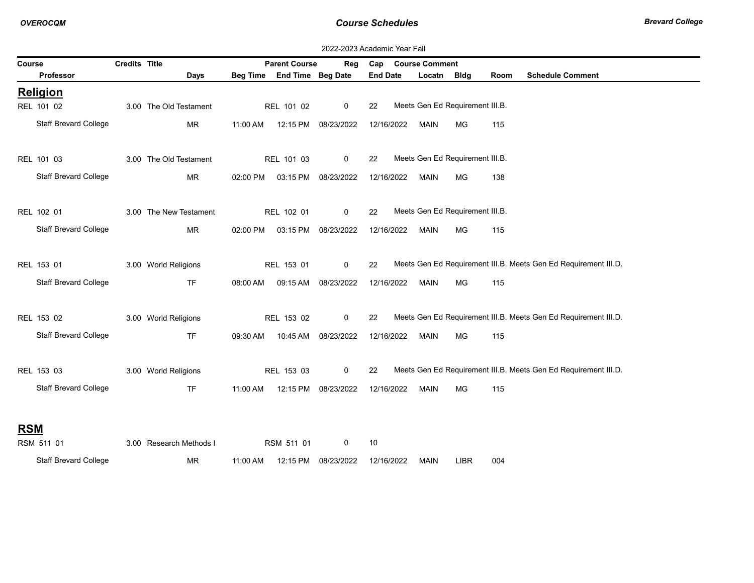2022-2023 Academic Year Fall

| Course | Credits | Title | Parent Course | Reg | Cap | Course Comment |
|---|---|---|---|---|---|---|
| Professor | Days | Beg Time | End Time | Beg Date | End Date | Locatn | Bldg | Room | Schedule Comment |

## Religion

| Course / Professor | Credits | Title / Days | Beg Time | Parent Course / End Time | Reg / Beg Date | Cap / End Date | Course Comment / Locatn | Bldg | Room | Schedule Comment |
|---|---|---|---|---|---|---|---|---|---|---|
| REL 101 02 | 3.00 | The Old Testament | | REL 101 02 | 0 | 22 | Meets Gen Ed Requirement III.B. | | | |
| Staff Brevard College | | MR | 11:00 AM | 12:15 PM | 08/23/2022 | 12/16/2022 | MAIN | MG | 115 | |
| REL 101 03 | 3.00 | The Old Testament | | REL 101 03 | 0 | 22 | Meets Gen Ed Requirement III.B. | | | |
| Staff Brevard College | | MR | 02:00 PM | 03:15 PM | 08/23/2022 | 12/16/2022 | MAIN | MG | 138 | |
| REL 102 01 | 3.00 | The New Testament | | REL 102 01 | 0 | 22 | Meets Gen Ed Requirement III.B. | | | |
| Staff Brevard College | | MR | 02:00 PM | 03:15 PM | 08/23/2022 | 12/16/2022 | MAIN | MG | 115 | |
| REL 153 01 | 3.00 | World Religions | | REL 153 01 | 0 | 22 | Meets Gen Ed Requirement III.B. Meets Gen Ed Requirement III.D. | | | |
| Staff Brevard College | | TF | 08:00 AM | 09:15 AM | 08/23/2022 | 12/16/2022 | MAIN | MG | 115 | |
| REL 153 02 | 3.00 | World Religions | | REL 153 02 | 0 | 22 | Meets Gen Ed Requirement III.B. Meets Gen Ed Requirement III.D. | | | |
| Staff Brevard College | | TF | 09:30 AM | 10:45 AM | 08/23/2022 | 12/16/2022 | MAIN | MG | 115 | |
| REL 153 03 | 3.00 | World Religions | | REL 153 03 | 0 | 22 | Meets Gen Ed Requirement III.B. Meets Gen Ed Requirement III.D. | | | |
| Staff Brevard College | | TF | 11:00 AM | 12:15 PM | 08/23/2022 | 12/16/2022 | MAIN | MG | 115 | |

## RSM

| Course / Professor | Credits | Title / Days | Beg Time | Parent Course / End Time | Reg / Beg Date | Cap / End Date | Course Comment / Locatn | Bldg | Room | Schedule Comment |
|---|---|---|---|---|---|---|---|---|---|---|
| RSM 511 01 | 3.00 | Research Methods I | | RSM 511 01 | 0 | 10 | | | | |
| Staff Brevard College | | MR | 11:00 AM | 12:15 PM | 08/23/2022 | 12/16/2022 | MAIN | LIBR | 004 | |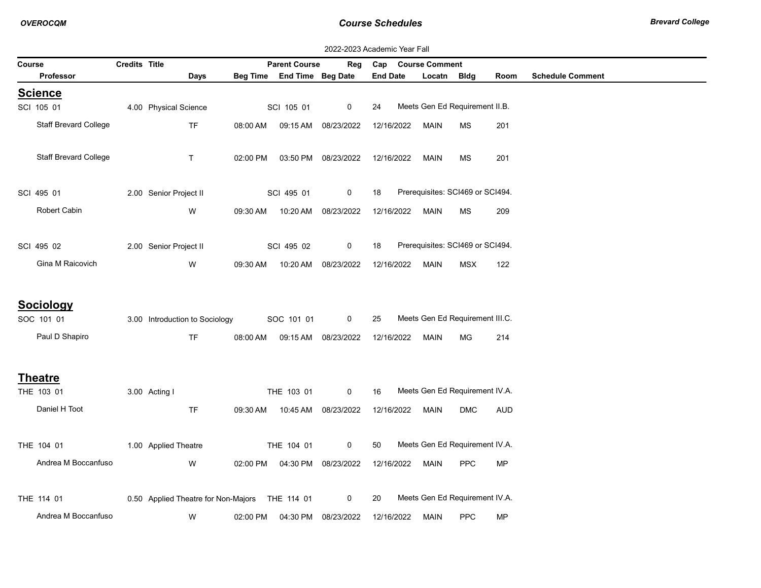2022-2023 Academic Year Fall

| Course | Credits | Title | Parent Course | Reg | Cap | Course Comment |
|---|---|---|---|---|---|---|
| Professor | Days | Beg Time | End Time | Beg Date | End Date | Locatn | Bldg | Room | Schedule Comment |

## Science

| Course / Professor | Credits | Title / Days | Beg Time | Parent Course / End Time | Reg / Beg Date | Cap / End Date | Course Comment / Locatn | Bldg | Room | Schedule Comment |
|---|---|---|---|---|---|---|---|---|---|---|
| SCI 105 01 | 4.00 | Physical Science | | SCI 105 01 | 0 | 24 | Meets Gen Ed Requirement II.B. | | | |
| Staff Brevard College | | TF | 08:00 AM | 09:15 AM | 08/23/2022 | 12/16/2022 | MAIN | MS | 201 | |
| Staff Brevard College | | T | 02:00 PM | 03:50 PM | 08/23/2022 | 12/16/2022 | MAIN | MS | 201 | |
| SCI 495 01 | 2.00 | Senior Project II | | SCI 495 01 | 0 | 18 | Prerequisites: SCI469 or SCI494. | | | |
| Robert Cabin | | W | 09:30 AM | 10:20 AM | 08/23/2022 | 12/16/2022 | MAIN | MS | 209 | |
| SCI 495 02 | 2.00 | Senior Project II | | SCI 495 02 | 0 | 18 | Prerequisites: SCI469 or SCI494. | | | |
| Gina M Raicovich | | W | 09:30 AM | 10:20 AM | 08/23/2022 | 12/16/2022 | MAIN | MSX | 122 | |

## Sociology

| Course / Professor | Credits | Title / Days | Beg Time | Parent Course / End Time | Reg / Beg Date | Cap / End Date | Course Comment / Locatn | Bldg | Room | Schedule Comment |
|---|---|---|---|---|---|---|---|---|---|---|
| SOC 101 01 | 3.00 | Introduction to Sociology | | SOC 101 01 | 0 | 25 | Meets Gen Ed Requirement III.C. | | | |
| Paul D Shapiro | | TF | 08:00 AM | 09:15 AM | 08/23/2022 | 12/16/2022 | MAIN | MG | 214 | |

## Theatre

| Course / Professor | Credits | Title / Days | Beg Time | Parent Course / End Time | Reg / Beg Date | Cap / End Date | Course Comment / Locatn | Bldg | Room | Schedule Comment |
|---|---|---|---|---|---|---|---|---|---|---|
| THE 103 01 | 3.00 | Acting I | | THE 103 01 | 0 | 16 | Meets Gen Ed Requirement IV.A. | | | |
| Daniel H Toot | | TF | 09:30 AM | 10:45 AM | 08/23/2022 | 12/16/2022 | MAIN | DMC | AUD | |
| THE 104 01 | 1.00 | Applied Theatre | | THE 104 01 | 0 | 50 | Meets Gen Ed Requirement IV.A. | | | |
| Andrea M Boccanfuso | | W | 02:00 PM | 04:30 PM | 08/23/2022 | 12/16/2022 | MAIN | PPC | MP | |
| THE 114 01 | 0.50 | Applied Theatre for Non-Majors | | THE 114 01 | 0 | 20 | Meets Gen Ed Requirement IV.A. | | | |
| Andrea M Boccanfuso | | W | 02:00 PM | 04:30 PM | 08/23/2022 | 12/16/2022 | MAIN | PPC | MP | |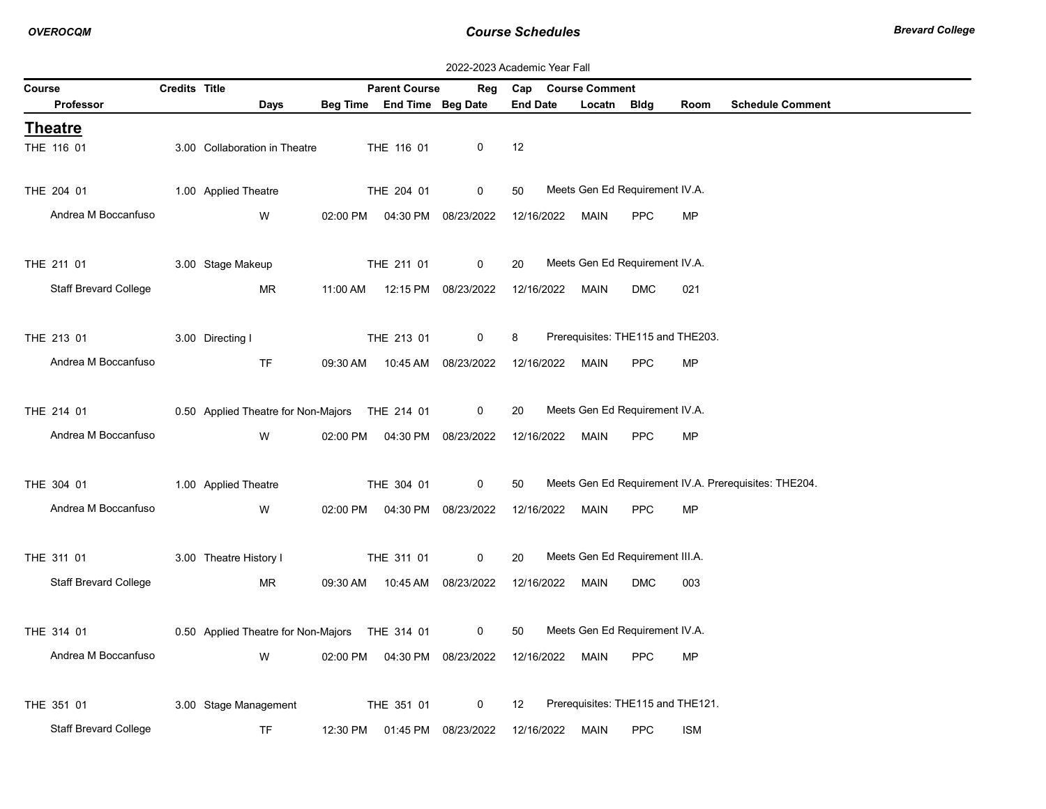2022-2023 Academic Year Fall

| Course | Credits | Title | Parent Course | Reg | Cap | Course Comment |
|---|---|---|---|---|---|---|
| **Professor** | | **Days** | **Beg Time** | **End Time** | **Beg Date** | **End Date** / **Locatn** / **Bldg** / **Room** / **Schedule Comment** |

## Theatre

| Course / Professor | Credits | Title / Days | Beg Time | Parent Course / End Time | Reg / Beg Date | Cap / End Date | Locatn | Bldg | Room | Course Comment / Schedule Comment |
|---|---|---|---|---|---|---|---|---|---|---|
| THE 116 01 | 3.00 | Collaboration in Theatre | | THE 116 01 | 0 | 12 | | | | |
| THE 204 01 | 1.00 | Applied Theatre | | THE 204 01 | 0 | 50 | | | | Meets Gen Ed Requirement IV.A. |
| Andrea M Boccanfuso | | W | 02:00 PM | 04:30 PM | 08/23/2022 | 12/16/2022 | MAIN | PPC | MP | |
| THE 211 01 | 3.00 | Stage Makeup | | THE 211 01 | 0 | 20 | | | | Meets Gen Ed Requirement IV.A. |
| Staff Brevard College | | MR | 11:00 AM | 12:15 PM | 08/23/2022 | 12/16/2022 | MAIN | DMC | 021 | |
| THE 213 01 | 3.00 | Directing I | | THE 213 01 | 0 | 8 | | | | Prerequisites: THE115 and THE203. |
| Andrea M Boccanfuso | | TF | 09:30 AM | 10:45 AM | 08/23/2022 | 12/16/2022 | MAIN | PPC | MP | |
| THE 214 01 | 0.50 | Applied Theatre for Non-Majors | | THE 214 01 | 0 | 20 | | | | Meets Gen Ed Requirement IV.A. |
| Andrea M Boccanfuso | | W | 02:00 PM | 04:30 PM | 08/23/2022 | 12/16/2022 | MAIN | PPC | MP | |
| THE 304 01 | 1.00 | Applied Theatre | | THE 304 01 | 0 | 50 | | | | Meets Gen Ed Requirement IV.A. Prerequisites: THE204. |
| Andrea M Boccanfuso | | W | 02:00 PM | 04:30 PM | 08/23/2022 | 12/16/2022 | MAIN | PPC | MP | |
| THE 311 01 | 3.00 | Theatre History I | | THE 311 01 | 0 | 20 | | | | Meets Gen Ed Requirement III.A. |
| Staff Brevard College | | MR | 09:30 AM | 10:45 AM | 08/23/2022 | 12/16/2022 | MAIN | DMC | 003 | |
| THE 314 01 | 0.50 | Applied Theatre for Non-Majors | | THE 314 01 | 0 | 50 | | | | Meets Gen Ed Requirement IV.A. |
| Andrea M Boccanfuso | | W | 02:00 PM | 04:30 PM | 08/23/2022 | 12/16/2022 | MAIN | PPC | MP | |
| THE 351 01 | 3.00 | Stage Management | | THE 351 01 | 0 | 12 | | | | Prerequisites: THE115 and THE121. |
| Staff Brevard College | | TF | 12:30 PM | 01:45 PM | 08/23/2022 | 12/16/2022 | MAIN | PPC | ISM | |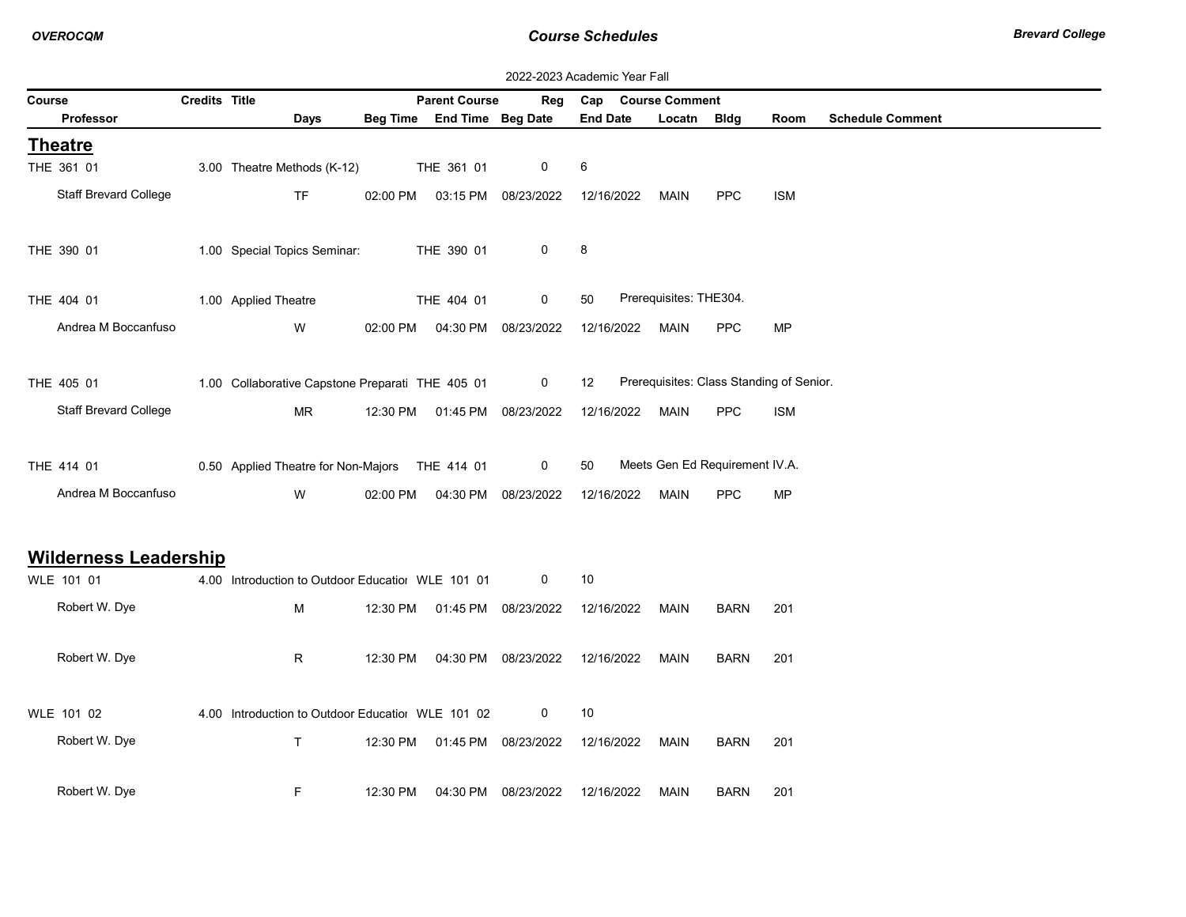2022-2023 Academic Year Fall

| Course | Credits | Title | Parent Course | Reg | Cap | Course Comment |
|---|---|---|---|---|---|---|

| Professor | Days | Beg Time | End Time | Beg Date | End Date | Locatn | Bldg | Room | Schedule Comment |
|---|---|---|---|---|---|---|---|---|---|

## Theatre

| Course / Professor | Credits | Title / Days | Beg Time | Parent Course / End Time | Reg / Beg Date | Cap / End Date | Locatn | Bldg | Room | Comment |
|---|---|---|---|---|---|---|---|---|---|---|
| THE 361 01 | 3.00 | Theatre Methods (K-12) | | THE 361 01 | 0 | 6 | | | | |
| Staff Brevard College | | TF | 02:00 PM | 03:15 PM | 08/23/2022 | 12/16/2022 | MAIN | PPC | ISM | |
| THE 390 01 | 1.00 | Special Topics Seminar: | | THE 390 01 | 0 | 8 | | | | |
| THE 404 01 | 1.00 | Applied Theatre | | THE 404 01 | 0 | 50 | | | | Prerequisites: THE304. |
| Andrea M Boccanfuso | | W | 02:00 PM | 04:30 PM | 08/23/2022 | 12/16/2022 | MAIN | PPC | MP | |
| THE 405 01 | 1.00 | Collaborative Capstone Preparati | | THE 405 01 | 0 | 12 | | | | Prerequisites: Class Standing of Senior. |
| Staff Brevard College | | MR | 12:30 PM | 01:45 PM | 08/23/2022 | 12/16/2022 | MAIN | PPC | ISM | |
| THE 414 01 | 0.50 | Applied Theatre for Non-Majors | | THE 414 01 | 0 | 50 | | | | Meets Gen Ed Requirement IV.A. |
| Andrea M Boccanfuso | | W | 02:00 PM | 04:30 PM | 08/23/2022 | 12/16/2022 | MAIN | PPC | MP | |

## Wilderness Leadership

| Course / Professor | Credits | Title / Days | Beg Time | Parent Course / End Time | Reg / Beg Date | Cap / End Date | Locatn | Bldg | Room | Comment |
|---|---|---|---|---|---|---|---|---|---|---|
| WLE 101 01 | 4.00 | Introduction to Outdoor Educatior | | WLE 101 01 | 0 | 10 | | | | |
| Robert W. Dye | | M | 12:30 PM | 01:45 PM | 08/23/2022 | 12/16/2022 | MAIN | BARN | 201 | |
| Robert W. Dye | | R | 12:30 PM | 04:30 PM | 08/23/2022 | 12/16/2022 | MAIN | BARN | 201 | |
| WLE 101 02 | 4.00 | Introduction to Outdoor Educatior | | WLE 101 02 | 0 | 10 | | | | |
| Robert W. Dye | | T | 12:30 PM | 01:45 PM | 08/23/2022 | 12/16/2022 | MAIN | BARN | 201 | |
| Robert W. Dye | | F | 12:30 PM | 04:30 PM | 08/23/2022 | 12/16/2022 | MAIN | BARN | 201 | |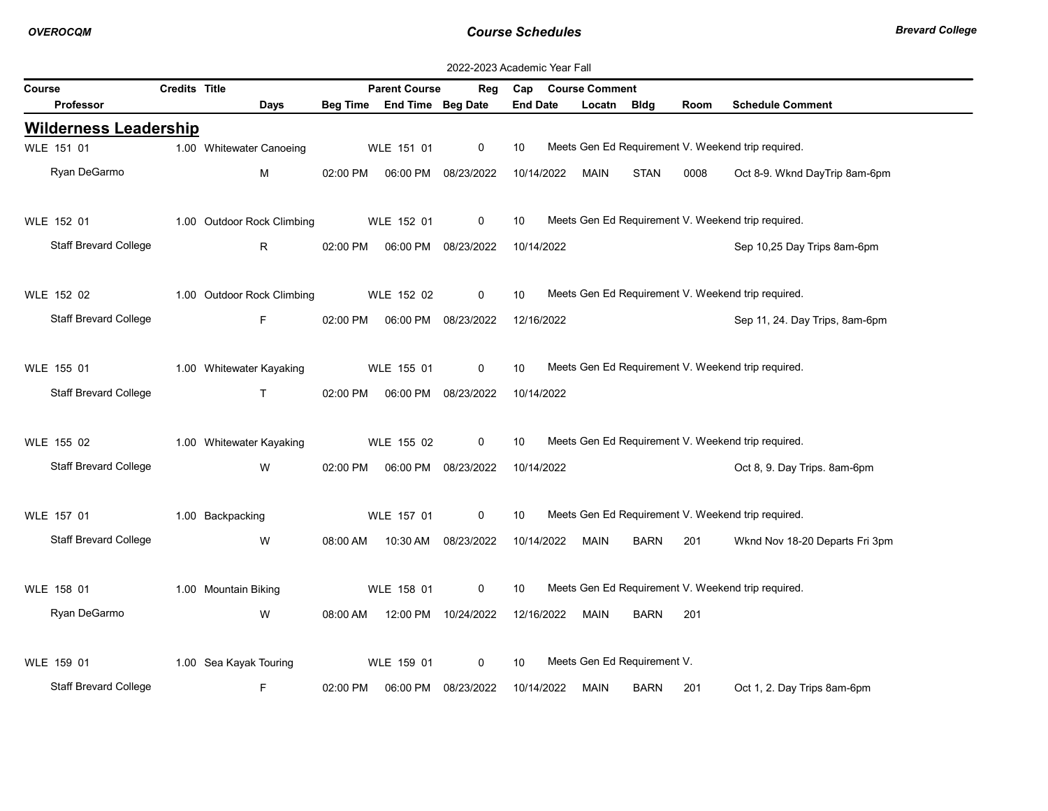2022-2023 Academic Year Fall

| Course | Credits | Title | Parent Course | Reg | Cap | Course Comment |
|---|---|---|---|---|---|---|
| Professor | Days | Beg Time | End Time | Beg Date | End Date | Locatn | Bldg | Room | Schedule Comment |

## Wilderness Leadership

| Course / Professor | Credits | Title / Days | Beg Time | Parent Course / End Time | Reg / Beg Date | Cap / End Date | Locatn | Bldg | Room | Course Comment / Schedule Comment |
|---|---|---|---|---|---|---|---|---|---|---|
| WLE 151 01 | 1.00 | Whitewater Canoeing | | WLE 151 01 | 0 | 10 | | | | Meets Gen Ed Requirement V. Weekend trip required. |
| Ryan DeGarmo | | M | 02:00 PM | 06:00 PM | 08/23/2022 | 10/14/2022 | MAIN | STAN | 0008 | Oct 8-9. Wknd DayTrip 8am-6pm |
| WLE 152 01 | 1.00 | Outdoor Rock Climbing | | WLE 152 01 | 0 | 10 | | | | Meets Gen Ed Requirement V. Weekend trip required. |
| Staff Brevard College | | R | 02:00 PM | 06:00 PM | 08/23/2022 | 10/14/2022 | | | | Sep 10,25 Day Trips 8am-6pm |
| WLE 152 02 | 1.00 | Outdoor Rock Climbing | | WLE 152 02 | 0 | 10 | | | | Meets Gen Ed Requirement V. Weekend trip required. |
| Staff Brevard College | | F | 02:00 PM | 06:00 PM | 08/23/2022 | 12/16/2022 | | | | Sep 11, 24. Day Trips, 8am-6pm |
| WLE 155 01 | 1.00 | Whitewater Kayaking | | WLE 155 01 | 0 | 10 | | | | Meets Gen Ed Requirement V. Weekend trip required. |
| Staff Brevard College | | T | 02:00 PM | 06:00 PM | 08/23/2022 | 10/14/2022 | | | | |
| WLE 155 02 | 1.00 | Whitewater Kayaking | | WLE 155 02 | 0 | 10 | | | | Meets Gen Ed Requirement V. Weekend trip required. |
| Staff Brevard College | | W | 02:00 PM | 06:00 PM | 08/23/2022 | 10/14/2022 | | | | Oct 8, 9. Day Trips. 8am-6pm |
| WLE 157 01 | 1.00 | Backpacking | | WLE 157 01 | 0 | 10 | | | | Meets Gen Ed Requirement V. Weekend trip required. |
| Staff Brevard College | | W | 08:00 AM | 10:30 AM | 08/23/2022 | 10/14/2022 | MAIN | BARN | 201 | Wknd Nov 18-20 Departs Fri 3pm |
| WLE 158 01 | 1.00 | Mountain Biking | | WLE 158 01 | 0 | 10 | | | | Meets Gen Ed Requirement V. Weekend trip required. |
| Ryan DeGarmo | | W | 08:00 AM | 12:00 PM | 10/24/2022 | 12/16/2022 | MAIN | BARN | 201 | |
| WLE 159 01 | 1.00 | Sea Kayak Touring | | WLE 159 01 | 0 | 10 | | | | Meets Gen Ed Requirement V. |
| Staff Brevard College | | F | 02:00 PM | 06:00 PM | 08/23/2022 | 10/14/2022 | MAIN | BARN | 201 | Oct 1, 2. Day Trips 8am-6pm |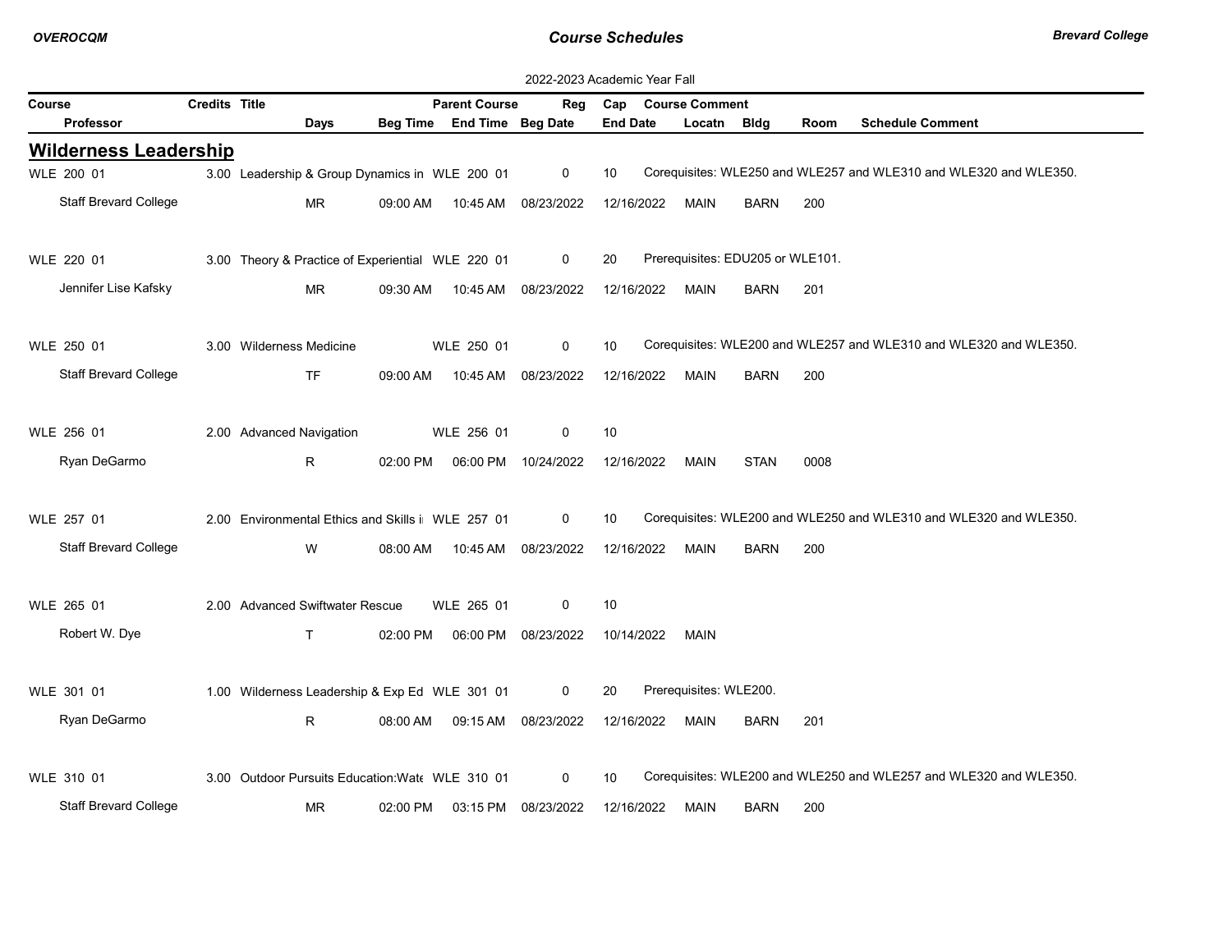2022-2023 Academic Year Fall

## Wilderness Leadership

| Course / Professor | Credits | Title / Days | Beg Time | Parent Course / End Time | Reg / Beg Date | Cap / End Date | Course Comment / Locatn | Bldg | Room | Schedule Comment |
|---|---|---|---|---|---|---|---|---|---|---|
| WLE 200 01 | 3.00 | Leadership & Group Dynamics in | | WLE 200 01 | 0 | 10 | Corequisites: WLE250 and WLE257 and WLE310 and WLE320 and WLE350. | | | |
| Staff Brevard College | | MR | 09:00 AM | 10:45 AM | 08/23/2022 | 12/16/2022 | MAIN | BARN | 200 | |
| WLE 220 01 | 3.00 | Theory & Practice of Experiential | | WLE 220 01 | 0 | 20 | Prerequisites: EDU205 or WLE101. | | | |
| Jennifer Lise Kafsky | | MR | 09:30 AM | 10:45 AM | 08/23/2022 | 12/16/2022 | MAIN | BARN | 201 | |
| WLE 250 01 | 3.00 | Wilderness Medicine | | WLE 250 01 | 0 | 10 | Corequisites: WLE200 and WLE257 and WLE310 and WLE320 and WLE350. | | | |
| Staff Brevard College | | TF | 09:00 AM | 10:45 AM | 08/23/2022 | 12/16/2022 | MAIN | BARN | 200 | |
| WLE 256 01 | 2.00 | Advanced Navigation | | WLE 256 01 | 0 | 10 | | | | |
| Ryan DeGarmo | | R | 02:00 PM | 06:00 PM | 10/24/2022 | 12/16/2022 | MAIN | STAN | 0008 | |
| WLE 257 01 | 2.00 | Environmental Ethics and Skills i | | WLE 257 01 | 0 | 10 | Corequisites: WLE200 and WLE250 and WLE310 and WLE320 and WLE350. | | | |
| Staff Brevard College | | W | 08:00 AM | 10:45 AM | 08/23/2022 | 12/16/2022 | MAIN | BARN | 200 | |
| WLE 265 01 | 2.00 | Advanced Swiftwater Rescue | | WLE 265 01 | 0 | 10 | | | | |
| Robert W. Dye | | T | 02:00 PM | 06:00 PM | 08/23/2022 | 10/14/2022 | MAIN | | | |
| WLE 301 01 | 1.00 | Wilderness Leadership & Exp Ed | | WLE 301 01 | 0 | 20 | Prerequisites: WLE200. | | | |
| Ryan DeGarmo | | R | 08:00 AM | 09:15 AM | 08/23/2022 | 12/16/2022 | MAIN | BARN | 201 | |
| WLE 310 01 | 3.00 | Outdoor Pursuits Education:Wate | | WLE 310 01 | 0 | 10 | Corequisites: WLE200 and WLE250 and WLE257 and WLE320 and WLE350. | | | |
| Staff Brevard College | | MR | 02:00 PM | 03:15 PM | 08/23/2022 | 12/16/2022 | MAIN | BARN | 200 | |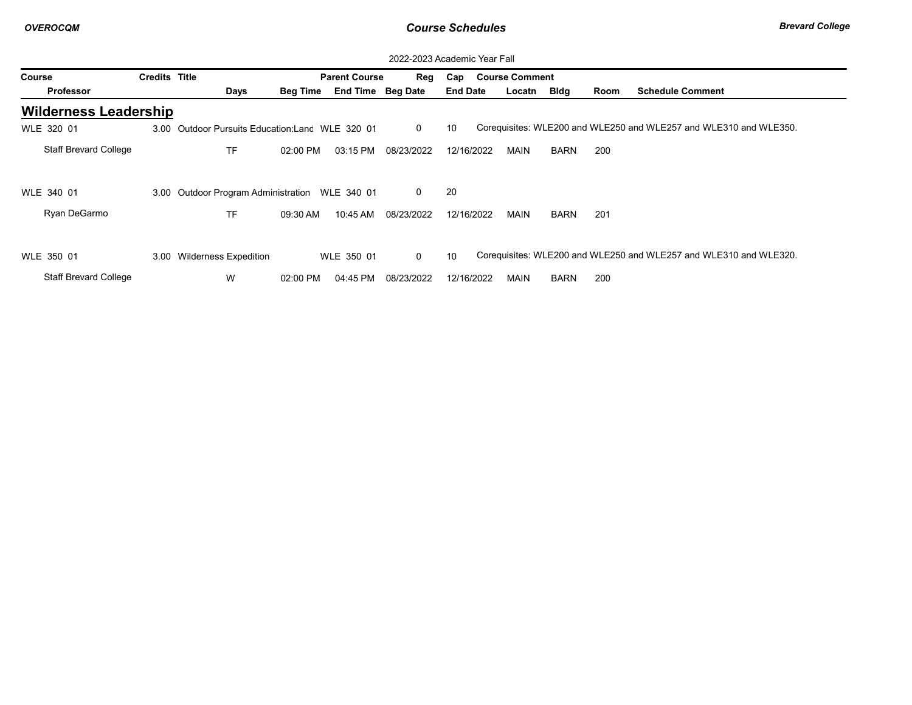2022-2023 Academic Year Fall

## Wilderness Leadership

| Course / Professor | Credits | Title / Days | Beg Time | Parent Course / End Time | Reg / Beg Date | Cap / End Date | Course Comment / Locatn | Bldg | Room | Schedule Comment |
|---|---|---|---|---|---|---|---|---|---|---|
| WLE 320 01 | 3.00 | Outdoor Pursuits Education:Land | | WLE 320 01 | 0 | 10 | Corequisites: WLE200 and WLE250 and WLE257 and WLE310 and WLE350. | | | |
| Staff Brevard College | | TF | 02:00 PM | 03:15 PM | 08/23/2022 | 12/16/2022 | MAIN | BARN | 200 | |
| WLE 340 01 | 3.00 | Outdoor Program Administration | | WLE 340 01 | 0 | 20 | | | | |
| Ryan DeGarmo | | TF | 09:30 AM | 10:45 AM | 08/23/2022 | 12/16/2022 | MAIN | BARN | 201 | |
| WLE 350 01 | 3.00 | Wilderness Expedition | | WLE 350 01 | 0 | 10 | Corequisites: WLE200 and WLE250 and WLE257 and WLE310 and WLE320. | | | |
| Staff Brevard College | | W | 02:00 PM | 04:45 PM | 08/23/2022 | 12/16/2022 | MAIN | BARN | 200 | |